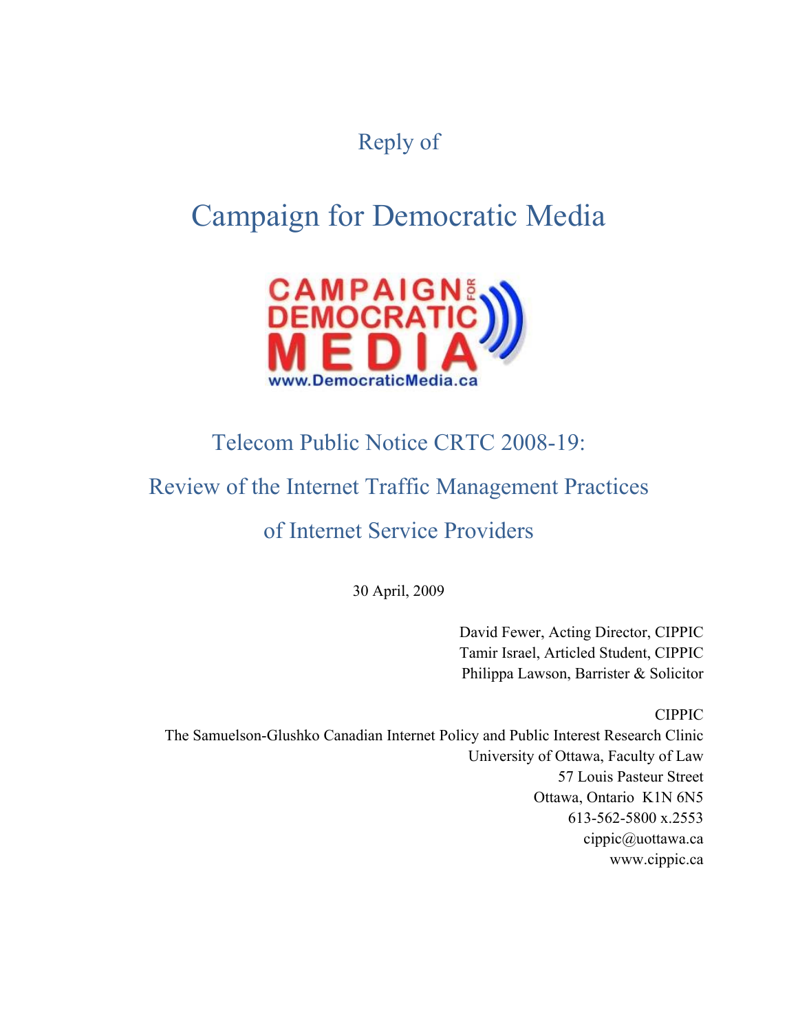Reply of

# Campaign for Democratic Media

## Telecom Public Notice CRTC 2008-19:

## Review of the Internet Traffic Management Practices

## of Internet Service Providers

30 April, 2009

David Fewer, Acting Director, CIPPIC
Tamir Israel, Articled Student, CIPPIC
Philippa Lawson, Barrister & Solicitor

CIPPIC
The Samuelson-Glushko Canadian Internet Policy and Public Interest Research Clinic
University of Ottawa, Faculty of Law
57 Louis Pasteur Street
Ottawa, Ontario K1N 6N5
613-562-5800 x.2553
cippic@uottawa.ca
www.cippic.ca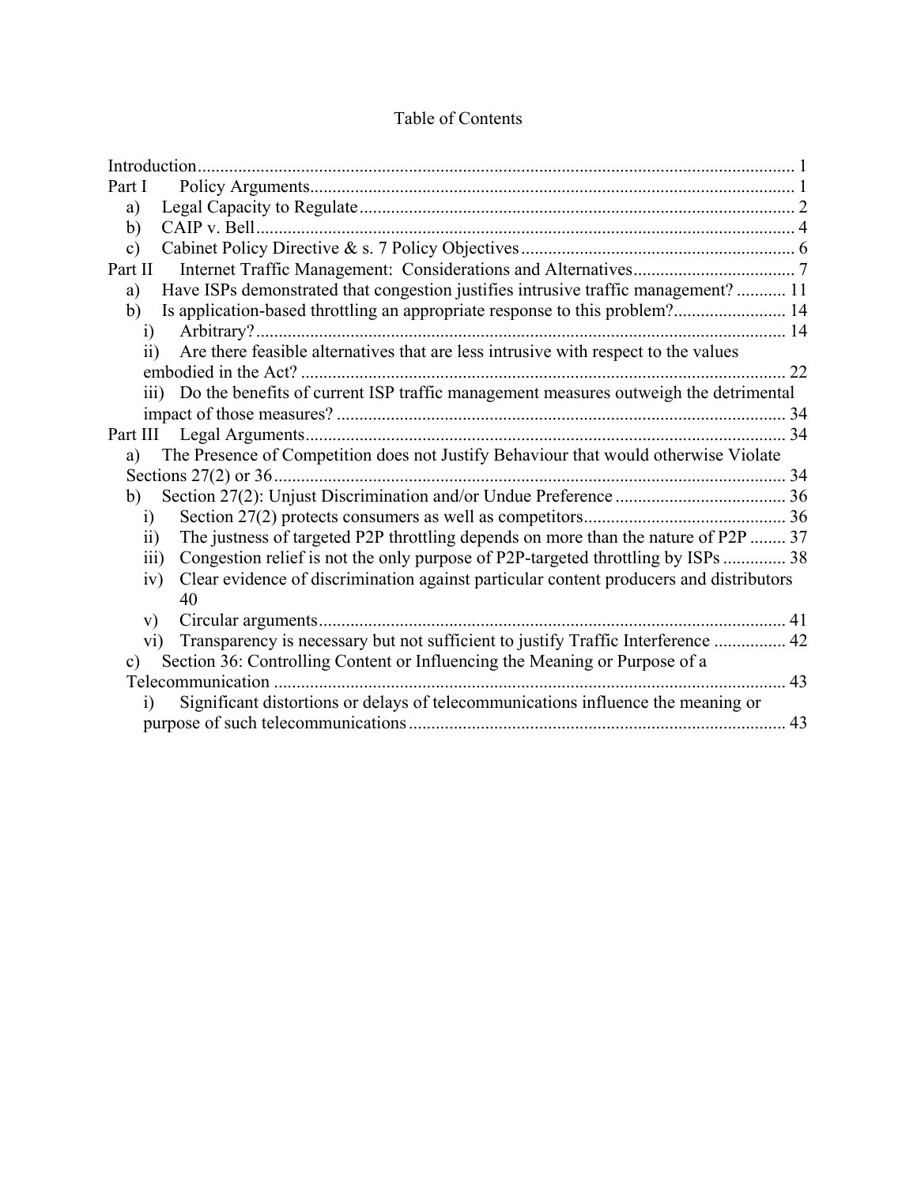# Table of Contents

- Introduction ..... 1
- Part I Policy Arguments ..... 1
  - a) Legal Capacity to Regulate ..... 2
  - b) CAIP v. Bell ..... 4
  - c) Cabinet Policy Directive & s. 7 Policy Objectives ..... 6
- Part II Internet Traffic Management: Considerations and Alternatives ..... 7
  - a) Have ISPs demonstrated that congestion justifies intrusive traffic management? ..... 11
  - b) Is application-based throttling an appropriate response to this problem? ..... 14
    - i) Arbitrary? ..... 14
    - ii) Are there feasible alternatives that are less intrusive with respect to the values embodied in the Act? ..... 22
    - iii) Do the benefits of current ISP traffic management measures outweigh the detrimental impact of those measures? ..... 34
- Part III Legal Arguments ..... 34
  - a) The Presence of Competition does not Justify Behaviour that would otherwise Violate Sections 27(2) or 36 ..... 34
  - b) Section 27(2): Unjust Discrimination and/or Undue Preference ..... 36
    - i) Section 27(2) protects consumers as well as competitors ..... 36
    - ii) The justness of targeted P2P throttling depends on more than the nature of P2P ..... 37
    - iii) Congestion relief is not the only purpose of P2P-targeted throttling by ISPs ..... 38
    - iv) Clear evidence of discrimination against particular content producers and distributors ..... 40
    - v) Circular arguments ..... 41
    - vi) Transparency is necessary but not sufficient to justify Traffic Interference ..... 42
  - c) Section 36: Controlling Content or Influencing the Meaning or Purpose of a Telecommunication ..... 43
    - i) Significant distortions or delays of telecommunications influence the meaning or purpose of such telecommunications ..... 43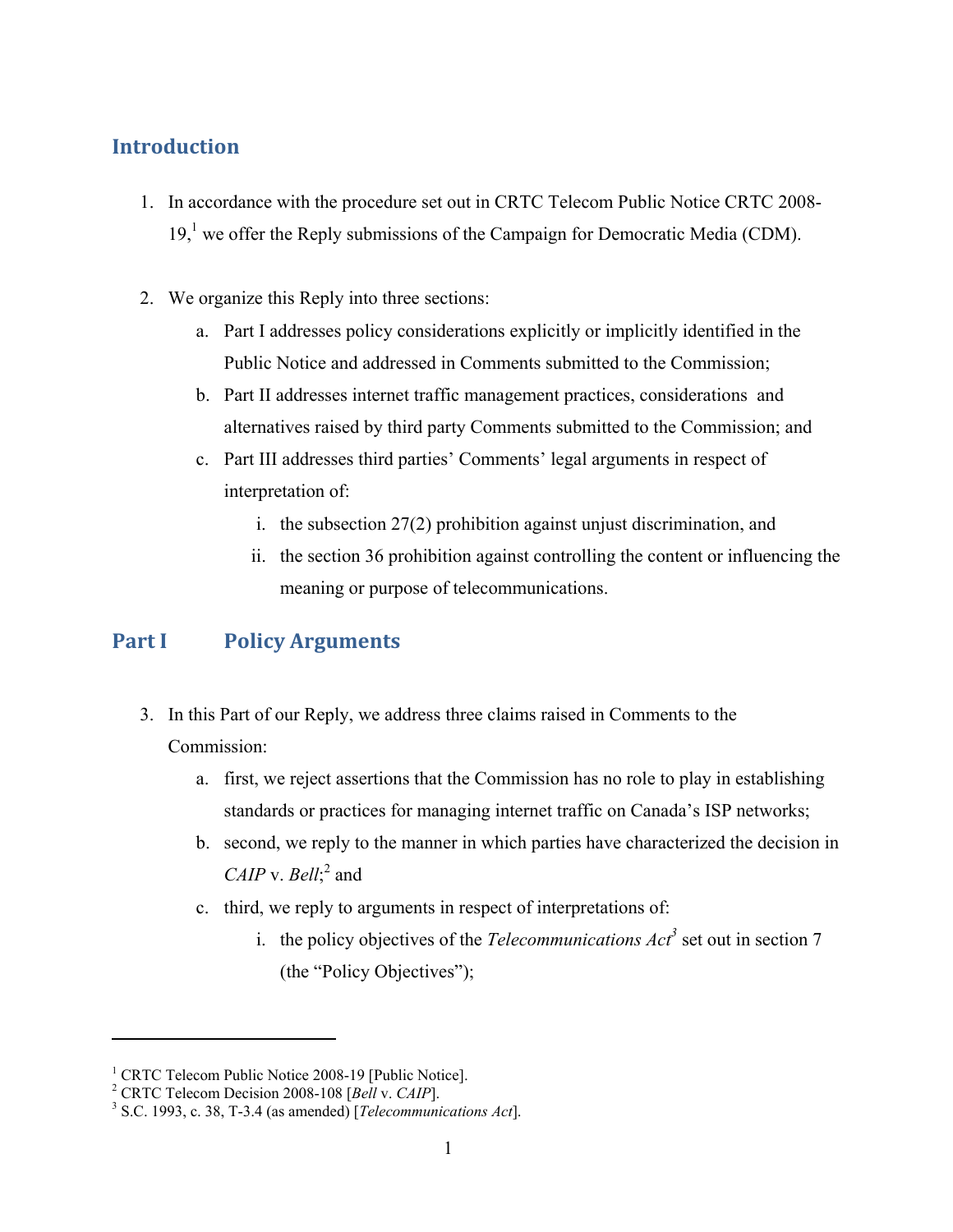## Introduction

1. In accordance with the procedure set out in CRTC Telecom Public Notice CRTC 2008-19,[1] we offer the Reply submissions of the Campaign for Democratic Media (CDM).

2. We organize this Reply into three sections:
   a. Part I addresses policy considerations explicitly or implicitly identified in the Public Notice and addressed in Comments submitted to the Commission;
   b. Part II addresses internet traffic management practices, considerations and alternatives raised by third party Comments submitted to the Commission; and
   c. Part III addresses third parties' Comments' legal arguments in respect of interpretation of:
      i. the subsection 27(2) prohibition against unjust discrimination, and
      ii. the section 36 prohibition against controlling the content or influencing the meaning or purpose of telecommunications.

## Part I Policy Arguments

3. In this Part of our Reply, we address three claims raised in Comments to the Commission:
   a. first, we reject assertions that the Commission has no role to play in establishing standards or practices for managing internet traffic on Canada's ISP networks;
   b. second, we reply to the manner in which parties have characterized the decision in *CAIP* v. *Bell*;[2] and
   c. third, we reply to arguments in respect of interpretations of:
      i. the policy objectives of the *Telecommunications Act*[3] set out in section 7 (the "Policy Objectives");

---

[1] CRTC Telecom Public Notice 2008-19 [Public Notice].
[2] CRTC Telecom Decision 2008-108 [*Bell* v. *CAIP*].
[3] S.C. 1993, c. 38, T-3.4 (as amended) [*Telecommunications Act*].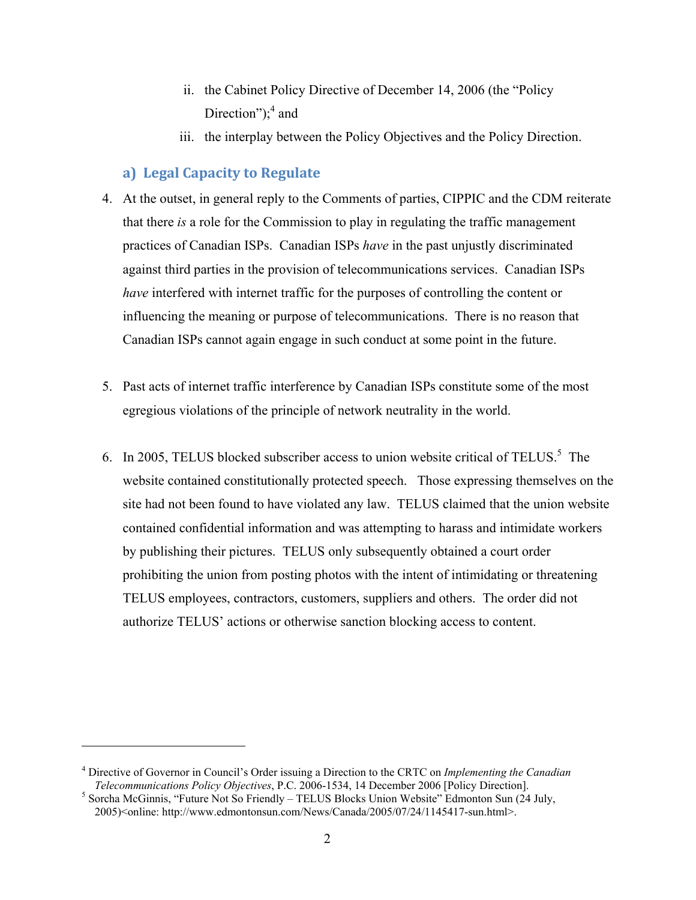ii. the Cabinet Policy Directive of December 14, 2006 (the "Policy Direction");[4] and

iii. the interplay between the Policy Objectives and the Policy Direction.

### a) Legal Capacity to Regulate

4. At the outset, in general reply to the Comments of parties, CIPPIC and the CDM reiterate that there *is* a role for the Commission to play in regulating the traffic management practices of Canadian ISPs. Canadian ISPs *have* in the past unjustly discriminated against third parties in the provision of telecommunications services. Canadian ISPs *have* interfered with internet traffic for the purposes of controlling the content or influencing the meaning or purpose of telecommunications. There is no reason that Canadian ISPs cannot again engage in such conduct at some point in the future.

5. Past acts of internet traffic interference by Canadian ISPs constitute some of the most egregious violations of the principle of network neutrality in the world.

6. In 2005, TELUS blocked subscriber access to union website critical of TELUS.[5] The website contained constitutionally protected speech. Those expressing themselves on the site had not been found to have violated any law. TELUS claimed that the union website contained confidential information and was attempting to harass and intimidate workers by publishing their pictures. TELUS only subsequently obtained a court order prohibiting the union from posting photos with the intent of intimidating or threatening TELUS employees, contractors, customers, suppliers and others. The order did not authorize TELUS' actions or otherwise sanction blocking access to content.

---

[4] Directive of Governor in Council's Order issuing a Direction to the CRTC on *Implementing the Canadian Telecommunications Policy Objectives*, P.C. 2006-1534, 14 December 2006 [Policy Direction].

[5] Sorcha McGinnis, "Future Not So Friendly – TELUS Blocks Union Website" Edmonton Sun (24 July, 2005)<online: http://www.edmontonsun.com/News/Canada/2005/07/24/1145417-sun.html>.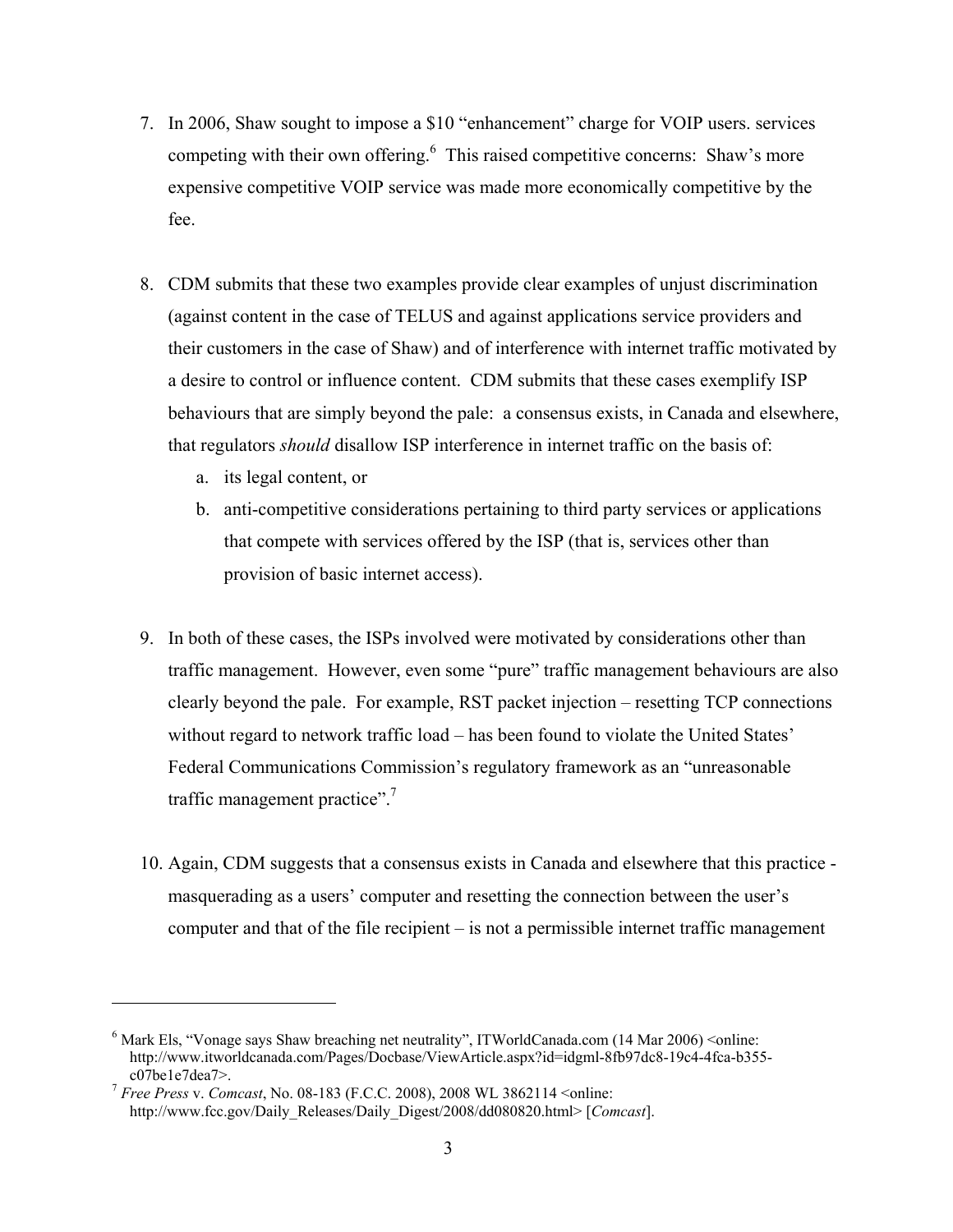7. In 2006, Shaw sought to impose a $10 "enhancement" charge for VOIP users. services competing with their own offering.[6] This raised competitive concerns: Shaw's more expensive competitive VOIP service was made more economically competitive by the fee.

8. CDM submits that these two examples provide clear examples of unjust discrimination (against content in the case of TELUS and against applications service providers and their customers in the case of Shaw) and of interference with internet traffic motivated by a desire to control or influence content. CDM submits that these cases exemplify ISP behaviours that are simply beyond the pale: a consensus exists, in Canada and elsewhere, that regulators *should* disallow ISP interference in internet traffic on the basis of:
   a. its legal content, or
   b. anti-competitive considerations pertaining to third party services or applications that compete with services offered by the ISP (that is, services other than provision of basic internet access).

9. In both of these cases, the ISPs involved were motivated by considerations other than traffic management. However, even some "pure" traffic management behaviours are also clearly beyond the pale. For example, RST packet injection – resetting TCP connections without regard to network traffic load – has been found to violate the United States' Federal Communications Commission's regulatory framework as an "unreasonable traffic management practice".[7]

10. Again, CDM suggests that a consensus exists in Canada and elsewhere that this practice - masquerading as a users' computer and resetting the connection between the user's computer and that of the file recipient – is not a permissible internet traffic management

---

[6] Mark Els, "Vonage says Shaw breaching net neutrality", ITWorldCanada.com (14 Mar 2006) <online: http://www.itworldcanada.com/Pages/Docbase/ViewArticle.aspx?id=idgml-8fb97dc8-19c4-4fca-b355-c07be1e7dea7>.

[7] *Free Press* v. *Comcast*, No. 08-183 (F.C.C. 2008), 2008 WL 3862114 <online: http://www.fcc.gov/Daily_Releases/Daily_Digest/2008/dd080820.html> [*Comcast*].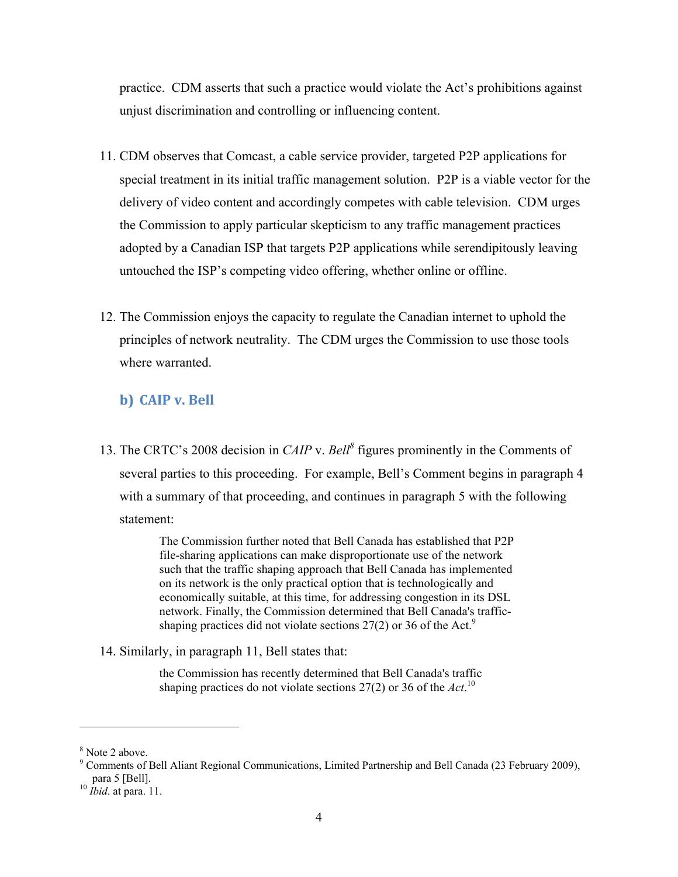practice. CDM asserts that such a practice would violate the Act's prohibitions against unjust discrimination and controlling or influencing content.

11. CDM observes that Comcast, a cable service provider, targeted P2P applications for special treatment in its initial traffic management solution. P2P is a viable vector for the delivery of video content and accordingly competes with cable television. CDM urges the Commission to apply particular skepticism to any traffic management practices adopted by a Canadian ISP that targets P2P applications while serendipitously leaving untouched the ISP's competing video offering, whether online or offline.

12. The Commission enjoys the capacity to regulate the Canadian internet to uphold the principles of network neutrality. The CDM urges the Commission to use those tools where warranted.

### b) CAIP v. Bell

13. The CRTC's 2008 decision in *CAIP* v. *Bell*[8] figures prominently in the Comments of several parties to this proceeding. For example, Bell's Comment begins in paragraph 4 with a summary of that proceeding, and continues in paragraph 5 with the following statement:

> The Commission further noted that Bell Canada has established that P2P file-sharing applications can make disproportionate use of the network such that the traffic shaping approach that Bell Canada has implemented on its network is the only practical option that is technologically and economically suitable, at this time, for addressing congestion in its DSL network. Finally, the Commission determined that Bell Canada's traffic-shaping practices did not violate sections 27(2) or 36 of the Act.[9]

14. Similarly, in paragraph 11, Bell states that:

> the Commission has recently determined that Bell Canada's traffic shaping practices do not violate sections 27(2) or 36 of the *Act*.[10]

---

[8] Note 2 above.

[9] Comments of Bell Aliant Regional Communications, Limited Partnership and Bell Canada (23 February 2009), para 5 [Bell].

[10] *Ibid*. at para. 11.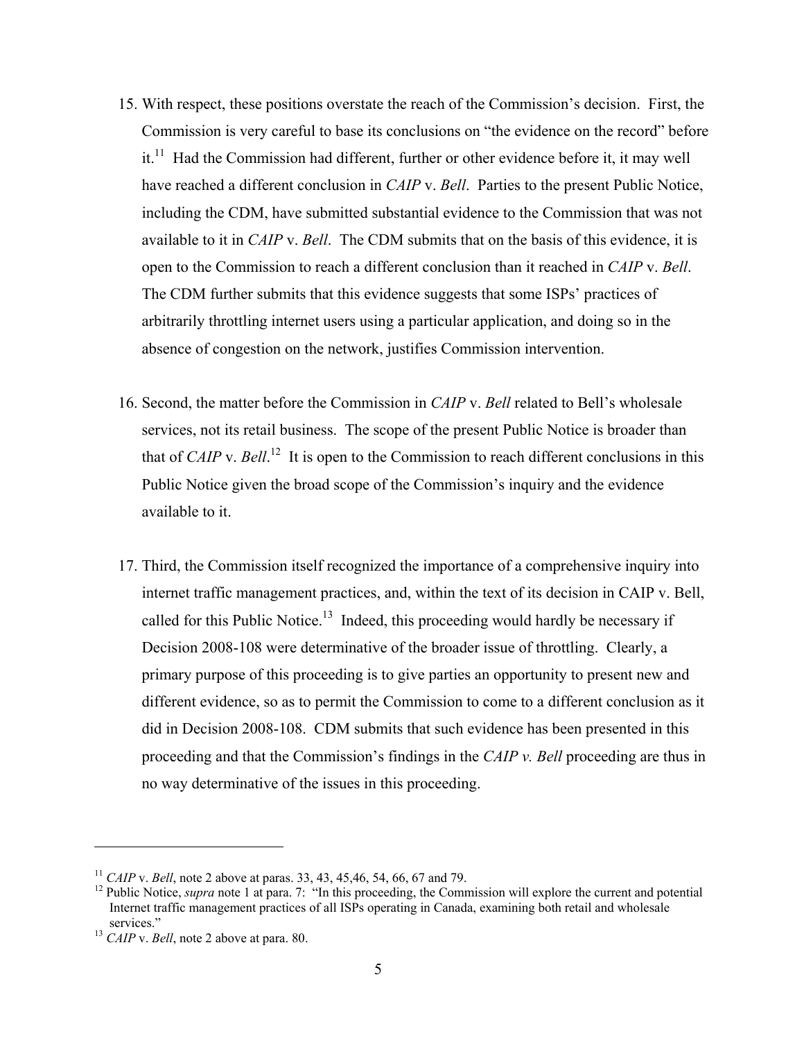15. With respect, these positions overstate the reach of the Commission's decision. First, the Commission is very careful to base its conclusions on "the evidence on the record" before it.[11] Had the Commission had different, further or other evidence before it, it may well have reached a different conclusion in *CAIP* v. *Bell*. Parties to the present Public Notice, including the CDM, have submitted substantial evidence to the Commission that was not available to it in *CAIP* v. *Bell*. The CDM submits that on the basis of this evidence, it is open to the Commission to reach a different conclusion than it reached in *CAIP* v. *Bell*. The CDM further submits that this evidence suggests that some ISPs' practices of arbitrarily throttling internet users using a particular application, and doing so in the absence of congestion on the network, justifies Commission intervention.

16. Second, the matter before the Commission in *CAIP* v. *Bell* related to Bell's wholesale services, not its retail business. The scope of the present Public Notice is broader than that of *CAIP* v. *Bell*.[12] It is open to the Commission to reach different conclusions in this Public Notice given the broad scope of the Commission's inquiry and the evidence available to it.

17. Third, the Commission itself recognized the importance of a comprehensive inquiry into internet traffic management practices, and, within the text of its decision in CAIP v. Bell, called for this Public Notice.[13] Indeed, this proceeding would hardly be necessary if Decision 2008-108 were determinative of the broader issue of throttling. Clearly, a primary purpose of this proceeding is to give parties an opportunity to present new and different evidence, so as to permit the Commission to come to a different conclusion as it did in Decision 2008-108. CDM submits that such evidence has been presented in this proceeding and that the Commission's findings in the *CAIP v. Bell* proceeding are thus in no way determinative of the issues in this proceeding.

---

[11] *CAIP* v. *Bell*, note 2 above at paras. 33, 43, 45,46, 54, 66, 67 and 79.

[12] Public Notice, *supra* note 1 at para. 7: "In this proceeding, the Commission will explore the current and potential Internet traffic management practices of all ISPs operating in Canada, examining both retail and wholesale services."

[13] *CAIP* v. *Bell*, note 2 above at para. 80.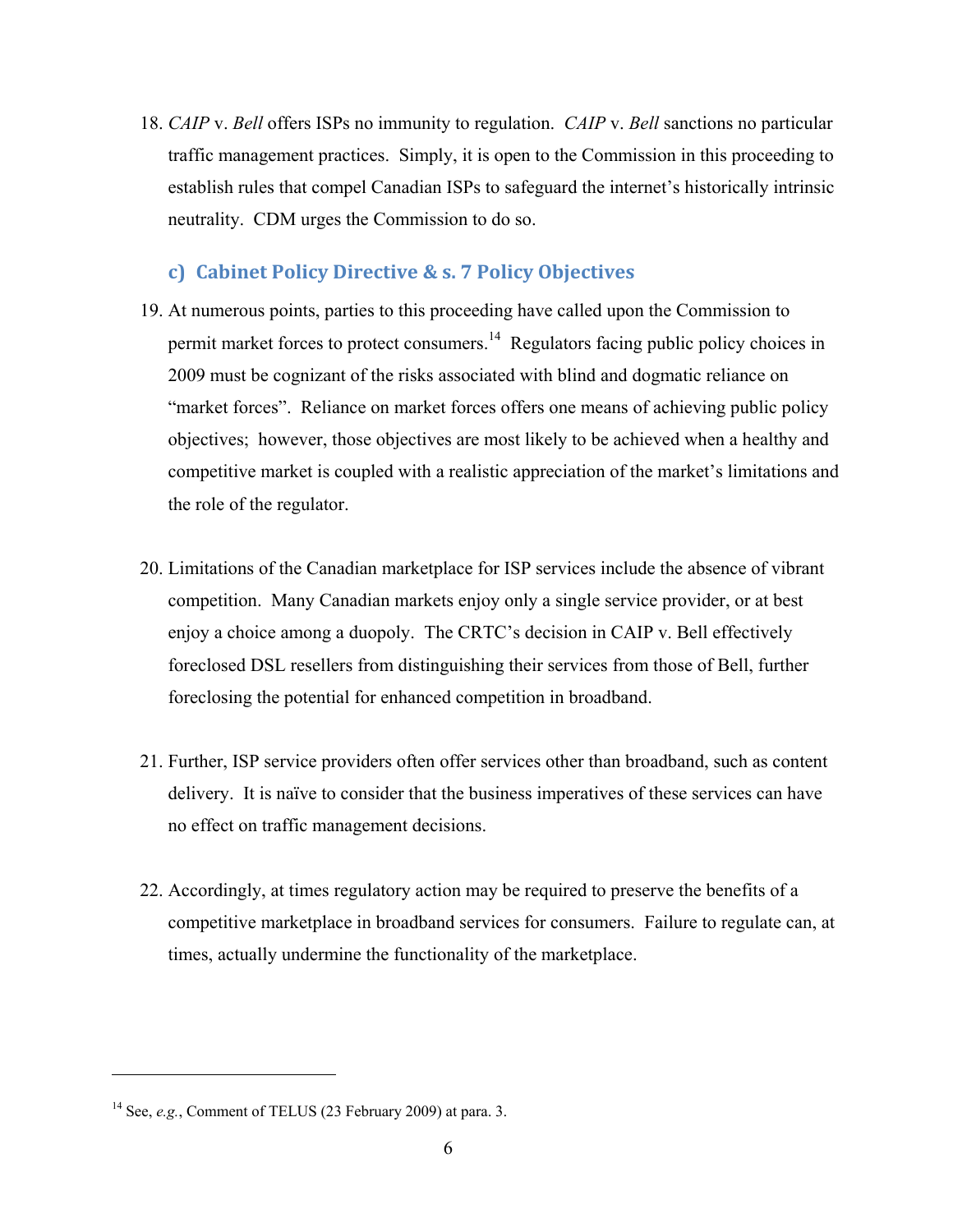18. *CAIP* v. *Bell* offers ISPs no immunity to regulation. *CAIP* v. *Bell* sanctions no particular traffic management practices. Simply, it is open to the Commission in this proceeding to establish rules that compel Canadian ISPs to safeguard the internet's historically intrinsic neutrality. CDM urges the Commission to do so.

### c) Cabinet Policy Directive & s. 7 Policy Objectives

19. At numerous points, parties to this proceeding have called upon the Commission to permit market forces to protect consumers.[14] Regulators facing public policy choices in 2009 must be cognizant of the risks associated with blind and dogmatic reliance on "market forces". Reliance on market forces offers one means of achieving public policy objectives; however, those objectives are most likely to be achieved when a healthy and competitive market is coupled with a realistic appreciation of the market's limitations and the role of the regulator.

20. Limitations of the Canadian marketplace for ISP services include the absence of vibrant competition. Many Canadian markets enjoy only a single service provider, or at best enjoy a choice among a duopoly. The CRTC's decision in CAIP v. Bell effectively foreclosed DSL resellers from distinguishing their services from those of Bell, further foreclosing the potential for enhanced competition in broadband.

21. Further, ISP service providers often offer services other than broadband, such as content delivery. It is naïve to consider that the business imperatives of these services can have no effect on traffic management decisions.

22. Accordingly, at times regulatory action may be required to preserve the benefits of a competitive marketplace in broadband services for consumers. Failure to regulate can, at times, actually undermine the functionality of the marketplace.

---

[14] See, *e.g.*, Comment of TELUS (23 February 2009) at para. 3.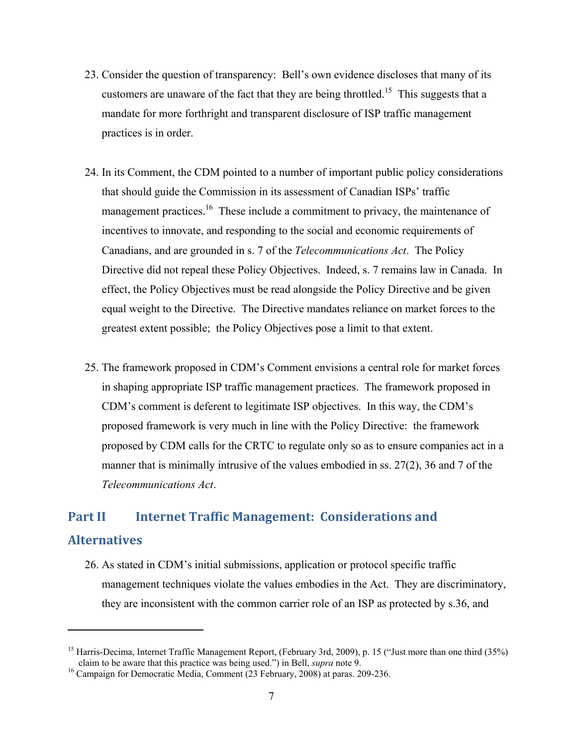23. Consider the question of transparency: Bell's own evidence discloses that many of its customers are unaware of the fact that they are being throttled.[15] This suggests that a mandate for more forthright and transparent disclosure of ISP traffic management practices is in order.

24. In its Comment, the CDM pointed to a number of important public policy considerations that should guide the Commission in its assessment of Canadian ISPs' traffic management practices.[16] These include a commitment to privacy, the maintenance of incentives to innovate, and responding to the social and economic requirements of Canadians, and are grounded in s. 7 of the *Telecommunications Act*. The Policy Directive did not repeal these Policy Objectives. Indeed, s. 7 remains law in Canada. In effect, the Policy Objectives must be read alongside the Policy Directive and be given equal weight to the Directive. The Directive mandates reliance on market forces to the greatest extent possible; the Policy Objectives pose a limit to that extent.

25. The framework proposed in CDM's Comment envisions a central role for market forces in shaping appropriate ISP traffic management practices. The framework proposed in CDM's comment is deferent to legitimate ISP objectives. In this way, the CDM's proposed framework is very much in line with the Policy Directive: the framework proposed by CDM calls for the CRTC to regulate only so as to ensure companies act in a manner that is minimally intrusive of the values embodied in ss. 27(2), 36 and 7 of the *Telecommunications Act*.

## Part II Internet Traffic Management: Considerations and Alternatives

26. As stated in CDM's initial submissions, application or protocol specific traffic management techniques violate the values embodies in the Act. They are discriminatory, they are inconsistent with the common carrier role of an ISP as protected by s.36, and

---

[15] Harris-Decima, Internet Traffic Management Report, (February 3rd, 2009), p. 15 ("Just more than one third (35%) claim to be aware that this practice was being used.") in Bell, *supra* note 9.

[16] Campaign for Democratic Media, Comment (23 February, 2008) at paras. 209-236.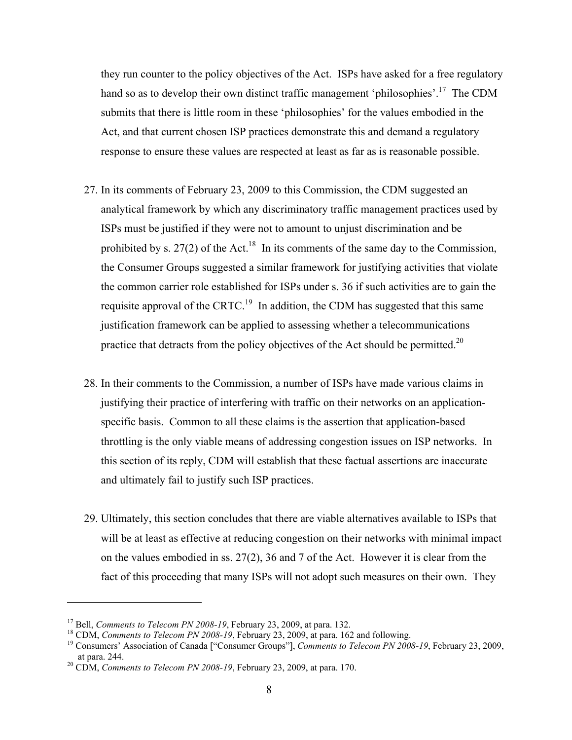they run counter to the policy objectives of the Act. ISPs have asked for a free regulatory hand so as to develop their own distinct traffic management 'philosophies'.[17] The CDM submits that there is little room in these 'philosophies' for the values embodied in the Act, and that current chosen ISP practices demonstrate this and demand a regulatory response to ensure these values are respected at least as far as is reasonable possible.

27. In its comments of February 23, 2009 to this Commission, the CDM suggested an analytical framework by which any discriminatory traffic management practices used by ISPs must be justified if they were not to amount to unjust discrimination and be prohibited by s. 27(2) of the Act.[18] In its comments of the same day to the Commission, the Consumer Groups suggested a similar framework for justifying activities that violate the common carrier role established for ISPs under s. 36 if such activities are to gain the requisite approval of the CRTC.[19] In addition, the CDM has suggested that this same justification framework can be applied to assessing whether a telecommunications practice that detracts from the policy objectives of the Act should be permitted.[20]

28. In their comments to the Commission, a number of ISPs have made various claims in justifying their practice of interfering with traffic on their networks on an application-specific basis. Common to all these claims is the assertion that application-based throttling is the only viable means of addressing congestion issues on ISP networks. In this section of its reply, CDM will establish that these factual assertions are inaccurate and ultimately fail to justify such ISP practices.

29. Ultimately, this section concludes that there are viable alternatives available to ISPs that will be at least as effective at reducing congestion on their networks with minimal impact on the values embodied in ss. 27(2), 36 and 7 of the Act. However it is clear from the fact of this proceeding that many ISPs will not adopt such measures on their own. They

---

[17] Bell, *Comments to Telecom PN 2008-19*, February 23, 2009, at para. 132.

[18] CDM, *Comments to Telecom PN 2008-19*, February 23, 2009, at para. 162 and following.

[19] Consumers' Association of Canada ["Consumer Groups"], *Comments to Telecom PN 2008-19*, February 23, 2009, at para. 244.

[20] CDM, *Comments to Telecom PN 2008-19*, February 23, 2009, at para. 170.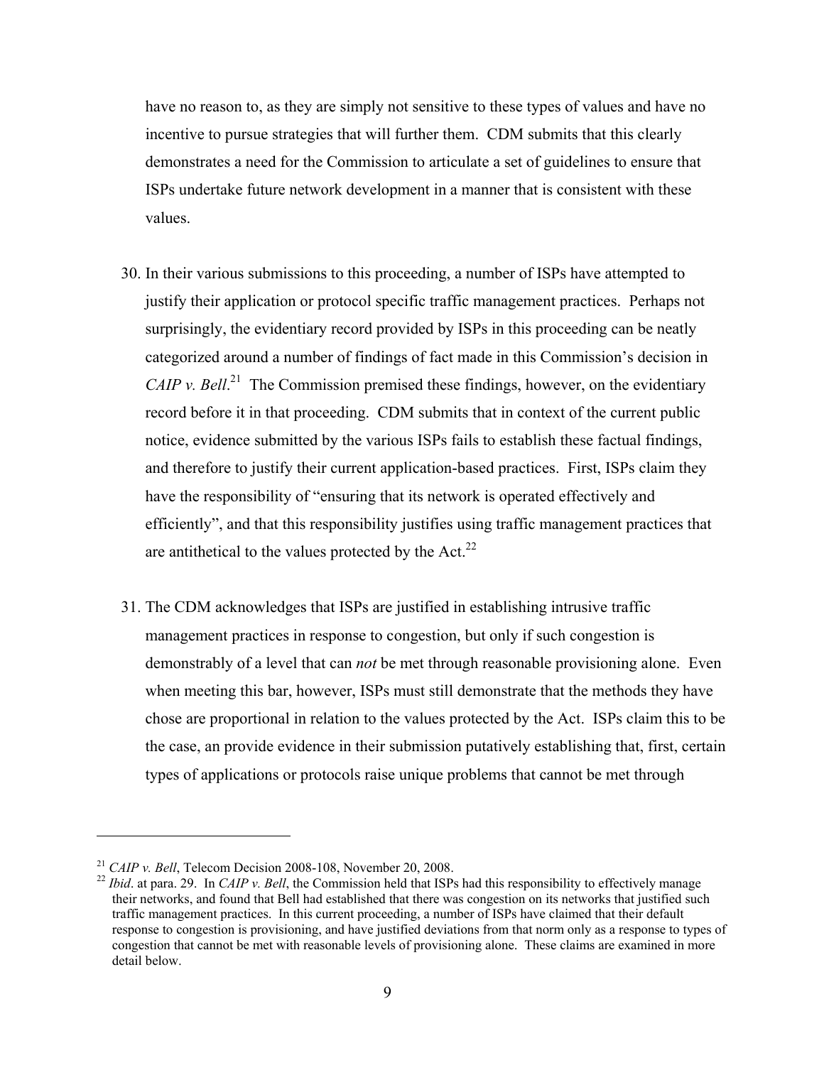have no reason to, as they are simply not sensitive to these types of values and have no incentive to pursue strategies that will further them. CDM submits that this clearly demonstrates a need for the Commission to articulate a set of guidelines to ensure that ISPs undertake future network development in a manner that is consistent with these values.

30. In their various submissions to this proceeding, a number of ISPs have attempted to justify their application or protocol specific traffic management practices. Perhaps not surprisingly, the evidentiary record provided by ISPs in this proceeding can be neatly categorized around a number of findings of fact made in this Commission's decision in *CAIP v. Bell*.[21] The Commission premised these findings, however, on the evidentiary record before it in that proceeding. CDM submits that in context of the current public notice, evidence submitted by the various ISPs fails to establish these factual findings, and therefore to justify their current application-based practices. First, ISPs claim they have the responsibility of "ensuring that its network is operated effectively and efficiently", and that this responsibility justifies using traffic management practices that are antithetical to the values protected by the Act.[22]

31. The CDM acknowledges that ISPs are justified in establishing intrusive traffic management practices in response to congestion, but only if such congestion is demonstrably of a level that can *not* be met through reasonable provisioning alone. Even when meeting this bar, however, ISPs must still demonstrate that the methods they have chose are proportional in relation to the values protected by the Act. ISPs claim this to be the case, an provide evidence in their submission putatively establishing that, first, certain types of applications or protocols raise unique problems that cannot be met through

---

[21] *CAIP v. Bell*, Telecom Decision 2008-108, November 20, 2008.

[22] *Ibid*. at para. 29. In *CAIP v. Bell*, the Commission held that ISPs had this responsibility to effectively manage their networks, and found that Bell had established that there was congestion on its networks that justified such traffic management practices. In this current proceeding, a number of ISPs have claimed that their default response to congestion is provisioning, and have justified deviations from that norm only as a response to types of congestion that cannot be met with reasonable levels of provisioning alone. These claims are examined in more detail below.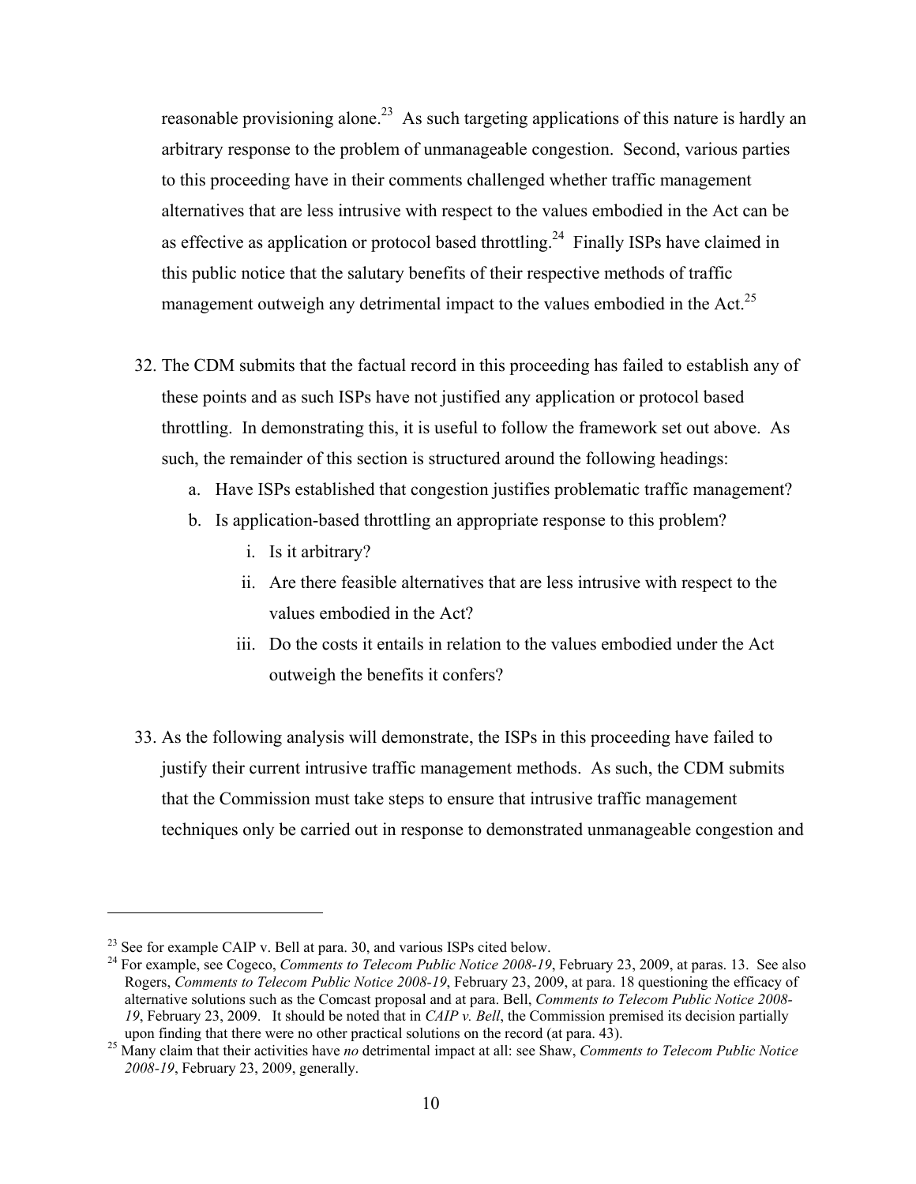reasonable provisioning alone.[23] As such targeting applications of this nature is hardly an arbitrary response to the problem of unmanageable congestion. Second, various parties to this proceeding have in their comments challenged whether traffic management alternatives that are less intrusive with respect to the values embodied in the Act can be as effective as application or protocol based throttling.[24] Finally ISPs have claimed in this public notice that the salutary benefits of their respective methods of traffic management outweigh any detrimental impact to the values embodied in the Act.[25]

32. The CDM submits that the factual record in this proceeding has failed to establish any of these points and as such ISPs have not justified any application or protocol based throttling. In demonstrating this, it is useful to follow the framework set out above. As such, the remainder of this section is structured around the following headings:
    a. Have ISPs established that congestion justifies problematic traffic management?
    b. Is application-based throttling an appropriate response to this problem?
        i. Is it arbitrary?
        ii. Are there feasible alternatives that are less intrusive with respect to the values embodied in the Act?
        iii. Do the costs it entails in relation to the values embodied under the Act outweigh the benefits it confers?

33. As the following analysis will demonstrate, the ISPs in this proceeding have failed to justify their current intrusive traffic management methods. As such, the CDM submits that the Commission must take steps to ensure that intrusive traffic management techniques only be carried out in response to demonstrated unmanageable congestion and

---

[23] See for example CAIP v. Bell at para. 30, and various ISPs cited below.

[24] For example, see Cogeco, *Comments to Telecom Public Notice 2008-19*, February 23, 2009, at paras. 13. See also Rogers, *Comments to Telecom Public Notice 2008-19*, February 23, 2009, at para. 18 questioning the efficacy of alternative solutions such as the Comcast proposal and at para. Bell, *Comments to Telecom Public Notice 2008-19*, February 23, 2009. It should be noted that in *CAIP v. Bell*, the Commission premised its decision partially upon finding that there were no other practical solutions on the record (at para. 43).

[25] Many claim that their activities have *no* detrimental impact at all: see Shaw, *Comments to Telecom Public Notice 2008-19*, February 23, 2009, generally.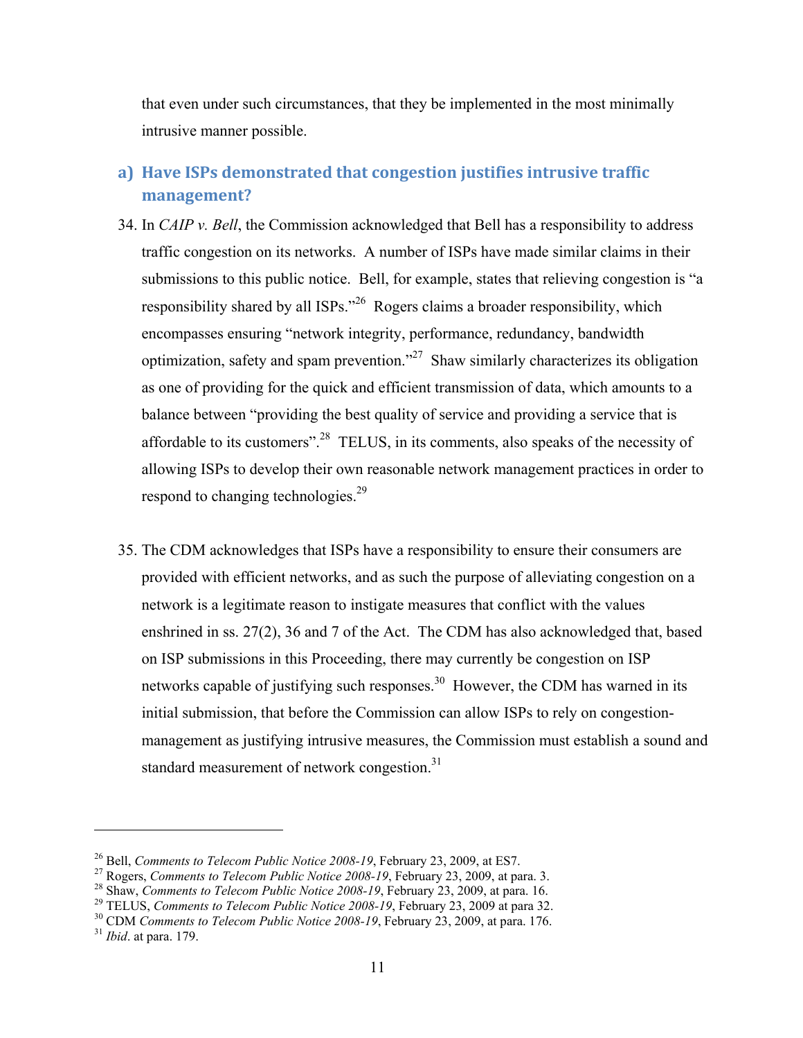that even under such circumstances, that they be implemented in the most minimally intrusive manner possible.

## a) Have ISPs demonstrated that congestion justifies intrusive traffic management?

34. In *CAIP v. Bell*, the Commission acknowledged that Bell has a responsibility to address traffic congestion on its networks. A number of ISPs have made similar claims in their submissions to this public notice. Bell, for example, states that relieving congestion is "a responsibility shared by all ISPs."[26] Rogers claims a broader responsibility, which encompasses ensuring "network integrity, performance, redundancy, bandwidth optimization, safety and spam prevention."[27] Shaw similarly characterizes its obligation as one of providing for the quick and efficient transmission of data, which amounts to a balance between "providing the best quality of service and providing a service that is affordable to its customers".[28] TELUS, in its comments, also speaks of the necessity of allowing ISPs to develop their own reasonable network management practices in order to respond to changing technologies.[29]

35. The CDM acknowledges that ISPs have a responsibility to ensure their consumers are provided with efficient networks, and as such the purpose of alleviating congestion on a network is a legitimate reason to instigate measures that conflict with the values enshrined in ss. 27(2), 36 and 7 of the Act. The CDM has also acknowledged that, based on ISP submissions in this Proceeding, there may currently be congestion on ISP networks capable of justifying such responses.[30] However, the CDM has warned in its initial submission, that before the Commission can allow ISPs to rely on congestion-management as justifying intrusive measures, the Commission must establish a sound and standard measurement of network congestion.[31]

---

[26] Bell, *Comments to Telecom Public Notice 2008-19*, February 23, 2009, at ES7.
[27] Rogers, *Comments to Telecom Public Notice 2008-19*, February 23, 2009, at para. 3.
[28] Shaw, *Comments to Telecom Public Notice 2008-19*, February 23, 2009, at para. 16.
[29] TELUS, *Comments to Telecom Public Notice 2008-19*, February 23, 2009 at para 32.
[30] CDM *Comments to Telecom Public Notice 2008-19*, February 23, 2009, at para. 176.
[31] *Ibid*. at para. 179.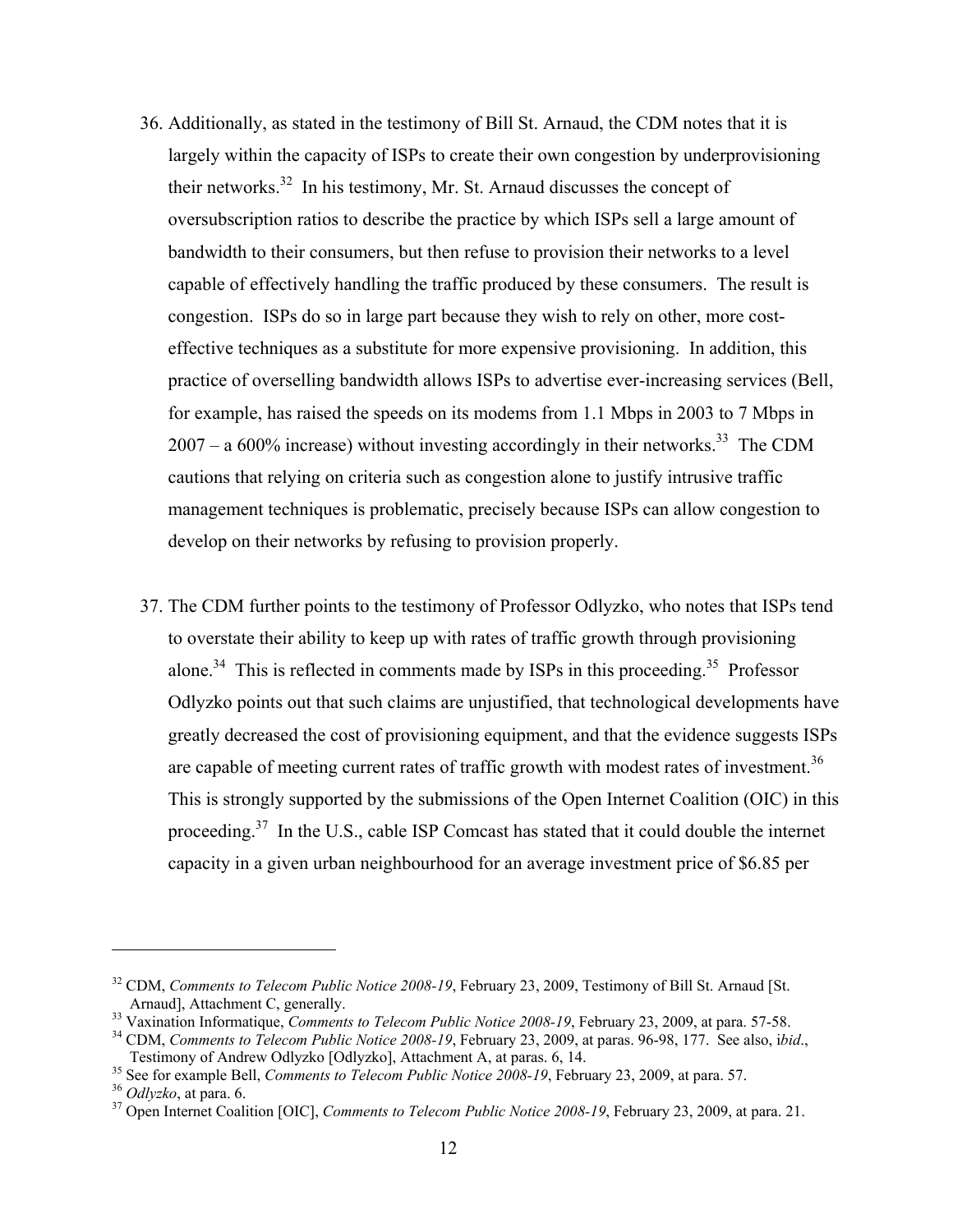36. Additionally, as stated in the testimony of Bill St. Arnaud, the CDM notes that it is largely within the capacity of ISPs to create their own congestion by underprovisioning their networks.[32] In his testimony, Mr. St. Arnaud discusses the concept of oversubscription ratios to describe the practice by which ISPs sell a large amount of bandwidth to their consumers, but then refuse to provision their networks to a level capable of effectively handling the traffic produced by these consumers. The result is congestion. ISPs do so in large part because they wish to rely on other, more cost-effective techniques as a substitute for more expensive provisioning. In addition, this practice of overselling bandwidth allows ISPs to advertise ever-increasing services (Bell, for example, has raised the speeds on its modems from 1.1 Mbps in 2003 to 7 Mbps in 2007 – a 600% increase) without investing accordingly in their networks.[33] The CDM cautions that relying on criteria such as congestion alone to justify intrusive traffic management techniques is problematic, precisely because ISPs can allow congestion to develop on their networks by refusing to provision properly.

37. The CDM further points to the testimony of Professor Odlyzko, who notes that ISPs tend to overstate their ability to keep up with rates of traffic growth through provisioning alone.[34] This is reflected in comments made by ISPs in this proceeding.[35] Professor Odlyzko points out that such claims are unjustified, that technological developments have greatly decreased the cost of provisioning equipment, and that the evidence suggests ISPs are capable of meeting current rates of traffic growth with modest rates of investment.[36] This is strongly supported by the submissions of the Open Internet Coalition (OIC) in this proceeding.[37] In the U.S., cable ISP Comcast has stated that it could double the internet capacity in a given urban neighbourhood for an average investment price of $6.85 per

---

[32] CDM, *Comments to Telecom Public Notice 2008-19*, February 23, 2009, Testimony of Bill St. Arnaud [St. Arnaud], Attachment C, generally.

[33] Vaxination Informatique, *Comments to Telecom Public Notice 2008-19*, February 23, 2009, at para. 57-58.

[34] CDM, *Comments to Telecom Public Notice 2008-19*, February 23, 2009, at paras. 96-98, 177. See also, i*bid*., Testimony of Andrew Odlyzko [Odlyzko], Attachment A, at paras. 6, 14.

[35] See for example Bell, *Comments to Telecom Public Notice 2008-19*, February 23, 2009, at para. 57.

[36] *Odlyzko*, at para. 6.

[37] Open Internet Coalition [OIC], *Comments to Telecom Public Notice 2008-19*, February 23, 2009, at para. 21.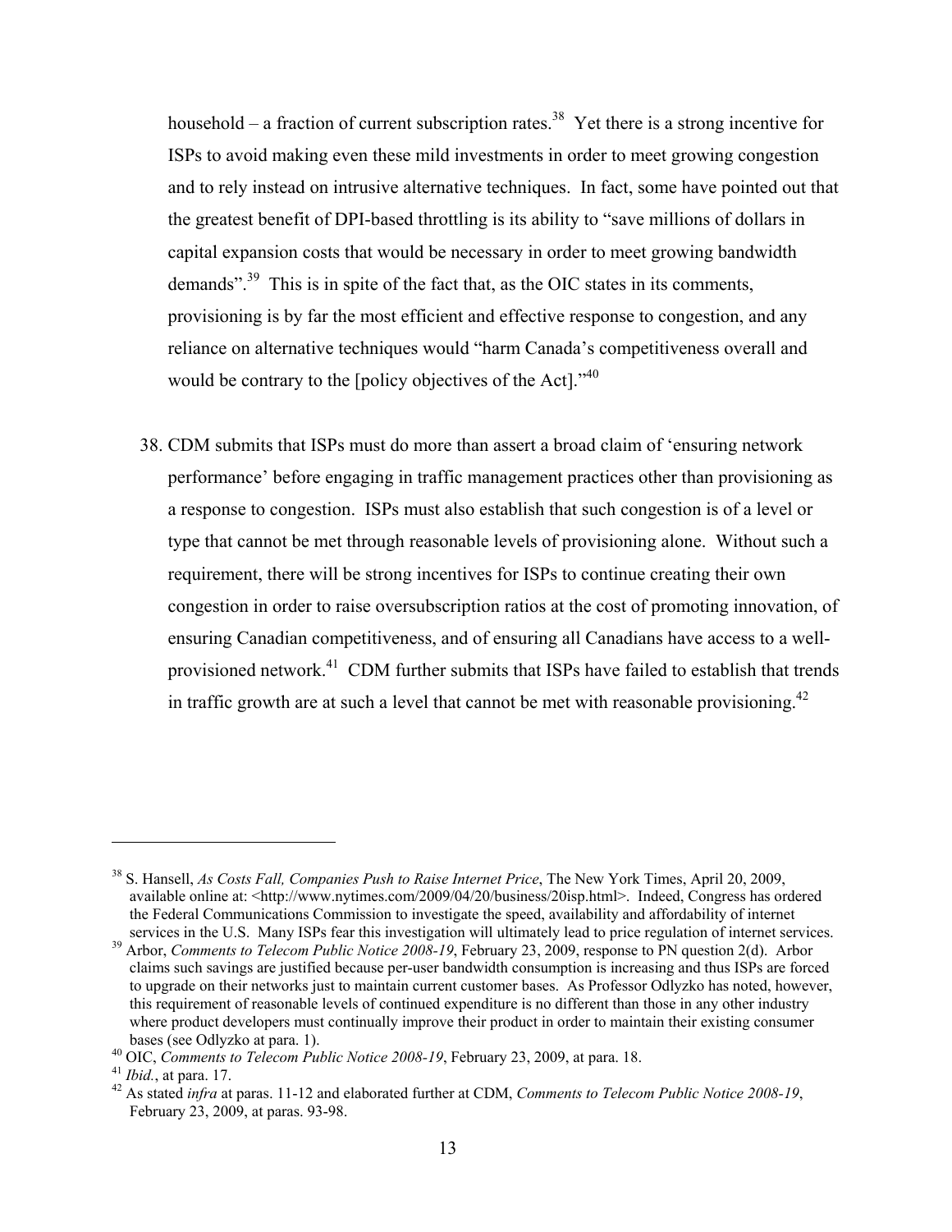household – a fraction of current subscription rates.[38] Yet there is a strong incentive for ISPs to avoid making even these mild investments in order to meet growing congestion and to rely instead on intrusive alternative techniques. In fact, some have pointed out that the greatest benefit of DPI-based throttling is its ability to "save millions of dollars in capital expansion costs that would be necessary in order to meet growing bandwidth demands".[39] This is in spite of the fact that, as the OIC states in its comments, provisioning is by far the most efficient and effective response to congestion, and any reliance on alternative techniques would "harm Canada's competitiveness overall and would be contrary to the [policy objectives of the Act]."[40]

38. CDM submits that ISPs must do more than assert a broad claim of 'ensuring network performance' before engaging in traffic management practices other than provisioning as a response to congestion. ISPs must also establish that such congestion is of a level or type that cannot be met through reasonable levels of provisioning alone. Without such a requirement, there will be strong incentives for ISPs to continue creating their own congestion in order to raise oversubscription ratios at the cost of promoting innovation, of ensuring Canadian competitiveness, and of ensuring all Canadians have access to a well-provisioned network.[41] CDM further submits that ISPs have failed to establish that trends in traffic growth are at such a level that cannot be met with reasonable provisioning.[42]

---

[38] S. Hansell, *As Costs Fall, Companies Push to Raise Internet Price*, The New York Times, April 20, 2009, available online at: <http://www.nytimes.com/2009/04/20/business/20isp.html>. Indeed, Congress has ordered the Federal Communications Commission to investigate the speed, availability and affordability of internet services in the U.S. Many ISPs fear this investigation will ultimately lead to price regulation of internet services.

[39] Arbor, *Comments to Telecom Public Notice 2008-19*, February 23, 2009, response to PN question 2(d). Arbor claims such savings are justified because per-user bandwidth consumption is increasing and thus ISPs are forced to upgrade on their networks just to maintain current customer bases. As Professor Odlyzko has noted, however, this requirement of reasonable levels of continued expenditure is no different than those in any other industry where product developers must continually improve their product in order to maintain their existing consumer bases (see Odlyzko at para. 1).

[40] OIC, *Comments to Telecom Public Notice 2008-19*, February 23, 2009, at para. 18.

[41] *Ibid.*, at para. 17.

[42] As stated *infra* at paras. 11-12 and elaborated further at CDM, *Comments to Telecom Public Notice 2008-19*, February 23, 2009, at paras. 93-98.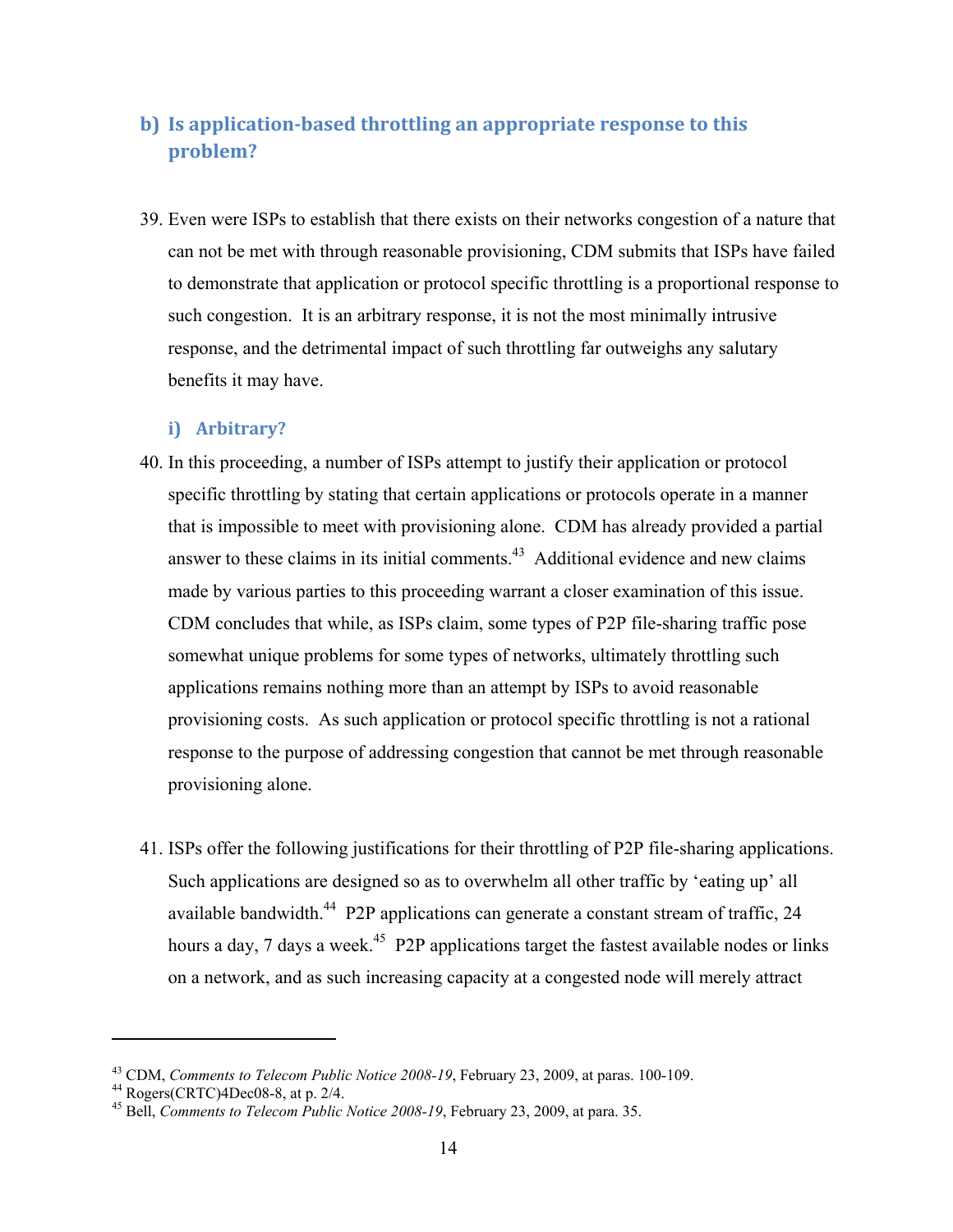### b) Is application-based throttling an appropriate response to this problem?

39. Even were ISPs to establish that there exists on their networks congestion of a nature that can not be met with through reasonable provisioning, CDM submits that ISPs have failed to demonstrate that application or protocol specific throttling is a proportional response to such congestion. It is an arbitrary response, it is not the most minimally intrusive response, and the detrimental impact of such throttling far outweighs any salutary benefits it may have.

#### i) Arbitrary?

40. In this proceeding, a number of ISPs attempt to justify their application or protocol specific throttling by stating that certain applications or protocols operate in a manner that is impossible to meet with provisioning alone. CDM has already provided a partial answer to these claims in its initial comments.[43] Additional evidence and new claims made by various parties to this proceeding warrant a closer examination of this issue. CDM concludes that while, as ISPs claim, some types of P2P file-sharing traffic pose somewhat unique problems for some types of networks, ultimately throttling such applications remains nothing more than an attempt by ISPs to avoid reasonable provisioning costs. As such application or protocol specific throttling is not a rational response to the purpose of addressing congestion that cannot be met through reasonable provisioning alone.

41. ISPs offer the following justifications for their throttling of P2P file-sharing applications. Such applications are designed so as to overwhelm all other traffic by 'eating up' all available bandwidth.[44] P2P applications can generate a constant stream of traffic, 24 hours a day, 7 days a week.[45] P2P applications target the fastest available nodes or links on a network, and as such increasing capacity at a congested node will merely attract

---

[43] CDM, *Comments to Telecom Public Notice 2008-19*, February 23, 2009, at paras. 100-109.

[44] Rogers(CRTC)4Dec08-8, at p. 2/4.

[45] Bell, *Comments to Telecom Public Notice 2008-19*, February 23, 2009, at para. 35.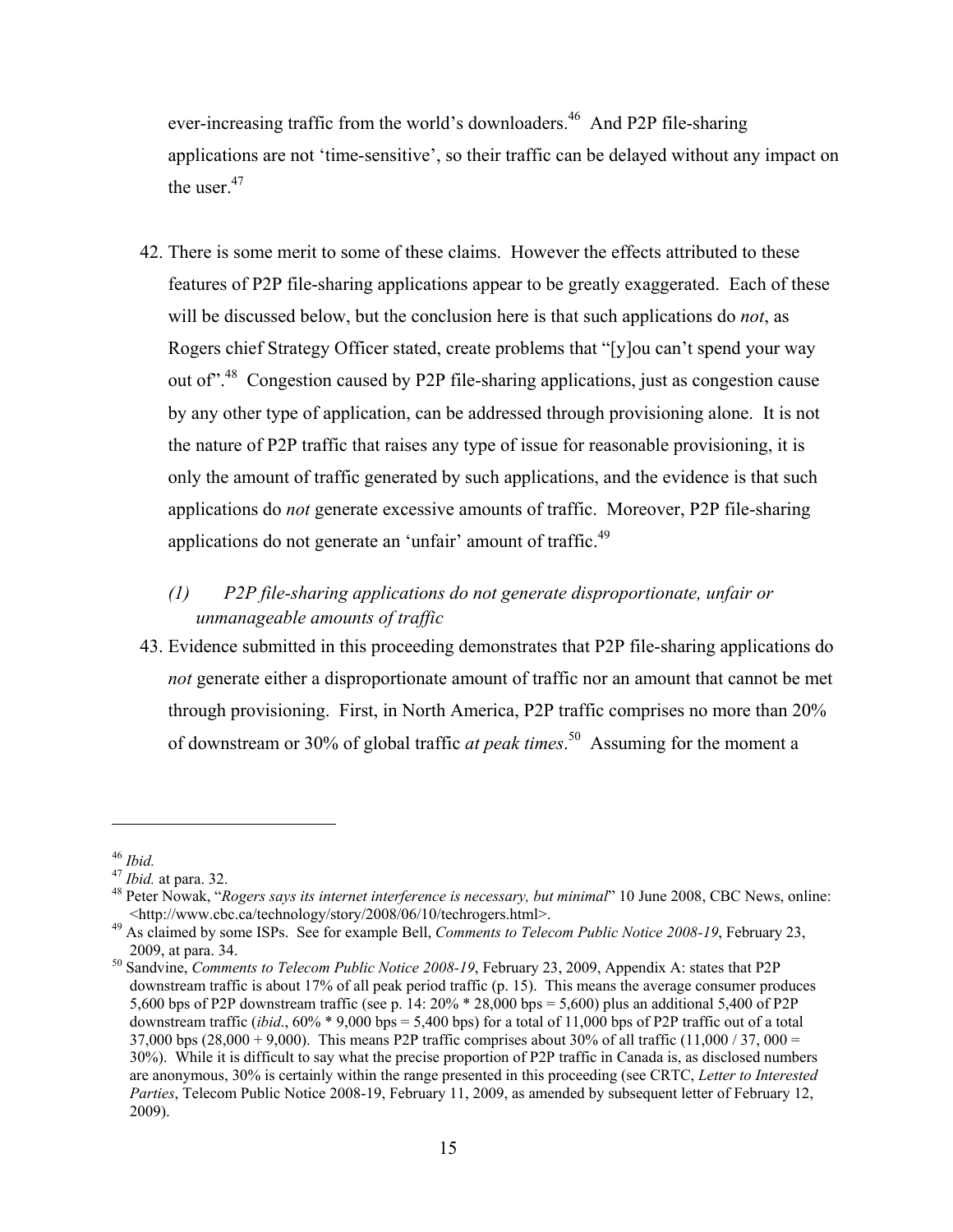ever-increasing traffic from the world's downloaders.[46] And P2P file-sharing applications are not 'time-sensitive', so their traffic can be delayed without any impact on the user.[47]

42. There is some merit to some of these claims. However the effects attributed to these features of P2P file-sharing applications appear to be greatly exaggerated. Each of these will be discussed below, but the conclusion here is that such applications do *not*, as Rogers chief Strategy Officer stated, create problems that "[y]ou can't spend your way out of".[48] Congestion caused by P2P file-sharing applications, just as congestion cause by any other type of application, can be addressed through provisioning alone. It is not the nature of P2P traffic that raises any type of issue for reasonable provisioning, it is only the amount of traffic generated by such applications, and the evidence is that such applications do *not* generate excessive amounts of traffic. Moreover, P2P file-sharing applications do not generate an 'unfair' amount of traffic.[49]

*(1) P2P file-sharing applications do not generate disproportionate, unfair or unmanageable amounts of traffic*

43. Evidence submitted in this proceeding demonstrates that P2P file-sharing applications do *not* generate either a disproportionate amount of traffic nor an amount that cannot be met through provisioning. First, in North America, P2P traffic comprises no more than 20% of downstream or 30% of global traffic *at peak times*.[50] Assuming for the moment a

---

[46] *Ibid.*

[47] *Ibid.* at para. 32.

[48] Peter Nowak, "*Rogers says its internet interference is necessary, but minimal*" 10 June 2008, CBC News, online: <http://www.cbc.ca/technology/story/2008/06/10/techrogers.html>.

[49] As claimed by some ISPs. See for example Bell, *Comments to Telecom Public Notice 2008-19*, February 23, 2009, at para. 34.

[50] Sandvine, *Comments to Telecom Public Notice 2008-19*, February 23, 2009, Appendix A: states that P2P downstream traffic is about 17% of all peak period traffic (p. 15). This means the average consumer produces 5,600 bps of P2P downstream traffic (see p. 14: 20% * 28,000 bps = 5,600) plus an additional 5,400 of P2P downstream traffic (*ibid*., 60% * 9,000 bps = 5,400 bps) for a total of 11,000 bps of P2P traffic out of a total 37,000 bps (28,000 + 9,000). This means P2P traffic comprises about 30% of all traffic (11,000 / 37, 000 = 30%). While it is difficult to say what the precise proportion of P2P traffic in Canada is, as disclosed numbers are anonymous, 30% is certainly within the range presented in this proceeding (see CRTC, *Letter to Interested Parties*, Telecom Public Notice 2008-19, February 11, 2009, as amended by subsequent letter of February 12, 2009).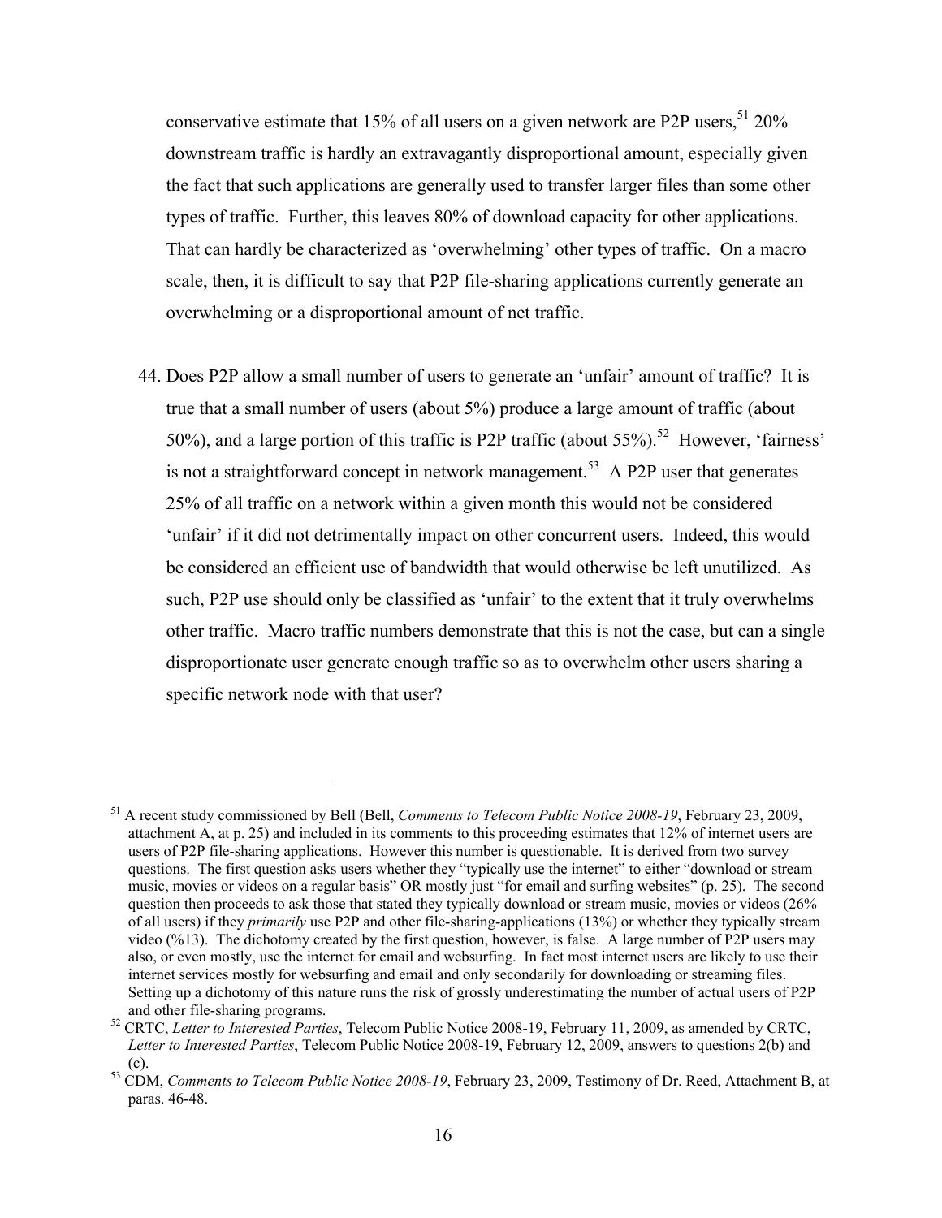conservative estimate that 15% of all users on a given network are P2P users,[51] 20% downstream traffic is hardly an extravagantly disproportional amount, especially given the fact that such applications are generally used to transfer larger files than some other types of traffic. Further, this leaves 80% of download capacity for other applications. That can hardly be characterized as 'overwhelming' other types of traffic. On a macro scale, then, it is difficult to say that P2P file-sharing applications currently generate an overwhelming or a disproportional amount of net traffic.

44. Does P2P allow a small number of users to generate an 'unfair' amount of traffic? It is true that a small number of users (about 5%) produce a large amount of traffic (about 50%), and a large portion of this traffic is P2P traffic (about 55%).[52] However, 'fairness' is not a straightforward concept in network management.[53] A P2P user that generates 25% of all traffic on a network within a given month this would not be considered 'unfair' if it did not detrimentally impact on other concurrent users. Indeed, this would be considered an efficient use of bandwidth that would otherwise be left unutilized. As such, P2P use should only be classified as 'unfair' to the extent that it truly overwhelms other traffic. Macro traffic numbers demonstrate that this is not the case, but can a single disproportionate user generate enough traffic so as to overwhelm other users sharing a specific network node with that user?

---

[51] A recent study commissioned by Bell (Bell, *Comments to Telecom Public Notice 2008-19*, February 23, 2009, attachment A, at p. 25) and included in its comments to this proceeding estimates that 12% of internet users are users of P2P file-sharing applications. However this number is questionable. It is derived from two survey questions. The first question asks users whether they "typically use the internet" to either "download or stream music, movies or videos on a regular basis" OR mostly just "for email and surfing websites" (p. 25). The second question then proceeds to ask those that stated they typically download or stream music, movies or videos (26% of all users) if they *primarily* use P2P and other file-sharing-applications (13%) or whether they typically stream video (%13). The dichotomy created by the first question, however, is false. A large number of P2P users may also, or even mostly, use the internet for email and websurfing. In fact most internet users are likely to use their internet services mostly for websurfing and email and only secondarily for downloading or streaming files. Setting up a dichotomy of this nature runs the risk of grossly underestimating the number of actual users of P2P and other file-sharing programs.

[52] CRTC, *Letter to Interested Parties*, Telecom Public Notice 2008-19, February 11, 2009, as amended by CRTC, *Letter to Interested Parties*, Telecom Public Notice 2008-19, February 12, 2009, answers to questions 2(b) and (c).

[53] CDM, *Comments to Telecom Public Notice 2008-19*, February 23, 2009, Testimony of Dr. Reed, Attachment B, at paras. 46-48.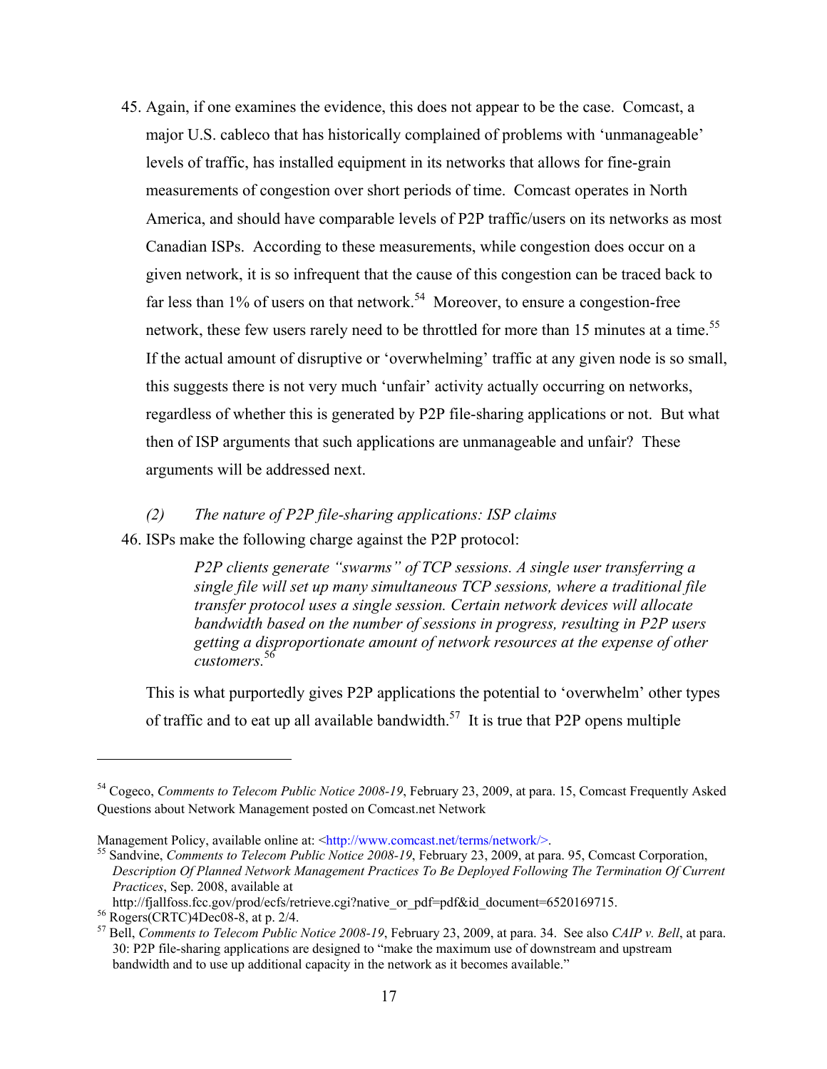45. Again, if one examines the evidence, this does not appear to be the case. Comcast, a major U.S. cableco that has historically complained of problems with 'unmanageable' levels of traffic, has installed equipment in its networks that allows for fine-grain measurements of congestion over short periods of time. Comcast operates in North America, and should have comparable levels of P2P traffic/users on its networks as most Canadian ISPs. According to these measurements, while congestion does occur on a given network, it is so infrequent that the cause of this congestion can be traced back to far less than 1% of users on that network.[54] Moreover, to ensure a congestion-free network, these few users rarely need to be throttled for more than 15 minutes at a time.[55] If the actual amount of disruptive or 'overwhelming' traffic at any given node is so small, this suggests there is not very much 'unfair' activity actually occurring on networks, regardless of whether this is generated by P2P file-sharing applications or not. But what then of ISP arguments that such applications are unmanageable and unfair? These arguments will be addressed next.

*(2) The nature of P2P file-sharing applications: ISP claims*

46. ISPs make the following charge against the P2P protocol:

> *P2P clients generate "swarms" of TCP sessions. A single user transferring a single file will set up many simultaneous TCP sessions, where a traditional file transfer protocol uses a single session. Certain network devices will allocate bandwidth based on the number of sessions in progress, resulting in P2P users getting a disproportionate amount of network resources at the expense of other customers.*[56]

This is what purportedly gives P2P applications the potential to 'overwhelm' other types of traffic and to eat up all available bandwidth.[57] It is true that P2P opens multiple

---

[54] Cogeco, *Comments to Telecom Public Notice 2008-19*, February 23, 2009, at para. 15, Comcast Frequently Asked Questions about Network Management posted on Comcast.net Network Management Policy, available online at: <http://www.comcast.net/terms/network/>.

[55] Sandvine, *Comments to Telecom Public Notice 2008-19*, February 23, 2009, at para. 95, Comcast Corporation, *Description Of Planned Network Management Practices To Be Deployed Following The Termination Of Current Practices*, Sep. 2008, available at http://fjallfoss.fcc.gov/prod/ecfs/retrieve.cgi?native_or_pdf=pdf&id_document=6520169715.

[56] Rogers(CRTC)4Dec08-8, at p. 2/4.

[57] Bell, *Comments to Telecom Public Notice 2008-19*, February 23, 2009, at para. 34. See also *CAIP v. Bell*, at para. 30: P2P file-sharing applications are designed to "make the maximum use of downstream and upstream bandwidth and to use up additional capacity in the network as it becomes available."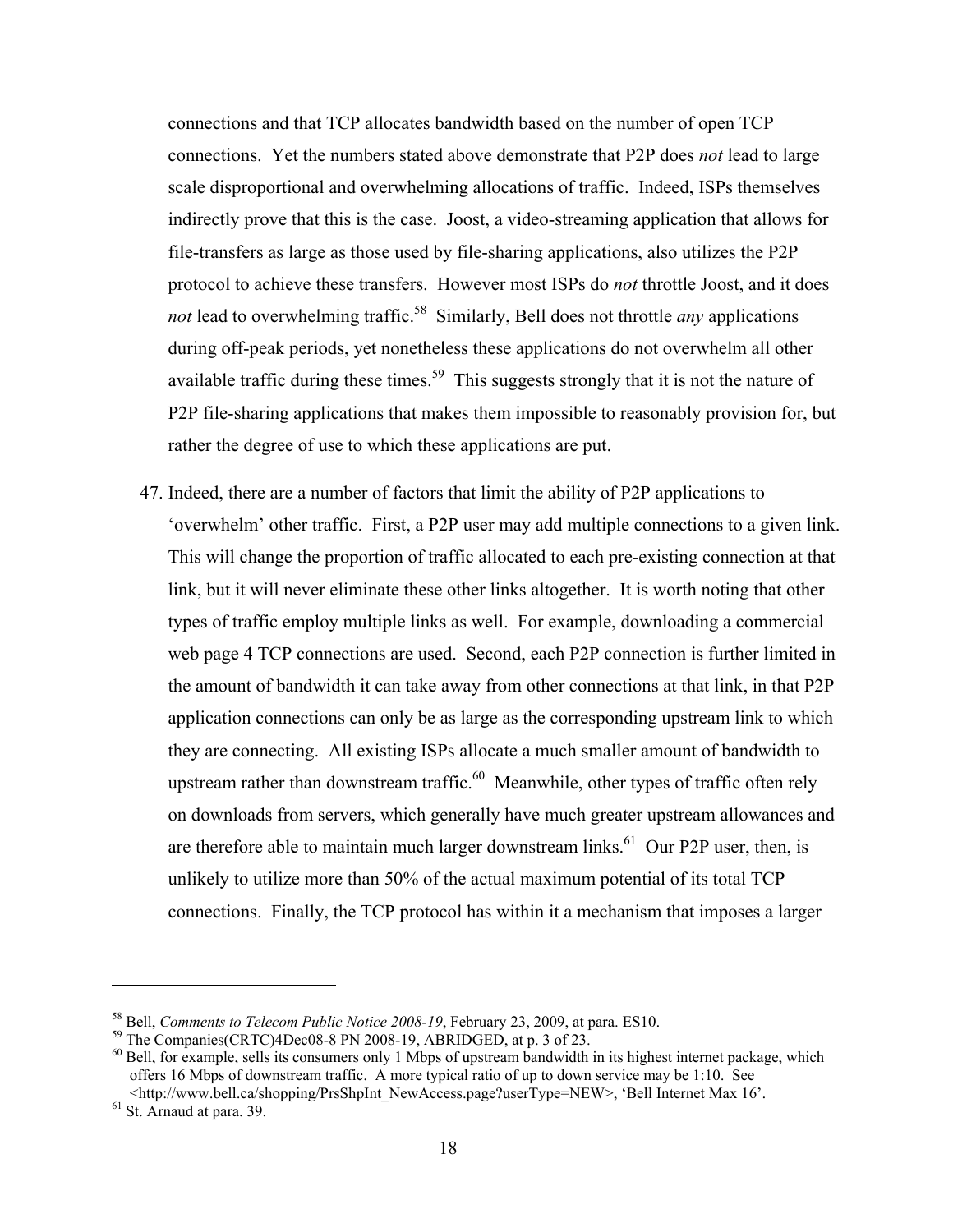connections and that TCP allocates bandwidth based on the number of open TCP connections. Yet the numbers stated above demonstrate that P2P does *not* lead to large scale disproportional and overwhelming allocations of traffic. Indeed, ISPs themselves indirectly prove that this is the case. Joost, a video-streaming application that allows for file-transfers as large as those used by file-sharing applications, also utilizes the P2P protocol to achieve these transfers. However most ISPs do *not* throttle Joost, and it does *not* lead to overwhelming traffic.[58] Similarly, Bell does not throttle *any* applications during off-peak periods, yet nonetheless these applications do not overwhelm all other available traffic during these times.[59] This suggests strongly that it is not the nature of P2P file-sharing applications that makes them impossible to reasonably provision for, but rather the degree of use to which these applications are put.

47. Indeed, there are a number of factors that limit the ability of P2P applications to 'overwhelm' other traffic. First, a P2P user may add multiple connections to a given link. This will change the proportion of traffic allocated to each pre-existing connection at that link, but it will never eliminate these other links altogether. It is worth noting that other types of traffic employ multiple links as well. For example, downloading a commercial web page 4 TCP connections are used. Second, each P2P connection is further limited in the amount of bandwidth it can take away from other connections at that link, in that P2P application connections can only be as large as the corresponding upstream link to which they are connecting. All existing ISPs allocate a much smaller amount of bandwidth to upstream rather than downstream traffic.[60] Meanwhile, other types of traffic often rely on downloads from servers, which generally have much greater upstream allowances and are therefore able to maintain much larger downstream links.[61] Our P2P user, then, is unlikely to utilize more than 50% of the actual maximum potential of its total TCP connections. Finally, the TCP protocol has within it a mechanism that imposes a larger

---

[58] Bell, *Comments to Telecom Public Notice 2008-19*, February 23, 2009, at para. ES10.

[59] The Companies(CRTC)4Dec08-8 PN 2008-19, ABRIDGED, at p. 3 of 23.

[60] Bell, for example, sells its consumers only 1 Mbps of upstream bandwidth in its highest internet package, which offers 16 Mbps of downstream traffic. A more typical ratio of up to down service may be 1:10. See <http://www.bell.ca/shopping/PrsShpInt_NewAccess.page?userType=NEW>, 'Bell Internet Max 16'.

[61] St. Arnaud at para. 39.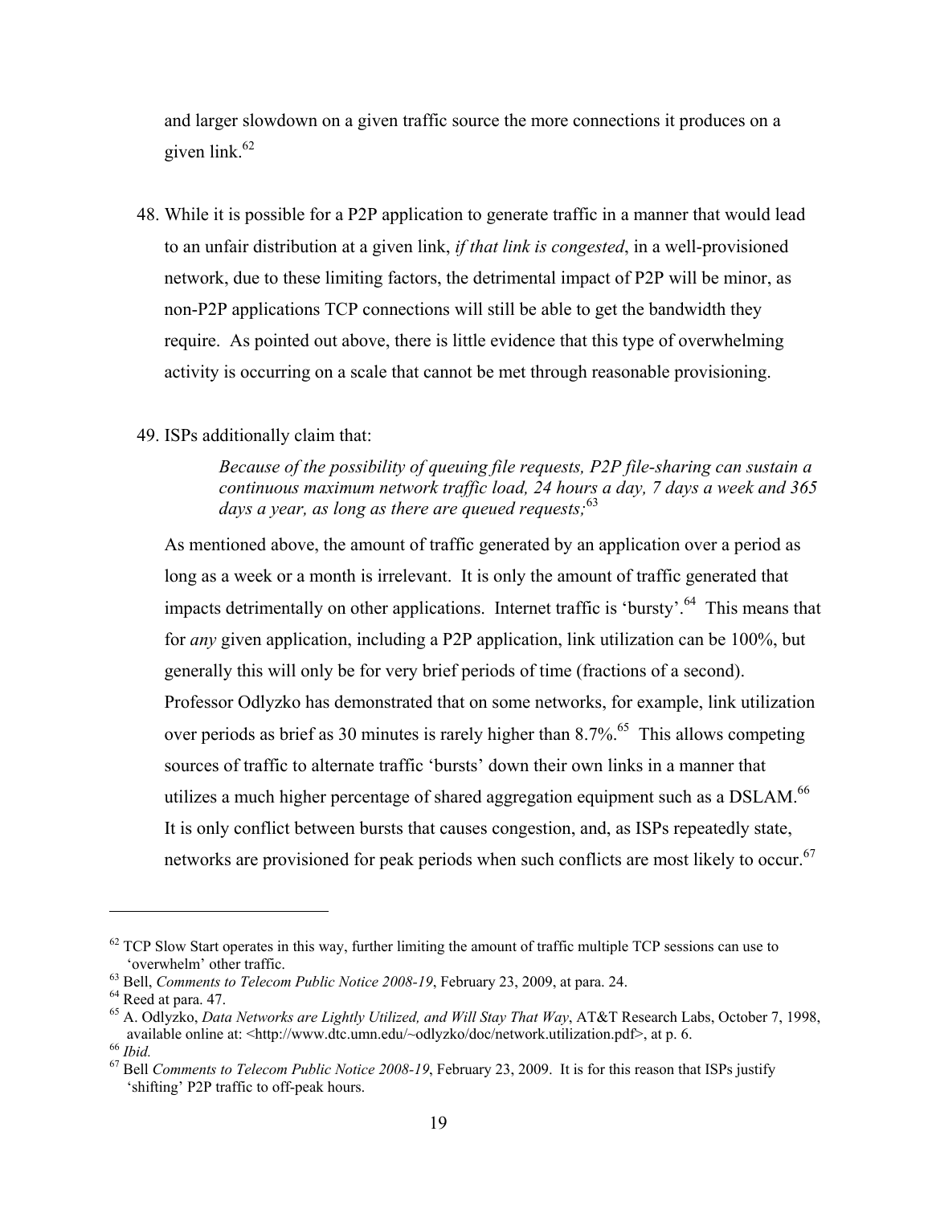and larger slowdown on a given traffic source the more connections it produces on a given link.[62]

48. While it is possible for a P2P application to generate traffic in a manner that would lead to an unfair distribution at a given link, *if that link is congested*, in a well-provisioned network, due to these limiting factors, the detrimental impact of P2P will be minor, as non-P2P applications TCP connections will still be able to get the bandwidth they require. As pointed out above, there is little evidence that this type of overwhelming activity is occurring on a scale that cannot be met through reasonable provisioning.

49. ISPs additionally claim that:

> *Because of the possibility of queuing file requests, P2P file-sharing can sustain a continuous maximum network traffic load, 24 hours a day, 7 days a week and 365 days a year, as long as there are queued requests;*[63]

As mentioned above, the amount of traffic generated by an application over a period as long as a week or a month is irrelevant. It is only the amount of traffic generated that impacts detrimentally on other applications. Internet traffic is 'bursty'.[64] This means that for *any* given application, including a P2P application, link utilization can be 100%, but generally this will only be for very brief periods of time (fractions of a second). Professor Odlyzko has demonstrated that on some networks, for example, link utilization over periods as brief as 30 minutes is rarely higher than 8.7%.[65] This allows competing sources of traffic to alternate traffic 'bursts' down their own links in a manner that utilizes a much higher percentage of shared aggregation equipment such as a DSLAM.[66] It is only conflict between bursts that causes congestion, and, as ISPs repeatedly state, networks are provisioned for peak periods when such conflicts are most likely to occur.[67]

---

[62] TCP Slow Start operates in this way, further limiting the amount of traffic multiple TCP sessions can use to 'overwhelm' other traffic.

[63] Bell, *Comments to Telecom Public Notice 2008-19*, February 23, 2009, at para. 24.

[64] Reed at para. 47.

[65] A. Odlyzko, *Data Networks are Lightly Utilized, and Will Stay That Way*, AT&T Research Labs, October 7, 1998, available online at: <http://www.dtc.umn.edu/~odlyzko/doc/network.utilization.pdf>, at p. 6.

[66] *Ibid.*

[67] Bell *Comments to Telecom Public Notice 2008-19*, February 23, 2009. It is for this reason that ISPs justify 'shifting' P2P traffic to off-peak hours.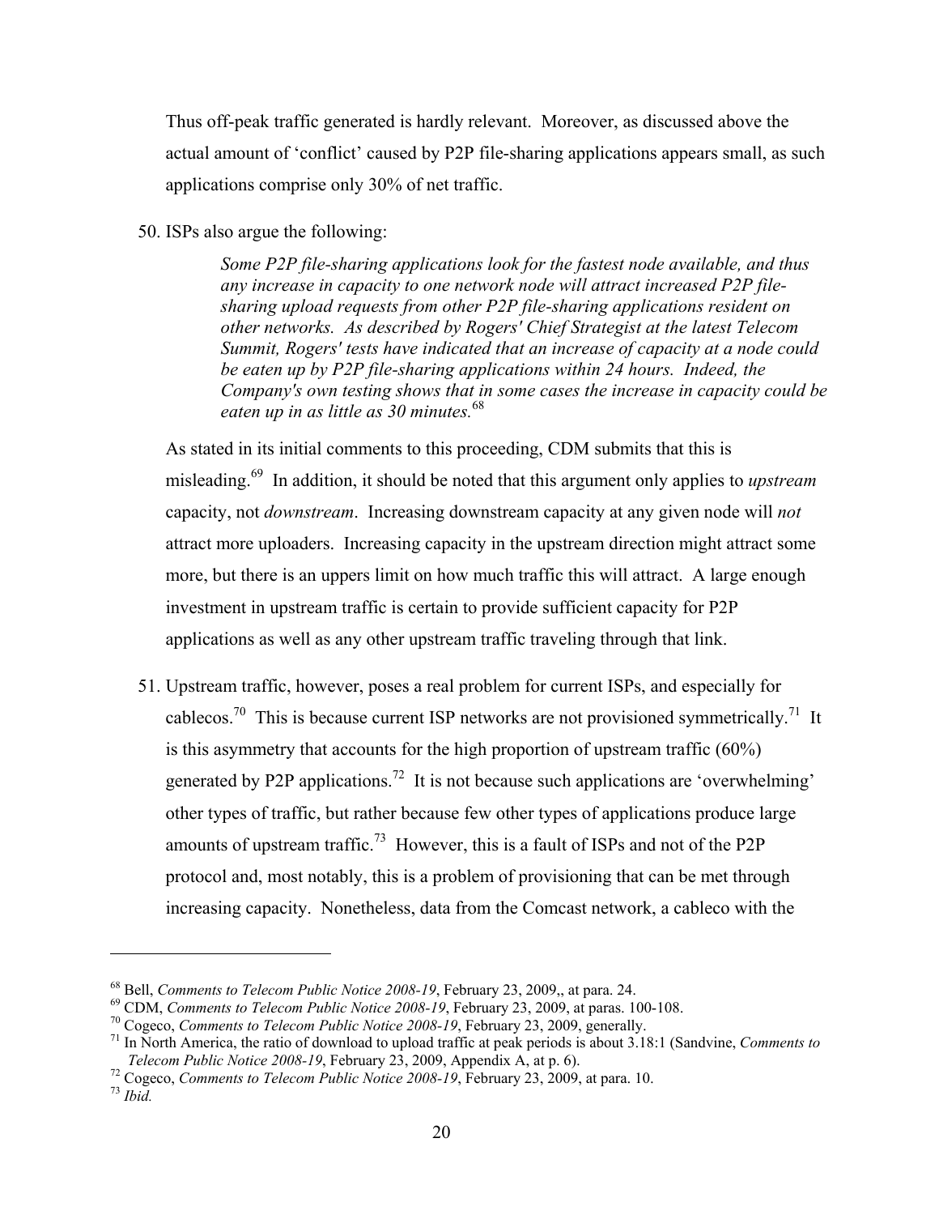Thus off-peak traffic generated is hardly relevant. Moreover, as discussed above the actual amount of 'conflict' caused by P2P file-sharing applications appears small, as such applications comprise only 30% of net traffic.

50. ISPs also argue the following:

> *Some P2P file-sharing applications look for the fastest node available, and thus any increase in capacity to one network node will attract increased P2P file-sharing upload requests from other P2P file-sharing applications resident on other networks. As described by Rogers' Chief Strategist at the latest Telecom Summit, Rogers' tests have indicated that an increase of capacity at a node could be eaten up by P2P file-sharing applications within 24 hours. Indeed, the Company's own testing shows that in some cases the increase in capacity could be eaten up in as little as 30 minutes.*[68]

As stated in its initial comments to this proceeding, CDM submits that this is misleading.[69] In addition, it should be noted that this argument only applies to *upstream* capacity, not *downstream*. Increasing downstream capacity at any given node will *not* attract more uploaders. Increasing capacity in the upstream direction might attract some more, but there is an uppers limit on how much traffic this will attract. A large enough investment in upstream traffic is certain to provide sufficient capacity for P2P applications as well as any other upstream traffic traveling through that link.

51. Upstream traffic, however, poses a real problem for current ISPs, and especially for cablecos.[70] This is because current ISP networks are not provisioned symmetrically.[71] It is this asymmetry that accounts for the high proportion of upstream traffic (60%) generated by P2P applications.[72] It is not because such applications are 'overwhelming' other types of traffic, but rather because few other types of applications produce large amounts of upstream traffic.[73] However, this is a fault of ISPs and not of the P2P protocol and, most notably, this is a problem of provisioning that can be met through increasing capacity. Nonetheless, data from the Comcast network, a cableco with the

---

[68] Bell, *Comments to Telecom Public Notice 2008-19*, February 23, 2009,, at para. 24.

[69] CDM, *Comments to Telecom Public Notice 2008-19*, February 23, 2009, at paras. 100-108.

[70] Cogeco, *Comments to Telecom Public Notice 2008-19*, February 23, 2009, generally.

[71] In North America, the ratio of download to upload traffic at peak periods is about 3.18:1 (Sandvine, *Comments to Telecom Public Notice 2008-19*, February 23, 2009, Appendix A, at p. 6).

[72] Cogeco, *Comments to Telecom Public Notice 2008-19*, February 23, 2009, at para. 10.

[73] *Ibid.*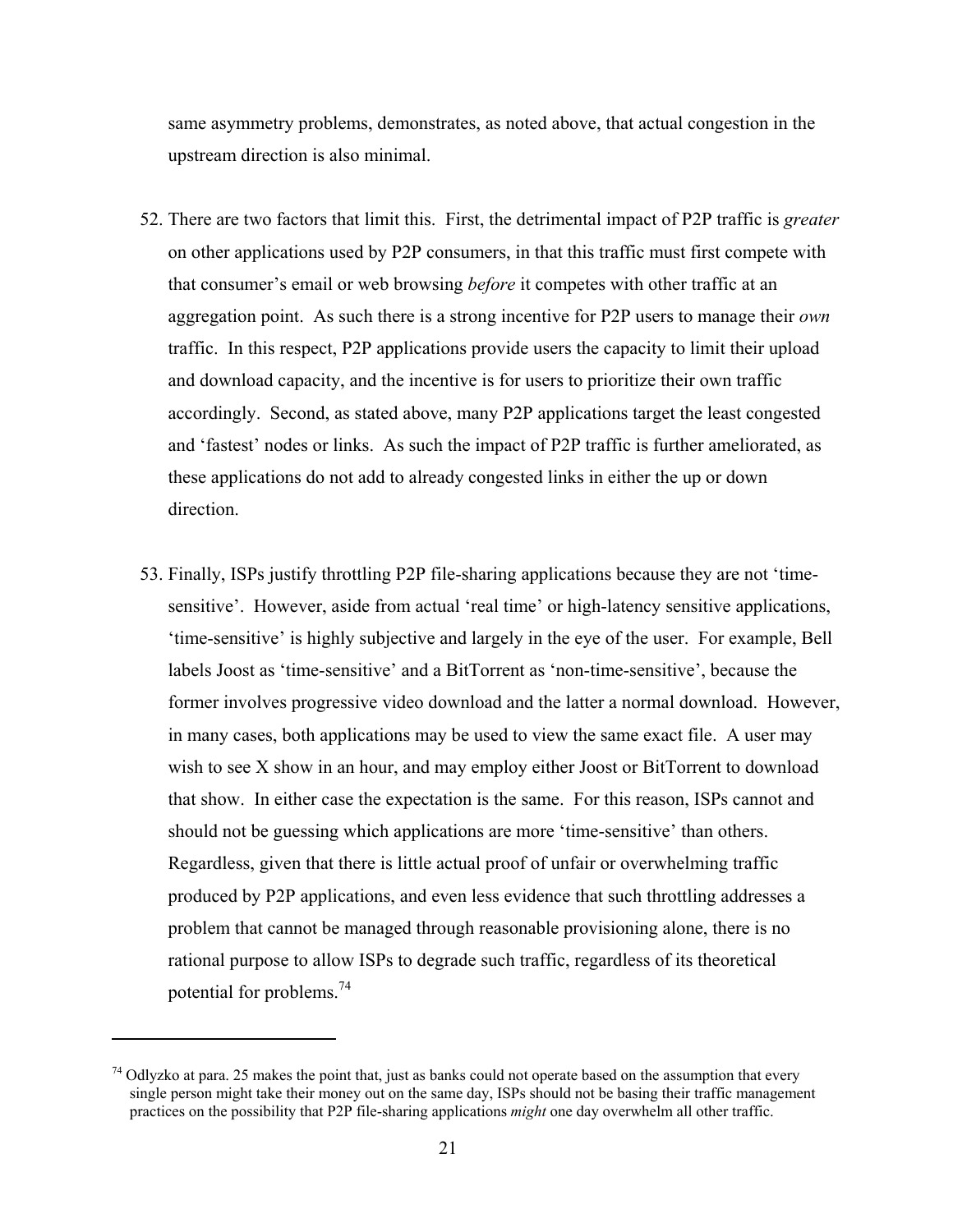same asymmetry problems, demonstrates, as noted above, that actual congestion in the upstream direction is also minimal.

52. There are two factors that limit this. First, the detrimental impact of P2P traffic is *greater* on other applications used by P2P consumers, in that this traffic must first compete with that consumer's email or web browsing *before* it competes with other traffic at an aggregation point. As such there is a strong incentive for P2P users to manage their *own* traffic. In this respect, P2P applications provide users the capacity to limit their upload and download capacity, and the incentive is for users to prioritize their own traffic accordingly. Second, as stated above, many P2P applications target the least congested and 'fastest' nodes or links. As such the impact of P2P traffic is further ameliorated, as these applications do not add to already congested links in either the up or down direction.

53. Finally, ISPs justify throttling P2P file-sharing applications because they are not 'time-sensitive'. However, aside from actual 'real time' or high-latency sensitive applications, 'time-sensitive' is highly subjective and largely in the eye of the user. For example, Bell labels Joost as 'time-sensitive' and a BitTorrent as 'non-time-sensitive', because the former involves progressive video download and the latter a normal download. However, in many cases, both applications may be used to view the same exact file. A user may wish to see X show in an hour, and may employ either Joost or BitTorrent to download that show. In either case the expectation is the same. For this reason, ISPs cannot and should not be guessing which applications are more 'time-sensitive' than others. Regardless, given that there is little actual proof of unfair or overwhelming traffic produced by P2P applications, and even less evidence that such throttling addresses a problem that cannot be managed through reasonable provisioning alone, there is no rational purpose to allow ISPs to degrade such traffic, regardless of its theoretical potential for problems.[74]

---

[74] Odlyzko at para. 25 makes the point that, just as banks could not operate based on the assumption that every single person might take their money out on the same day, ISPs should not be basing their traffic management practices on the possibility that P2P file-sharing applications *might* one day overwhelm all other traffic.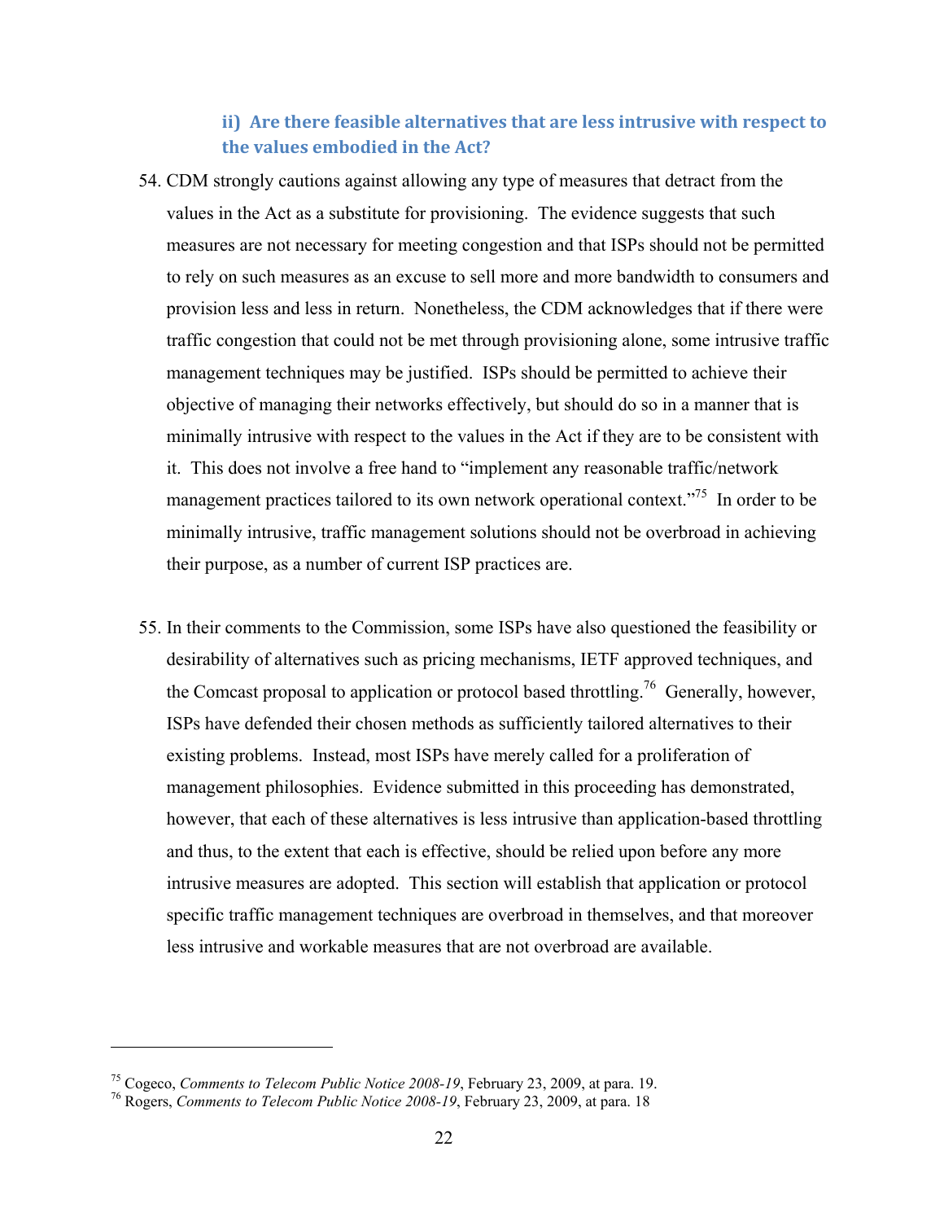### ii) Are there feasible alternatives that are less intrusive with respect to the values embodied in the Act?

54. CDM strongly cautions against allowing any type of measures that detract from the values in the Act as a substitute for provisioning. The evidence suggests that such measures are not necessary for meeting congestion and that ISPs should not be permitted to rely on such measures as an excuse to sell more and more bandwidth to consumers and provision less and less in return. Nonetheless, the CDM acknowledges that if there were traffic congestion that could not be met through provisioning alone, some intrusive traffic management techniques may be justified. ISPs should be permitted to achieve their objective of managing their networks effectively, but should do so in a manner that is minimally intrusive with respect to the values in the Act if they are to be consistent with it. This does not involve a free hand to "implement any reasonable traffic/network management practices tailored to its own network operational context."[75] In order to be minimally intrusive, traffic management solutions should not be overbroad in achieving their purpose, as a number of current ISP practices are.

55. In their comments to the Commission, some ISPs have also questioned the feasibility or desirability of alternatives such as pricing mechanisms, IETF approved techniques, and the Comcast proposal to application or protocol based throttling.[76] Generally, however, ISPs have defended their chosen methods as sufficiently tailored alternatives to their existing problems. Instead, most ISPs have merely called for a proliferation of management philosophies. Evidence submitted in this proceeding has demonstrated, however, that each of these alternatives is less intrusive than application-based throttling and thus, to the extent that each is effective, should be relied upon before any more intrusive measures are adopted. This section will establish that application or protocol specific traffic management techniques are overbroad in themselves, and that moreover less intrusive and workable measures that are not overbroad are available.

---

[75] Cogeco, *Comments to Telecom Public Notice 2008-19*, February 23, 2009, at para. 19.

[76] Rogers, *Comments to Telecom Public Notice 2008-19*, February 23, 2009, at para. 18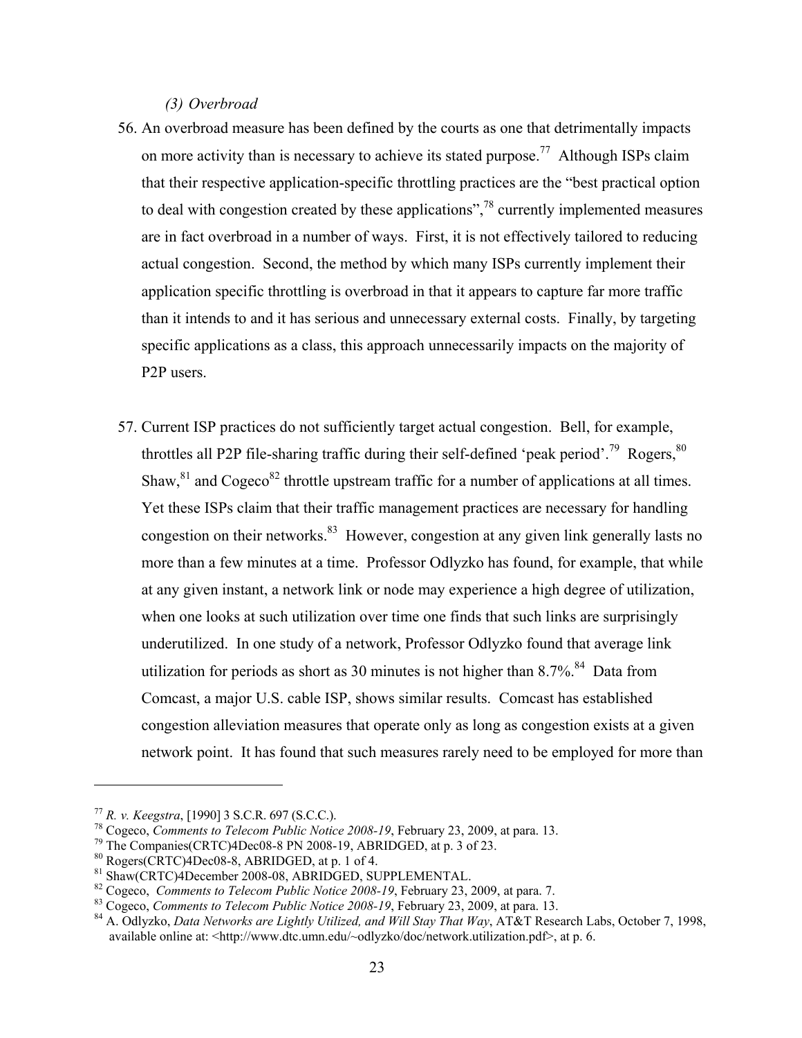*(3) Overbroad*

56. An overbroad measure has been defined by the courts as one that detrimentally impacts on more activity than is necessary to achieve its stated purpose.[77] Although ISPs claim that their respective application-specific throttling practices are the "best practical option to deal with congestion created by these applications",[78] currently implemented measures are in fact overbroad in a number of ways. First, it is not effectively tailored to reducing actual congestion. Second, the method by which many ISPs currently implement their application specific throttling is overbroad in that it appears to capture far more traffic than it intends to and it has serious and unnecessary external costs. Finally, by targeting specific applications as a class, this approach unnecessarily impacts on the majority of P2P users.

57. Current ISP practices do not sufficiently target actual congestion. Bell, for example, throttles all P2P file-sharing traffic during their self-defined 'peak period'.[79] Rogers,[80] Shaw,[81] and Cogeco[82] throttle upstream traffic for a number of applications at all times. Yet these ISPs claim that their traffic management practices are necessary for handling congestion on their networks.[83] However, congestion at any given link generally lasts no more than a few minutes at a time. Professor Odlyzko has found, for example, that while at any given instant, a network link or node may experience a high degree of utilization, when one looks at such utilization over time one finds that such links are surprisingly underutilized. In one study of a network, Professor Odlyzko found that average link utilization for periods as short as 30 minutes is not higher than 8.7%.[84] Data from Comcast, a major U.S. cable ISP, shows similar results. Comcast has established congestion alleviation measures that operate only as long as congestion exists at a given network point. It has found that such measures rarely need to be employed for more than

---

[77] *R. v. Keegstra*, [1990] 3 S.C.R. 697 (S.C.C.).

[78] Cogeco, *Comments to Telecom Public Notice 2008-19*, February 23, 2009, at para. 13.

[79] The Companies(CRTC)4Dec08-8 PN 2008-19, ABRIDGED, at p. 3 of 23.

[80] Rogers(CRTC)4Dec08-8, ABRIDGED, at p. 1 of 4.

[81] Shaw(CRTC)4December 2008-08, ABRIDGED, SUPPLEMENTAL.

[82] Cogeco, *Comments to Telecom Public Notice 2008-19*, February 23, 2009, at para. 7.

[83] Cogeco, *Comments to Telecom Public Notice 2008-19*, February 23, 2009, at para. 13.

[84] A. Odlyzko, *Data Networks are Lightly Utilized, and Will Stay That Way*, AT&T Research Labs, October 7, 1998, available online at: <http://www.dtc.umn.edu/~odlyzko/doc/network.utilization.pdf>, at p. 6.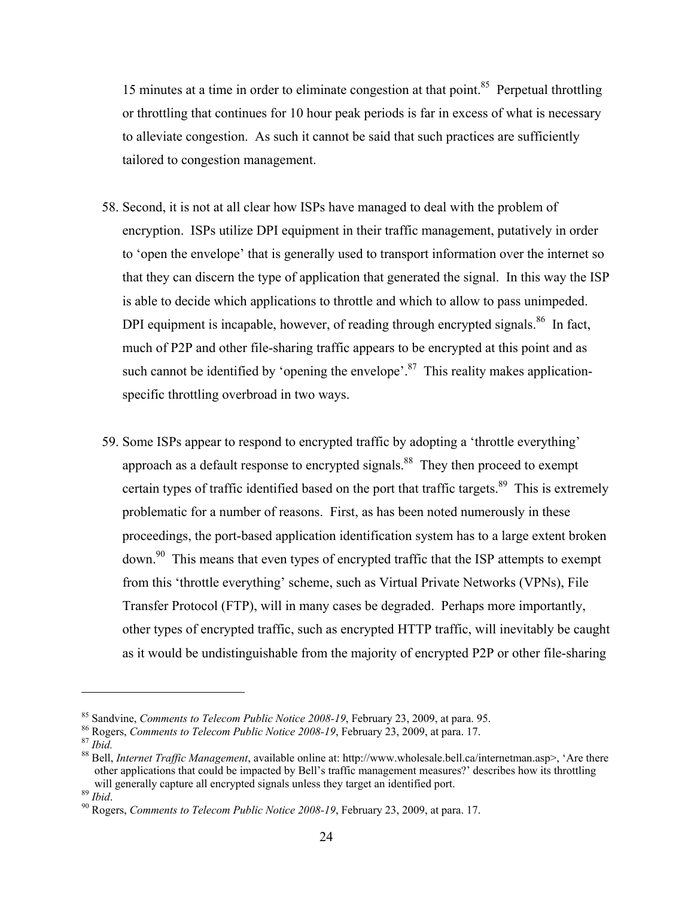15 minutes at a time in order to eliminate congestion at that point.[85] Perpetual throttling or throttling that continues for 10 hour peak periods is far in excess of what is necessary to alleviate congestion. As such it cannot be said that such practices are sufficiently tailored to congestion management.

58. Second, it is not at all clear how ISPs have managed to deal with the problem of encryption. ISPs utilize DPI equipment in their traffic management, putatively in order to 'open the envelope' that is generally used to transport information over the internet so that they can discern the type of application that generated the signal. In this way the ISP is able to decide which applications to throttle and which to allow to pass unimpeded. DPI equipment is incapable, however, of reading through encrypted signals.[86] In fact, much of P2P and other file-sharing traffic appears to be encrypted at this point and as such cannot be identified by 'opening the envelope'.[87] This reality makes application-specific throttling overbroad in two ways.

59. Some ISPs appear to respond to encrypted traffic by adopting a 'throttle everything' approach as a default response to encrypted signals.[88] They then proceed to exempt certain types of traffic identified based on the port that traffic targets.[89] This is extremely problematic for a number of reasons. First, as has been noted numerously in these proceedings, the port-based application identification system has to a large extent broken down.[90] This means that even types of encrypted traffic that the ISP attempts to exempt from this 'throttle everything' scheme, such as Virtual Private Networks (VPNs), File Transfer Protocol (FTP), will in many cases be degraded. Perhaps more importantly, other types of encrypted traffic, such as encrypted HTTP traffic, will inevitably be caught as it would be undistinguishable from the majority of encrypted P2P or other file-sharing

---

[85] Sandvine, *Comments to Telecom Public Notice 2008-19*, February 23, 2009, at para. 95.

[86] Rogers, *Comments to Telecom Public Notice 2008-19*, February 23, 2009, at para. 17.

[87] *Ibid.*

[88] Bell, *Internet Traffic Management*, available online at: http://www.wholesale.bell.ca/internetman.asp>, 'Are there other applications that could be impacted by Bell's traffic management measures?' describes how its throttling will generally capture all encrypted signals unless they target an identified port.

[89] *Ibid*.

[90] Rogers, *Comments to Telecom Public Notice 2008-19*, February 23, 2009, at para. 17.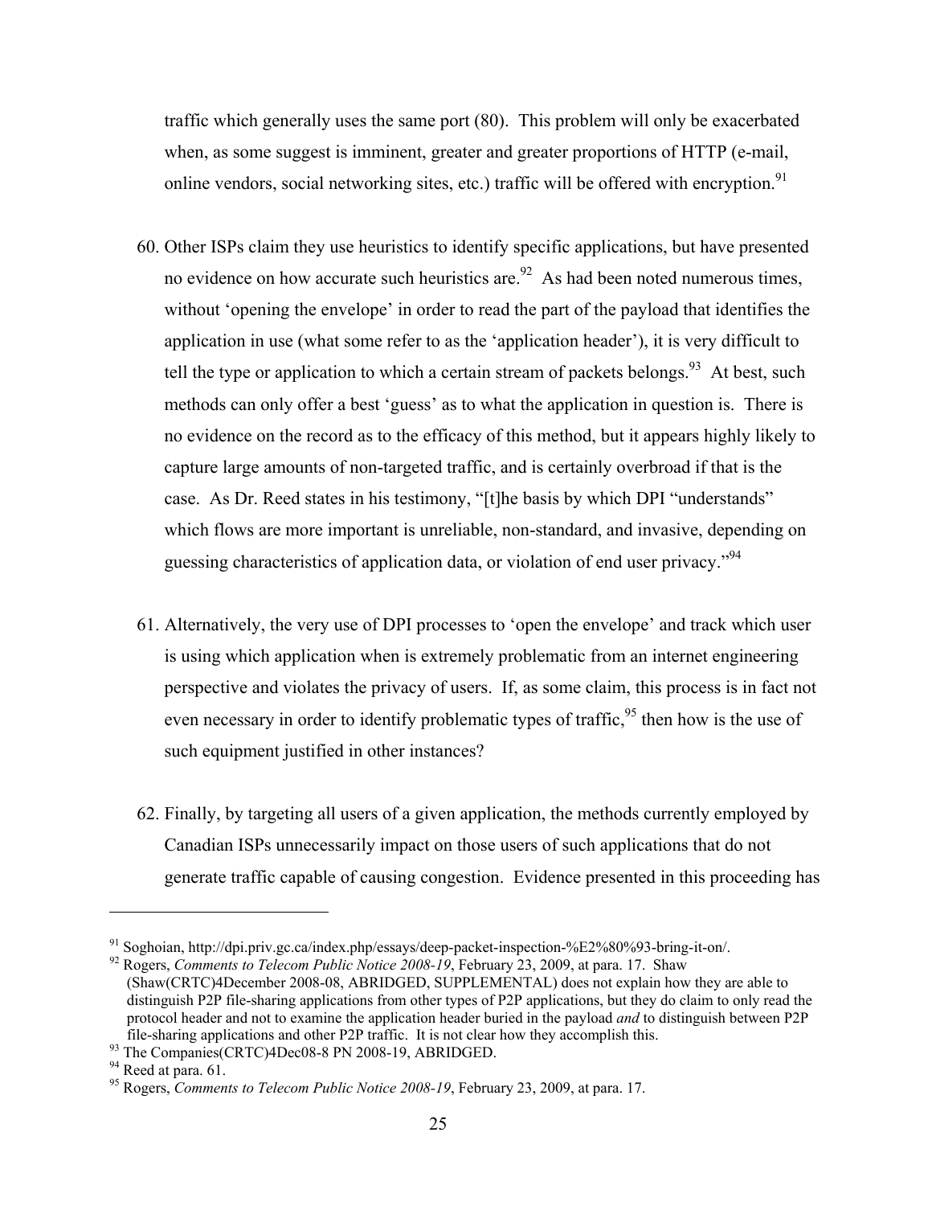traffic which generally uses the same port (80). This problem will only be exacerbated when, as some suggest is imminent, greater and greater proportions of HTTP (e-mail, online vendors, social networking sites, etc.) traffic will be offered with encryption.[91]

60. Other ISPs claim they use heuristics to identify specific applications, but have presented no evidence on how accurate such heuristics are.[92] As had been noted numerous times, without 'opening the envelope' in order to read the part of the payload that identifies the application in use (what some refer to as the 'application header'), it is very difficult to tell the type or application to which a certain stream of packets belongs.[93] At best, such methods can only offer a best 'guess' as to what the application in question is. There is no evidence on the record as to the efficacy of this method, but it appears highly likely to capture large amounts of non-targeted traffic, and is certainly overbroad if that is the case. As Dr. Reed states in his testimony, "[t]he basis by which DPI "understands" which flows are more important is unreliable, non-standard, and invasive, depending on guessing characteristics of application data, or violation of end user privacy."[94]

61. Alternatively, the very use of DPI processes to 'open the envelope' and track which user is using which application when is extremely problematic from an internet engineering perspective and violates the privacy of users. If, as some claim, this process is in fact not even necessary in order to identify problematic types of traffic,[95] then how is the use of such equipment justified in other instances?

62. Finally, by targeting all users of a given application, the methods currently employed by Canadian ISPs unnecessarily impact on those users of such applications that do not generate traffic capable of causing congestion. Evidence presented in this proceeding has

---

[91] Soghoian, http://dpi.priv.gc.ca/index.php/essays/deep-packet-inspection-%E2%80%93-bring-it-on/.

[92] Rogers, *Comments to Telecom Public Notice 2008-19*, February 23, 2009, at para. 17. Shaw (Shaw(CRTC)4December 2008-08, ABRIDGED, SUPPLEMENTAL) does not explain how they are able to distinguish P2P file-sharing applications from other types of P2P applications, but they do claim to only read the protocol header and not to examine the application header buried in the payload *and* to distinguish between P2P file-sharing applications and other P2P traffic. It is not clear how they accomplish this.

[93] The Companies(CRTC)4Dec08-8 PN 2008-19, ABRIDGED.

[94] Reed at para. 61.

[95] Rogers, *Comments to Telecom Public Notice 2008-19*, February 23, 2009, at para. 17.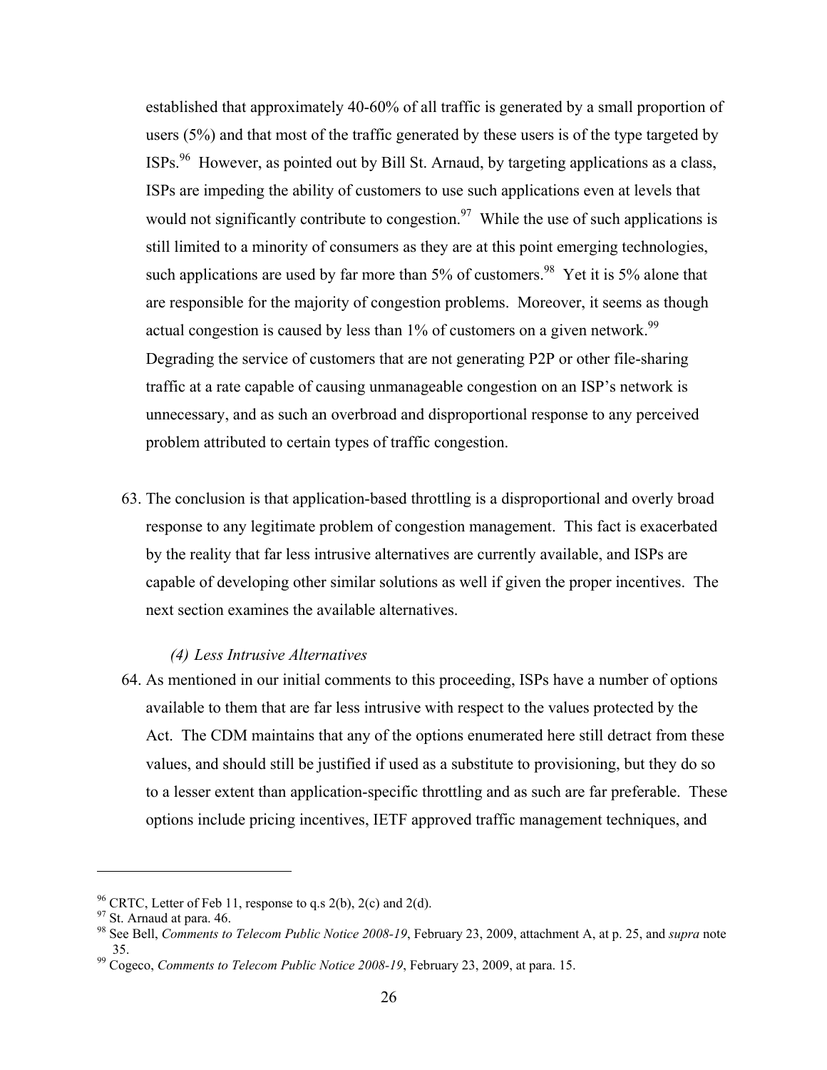established that approximately 40-60% of all traffic is generated by a small proportion of users (5%) and that most of the traffic generated by these users is of the type targeted by ISPs.[96] However, as pointed out by Bill St. Arnaud, by targeting applications as a class, ISPs are impeding the ability of customers to use such applications even at levels that would not significantly contribute to congestion.[97] While the use of such applications is still limited to a minority of consumers as they are at this point emerging technologies, such applications are used by far more than 5% of customers.[98] Yet it is 5% alone that are responsible for the majority of congestion problems. Moreover, it seems as though actual congestion is caused by less than 1% of customers on a given network.[99] Degrading the service of customers that are not generating P2P or other file-sharing traffic at a rate capable of causing unmanageable congestion on an ISP's network is unnecessary, and as such an overbroad and disproportional response to any perceived problem attributed to certain types of traffic congestion.

63. The conclusion is that application-based throttling is a disproportional and overly broad response to any legitimate problem of congestion management. This fact is exacerbated by the reality that far less intrusive alternatives are currently available, and ISPs are capable of developing other similar solutions as well if given the proper incentives. The next section examines the available alternatives.

*(4) Less Intrusive Alternatives*

64. As mentioned in our initial comments to this proceeding, ISPs have a number of options available to them that are far less intrusive with respect to the values protected by the Act. The CDM maintains that any of the options enumerated here still detract from these values, and should still be justified if used as a substitute to provisioning, but they do so to a lesser extent than application-specific throttling and as such are far preferable. These options include pricing incentives, IETF approved traffic management techniques, and

---

[96] CRTC, Letter of Feb 11, response to q.s 2(b), 2(c) and 2(d).

[97] St. Arnaud at para. 46.

[98] See Bell, *Comments to Telecom Public Notice 2008-19*, February 23, 2009, attachment A, at p. 25, and *supra* note 35.

[99] Cogeco, *Comments to Telecom Public Notice 2008-19*, February 23, 2009, at para. 15.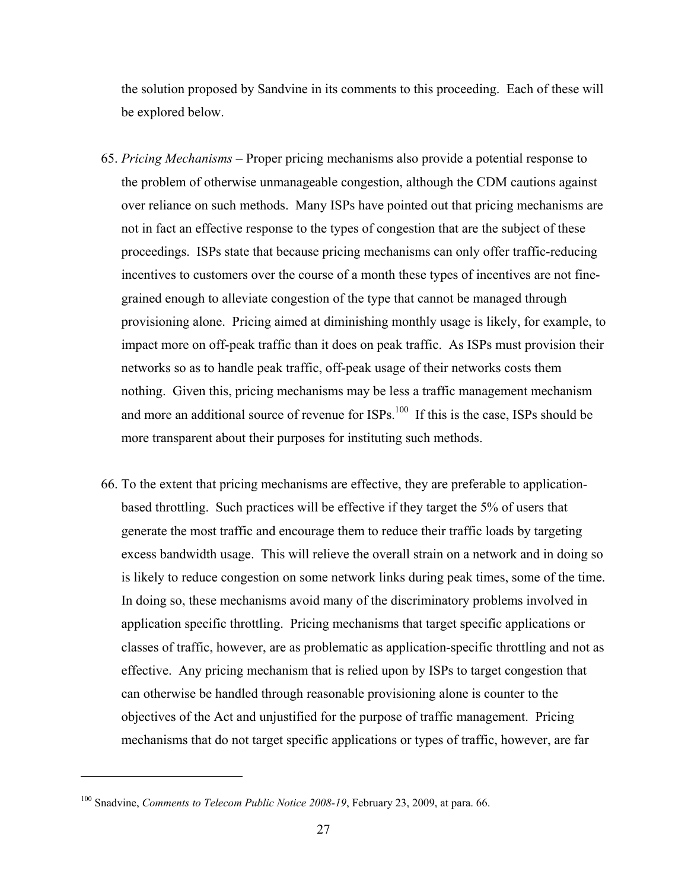the solution proposed by Sandvine in its comments to this proceeding. Each of these will be explored below.

65. *Pricing Mechanisms* – Proper pricing mechanisms also provide a potential response to the problem of otherwise unmanageable congestion, although the CDM cautions against over reliance on such methods. Many ISPs have pointed out that pricing mechanisms are not in fact an effective response to the types of congestion that are the subject of these proceedings. ISPs state that because pricing mechanisms can only offer traffic-reducing incentives to customers over the course of a month these types of incentives are not fine-grained enough to alleviate congestion of the type that cannot be managed through provisioning alone. Pricing aimed at diminishing monthly usage is likely, for example, to impact more on off-peak traffic than it does on peak traffic. As ISPs must provision their networks so as to handle peak traffic, off-peak usage of their networks costs them nothing. Given this, pricing mechanisms may be less a traffic management mechanism and more an additional source of revenue for ISPs.[100] If this is the case, ISPs should be more transparent about their purposes for instituting such methods.

66. To the extent that pricing mechanisms are effective, they are preferable to application-based throttling. Such practices will be effective if they target the 5% of users that generate the most traffic and encourage them to reduce their traffic loads by targeting excess bandwidth usage. This will relieve the overall strain on a network and in doing so is likely to reduce congestion on some network links during peak times, some of the time. In doing so, these mechanisms avoid many of the discriminatory problems involved in application specific throttling. Pricing mechanisms that target specific applications or classes of traffic, however, are as problematic as application-specific throttling and not as effective. Any pricing mechanism that is relied upon by ISPs to target congestion that can otherwise be handled through reasonable provisioning alone is counter to the objectives of the Act and unjustified for the purpose of traffic management. Pricing mechanisms that do not target specific applications or types of traffic, however, are far

[100] Snadvine, *Comments to Telecom Public Notice 2008-19*, February 23, 2009, at para. 66.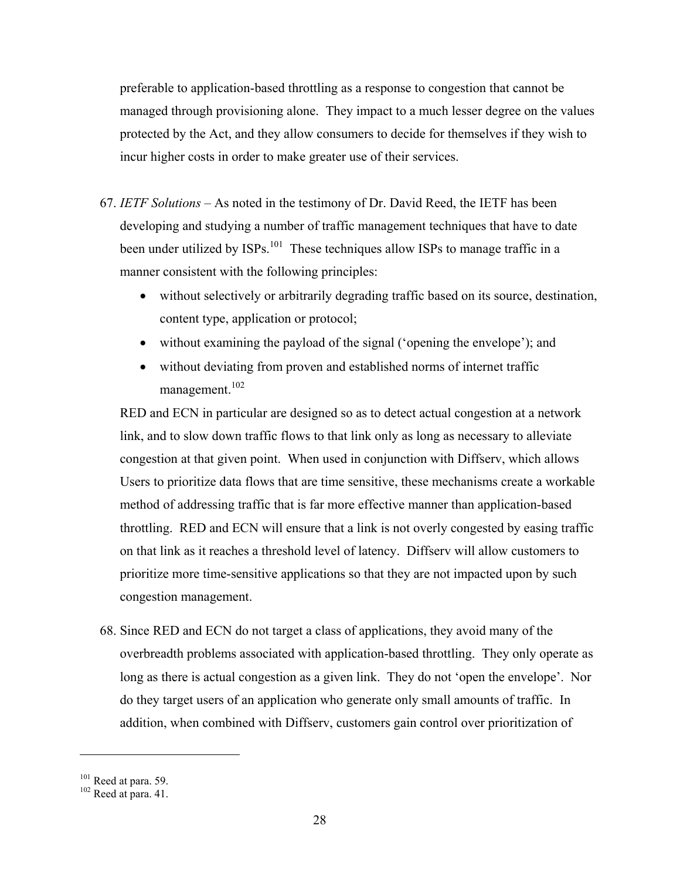preferable to application-based throttling as a response to congestion that cannot be managed through provisioning alone. They impact to a much lesser degree on the values protected by the Act, and they allow consumers to decide for themselves if they wish to incur higher costs in order to make greater use of their services.

67. *IETF Solutions* – As noted in the testimony of Dr. David Reed, the IETF has been developing and studying a number of traffic management techniques that have to date been under utilized by ISPs.[101] These techniques allow ISPs to manage traffic in a manner consistent with the following principles:

    - without selectively or arbitrarily degrading traffic based on its source, destination, content type, application or protocol;
    - without examining the payload of the signal ('opening the envelope'); and
    - without deviating from proven and established norms of internet traffic management.[102]

    RED and ECN in particular are designed so as to detect actual congestion at a network link, and to slow down traffic flows to that link only as long as necessary to alleviate congestion at that given point. When used in conjunction with Diffserv, which allows Users to prioritize data flows that are time sensitive, these mechanisms create a workable method of addressing traffic that is far more effective manner than application-based throttling. RED and ECN will ensure that a link is not overly congested by easing traffic on that link as it reaches a threshold level of latency. Diffserv will allow customers to prioritize more time-sensitive applications so that they are not impacted upon by such congestion management.

68. Since RED and ECN do not target a class of applications, they avoid many of the overbreadth problems associated with application-based throttling. They only operate as long as there is actual congestion as a given link. They do not 'open the envelope'. Nor do they target users of an application who generate only small amounts of traffic. In addition, when combined with Diffserv, customers gain control over prioritization of

---

[101] Reed at para. 59.

[102] Reed at para. 41.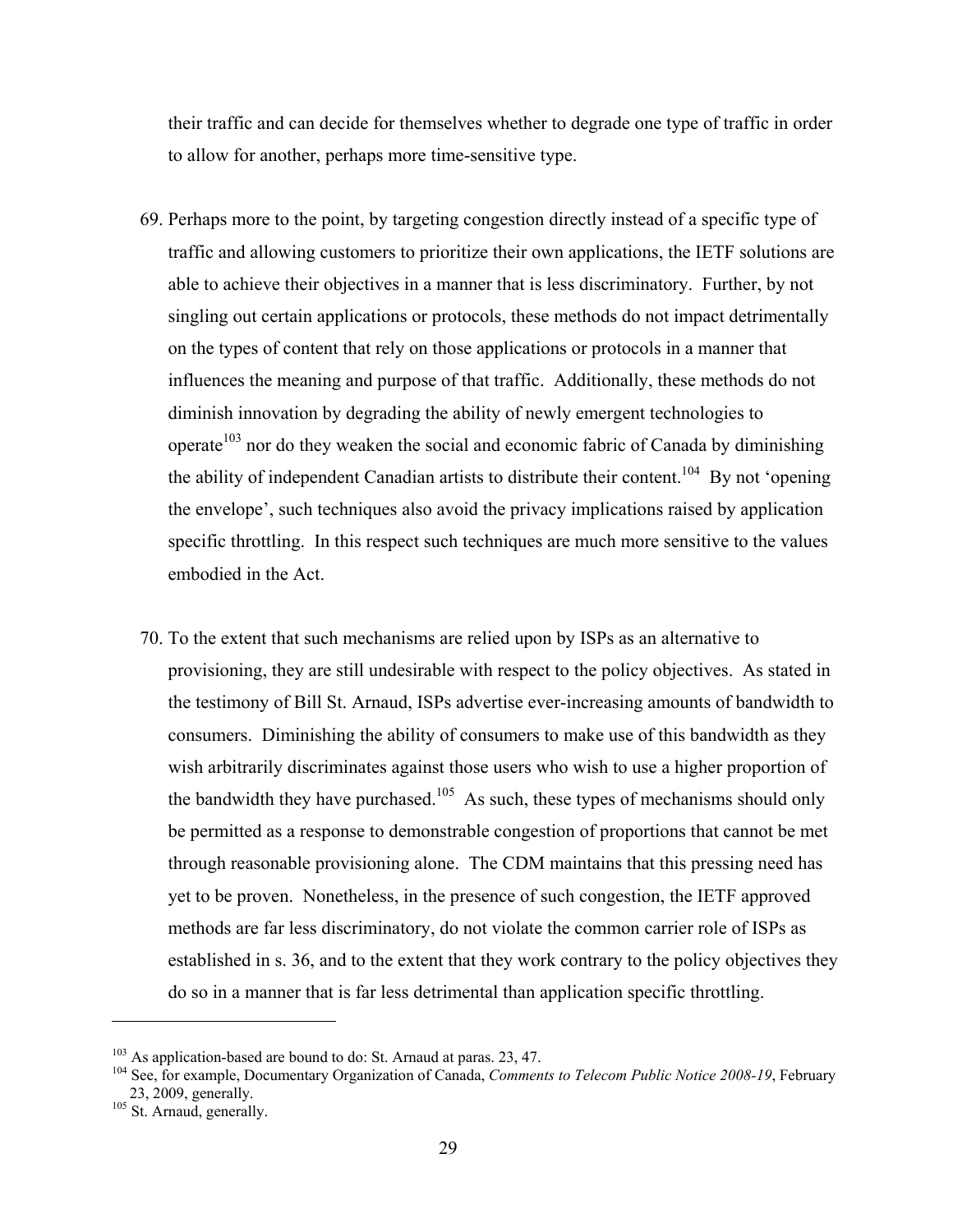their traffic and can decide for themselves whether to degrade one type of traffic in order to allow for another, perhaps more time-sensitive type.

69. Perhaps more to the point, by targeting congestion directly instead of a specific type of traffic and allowing customers to prioritize their own applications, the IETF solutions are able to achieve their objectives in a manner that is less discriminatory. Further, by not singling out certain applications or protocols, these methods do not impact detrimentally on the types of content that rely on those applications or protocols in a manner that influences the meaning and purpose of that traffic. Additionally, these methods do not diminish innovation by degrading the ability of newly emergent technologies to operate[103] nor do they weaken the social and economic fabric of Canada by diminishing the ability of independent Canadian artists to distribute their content.[104] By not 'opening the envelope', such techniques also avoid the privacy implications raised by application specific throttling. In this respect such techniques are much more sensitive to the values embodied in the Act.

70. To the extent that such mechanisms are relied upon by ISPs as an alternative to provisioning, they are still undesirable with respect to the policy objectives. As stated in the testimony of Bill St. Arnaud, ISPs advertise ever-increasing amounts of bandwidth to consumers. Diminishing the ability of consumers to make use of this bandwidth as they wish arbitrarily discriminates against those users who wish to use a higher proportion of the bandwidth they have purchased.[105] As such, these types of mechanisms should only be permitted as a response to demonstrable congestion of proportions that cannot be met through reasonable provisioning alone. The CDM maintains that this pressing need has yet to be proven. Nonetheless, in the presence of such congestion, the IETF approved methods are far less discriminatory, do not violate the common carrier role of ISPs as established in s. 36, and to the extent that they work contrary to the policy objectives they do so in a manner that is far less detrimental than application specific throttling.

---

[103] As application-based are bound to do: St. Arnaud at paras. 23, 47.

[104] See, for example, Documentary Organization of Canada, *Comments to Telecom Public Notice 2008-19*, February 23, 2009, generally.

[105] St. Arnaud, generally.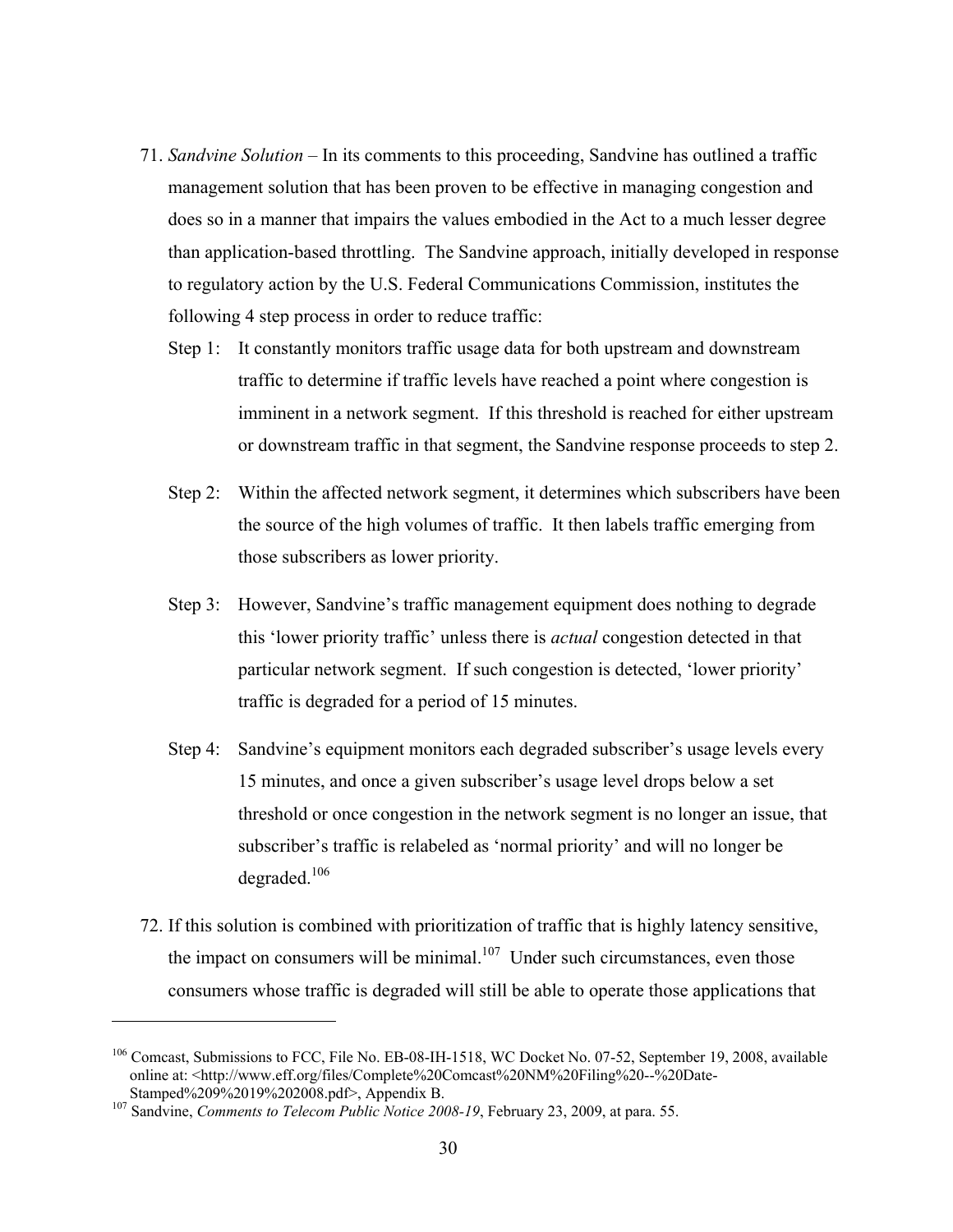71. *Sandvine Solution* – In its comments to this proceeding, Sandvine has outlined a traffic management solution that has been proven to be effective in managing congestion and does so in a manner that impairs the values embodied in the Act to a much lesser degree than application-based throttling. The Sandvine approach, initially developed in response to regulatory action by the U.S. Federal Communications Commission, institutes the following 4 step process in order to reduce traffic:

    Step 1: It constantly monitors traffic usage data for both upstream and downstream traffic to determine if traffic levels have reached a point where congestion is imminent in a network segment. If this threshold is reached for either upstream or downstream traffic in that segment, the Sandvine response proceeds to step 2.

    Step 2: Within the affected network segment, it determines which subscribers have been the source of the high volumes of traffic. It then labels traffic emerging from those subscribers as lower priority.

    Step 3: However, Sandvine's traffic management equipment does nothing to degrade this 'lower priority traffic' unless there is *actual* congestion detected in that particular network segment. If such congestion is detected, 'lower priority' traffic is degraded for a period of 15 minutes.

    Step 4: Sandvine's equipment monitors each degraded subscriber's usage levels every 15 minutes, and once a given subscriber's usage level drops below a set threshold or once congestion in the network segment is no longer an issue, that subscriber's traffic is relabeled as 'normal priority' and will no longer be degraded.[106]

72. If this solution is combined with prioritization of traffic that is highly latency sensitive, the impact on consumers will be minimal.[107] Under such circumstances, even those consumers whose traffic is degraded will still be able to operate those applications that

---

[106] Comcast, Submissions to FCC, File No. EB-08-IH-1518, WC Docket No. 07-52, September 19, 2008, available online at: <http://www.eff.org/files/Complete%20Comcast%20NM%20Filing%20--%20Date-Stamped%209%2019%202008.pdf>, Appendix B.

[107] Sandvine, *Comments to Telecom Public Notice 2008-19*, February 23, 2009, at para. 55.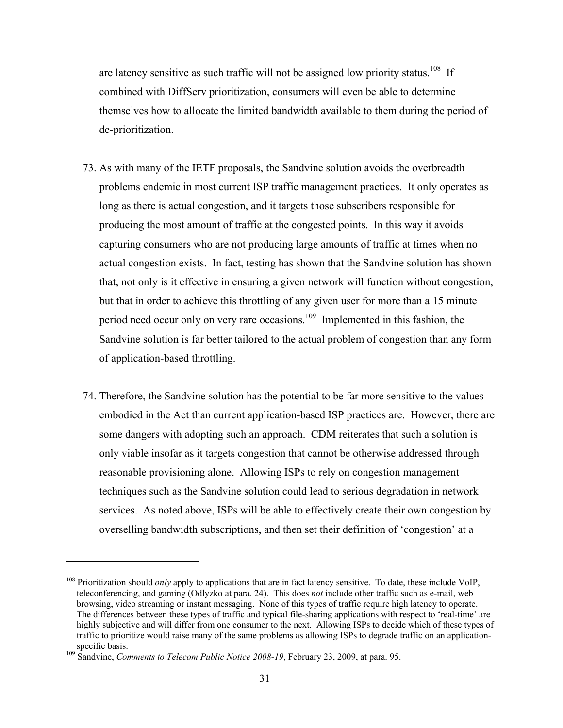are latency sensitive as such traffic will not be assigned low priority status.[108] If combined with DiffServ prioritization, consumers will even be able to determine themselves how to allocate the limited bandwidth available to them during the period of de-prioritization.

73. As with many of the IETF proposals, the Sandvine solution avoids the overbreadth problems endemic in most current ISP traffic management practices. It only operates as long as there is actual congestion, and it targets those subscribers responsible for producing the most amount of traffic at the congested points. In this way it avoids capturing consumers who are not producing large amounts of traffic at times when no actual congestion exists. In fact, testing has shown that the Sandvine solution has shown that, not only is it effective in ensuring a given network will function without congestion, but that in order to achieve this throttling of any given user for more than a 15 minute period need occur only on very rare occasions.[109] Implemented in this fashion, the Sandvine solution is far better tailored to the actual problem of congestion than any form of application-based throttling.

74. Therefore, the Sandvine solution has the potential to be far more sensitive to the values embodied in the Act than current application-based ISP practices are. However, there are some dangers with adopting such an approach. CDM reiterates that such a solution is only viable insofar as it targets congestion that cannot be otherwise addressed through reasonable provisioning alone. Allowing ISPs to rely on congestion management techniques such as the Sandvine solution could lead to serious degradation in network services. As noted above, ISPs will be able to effectively create their own congestion by overselling bandwidth subscriptions, and then set their definition of 'congestion' at a

---

[108] Prioritization should *only* apply to applications that are in fact latency sensitive. To date, these include VoIP, teleconferencing, and gaming (Odlyzko at para. 24). This does *not* include other traffic such as e-mail, web browsing, video streaming or instant messaging. None of this types of traffic require high latency to operate. The differences between these types of traffic and typical file-sharing applications with respect to 'real-time' are highly subjective and will differ from one consumer to the next. Allowing ISPs to decide which of these types of traffic to prioritize would raise many of the same problems as allowing ISPs to degrade traffic on an application-specific basis.

[109] Sandvine, *Comments to Telecom Public Notice 2008-19*, February 23, 2009, at para. 95.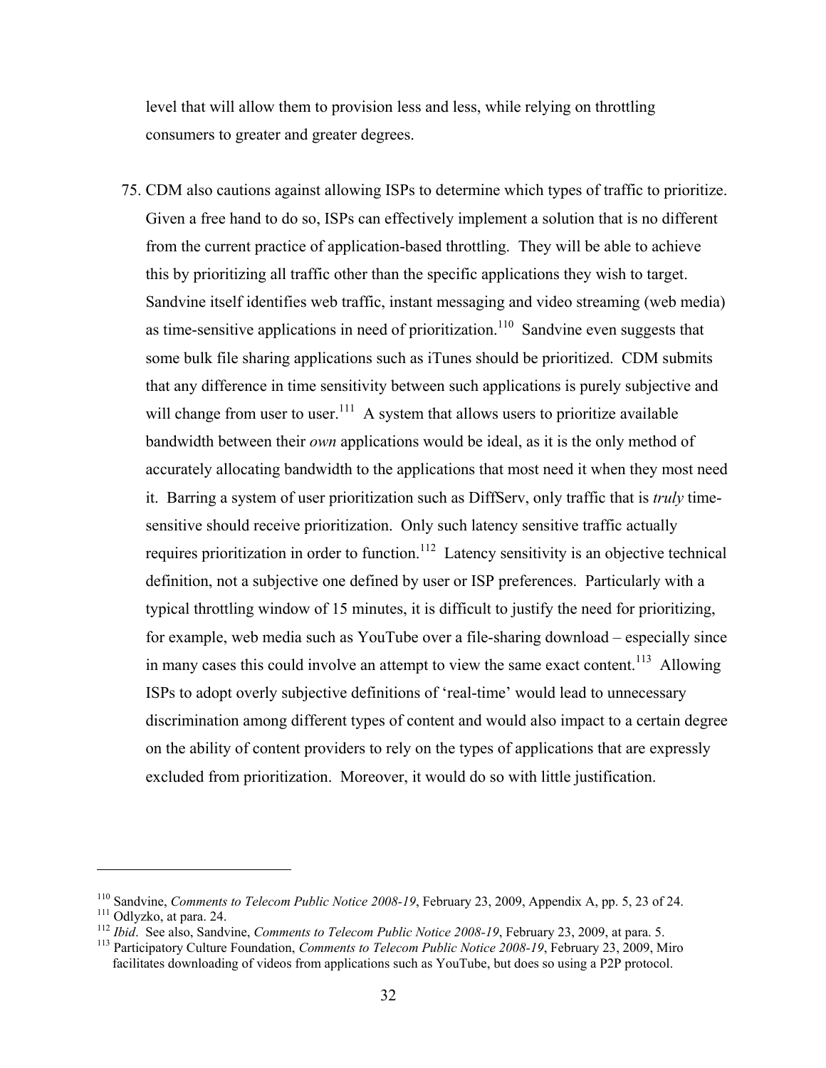level that will allow them to provision less and less, while relying on throttling consumers to greater and greater degrees.

75. CDM also cautions against allowing ISPs to determine which types of traffic to prioritize. Given a free hand to do so, ISPs can effectively implement a solution that is no different from the current practice of application-based throttling. They will be able to achieve this by prioritizing all traffic other than the specific applications they wish to target. Sandvine itself identifies web traffic, instant messaging and video streaming (web media) as time-sensitive applications in need of prioritization.[110] Sandvine even suggests that some bulk file sharing applications such as iTunes should be prioritized. CDM submits that any difference in time sensitivity between such applications is purely subjective and will change from user to user.[111] A system that allows users to prioritize available bandwidth between their *own* applications would be ideal, as it is the only method of accurately allocating bandwidth to the applications that most need it when they most need it. Barring a system of user prioritization such as DiffServ, only traffic that is *truly* time-sensitive should receive prioritization. Only such latency sensitive traffic actually requires prioritization in order to function.[112] Latency sensitivity is an objective technical definition, not a subjective one defined by user or ISP preferences. Particularly with a typical throttling window of 15 minutes, it is difficult to justify the need for prioritizing, for example, web media such as YouTube over a file-sharing download – especially since in many cases this could involve an attempt to view the same exact content.[113] Allowing ISPs to adopt overly subjective definitions of 'real-time' would lead to unnecessary discrimination among different types of content and would also impact to a certain degree on the ability of content providers to rely on the types of applications that are expressly excluded from prioritization. Moreover, it would do so with little justification.

---

[110] Sandvine, *Comments to Telecom Public Notice 2008-19*, February 23, 2009, Appendix A, pp. 5, 23 of 24.

[111] Odlyzko, at para. 24.

[112] *Ibid*. See also, Sandvine, *Comments to Telecom Public Notice 2008-19*, February 23, 2009, at para. 5.

[113] Participatory Culture Foundation, *Comments to Telecom Public Notice 2008-19*, February 23, 2009, Miro facilitates downloading of videos from applications such as YouTube, but does so using a P2P protocol.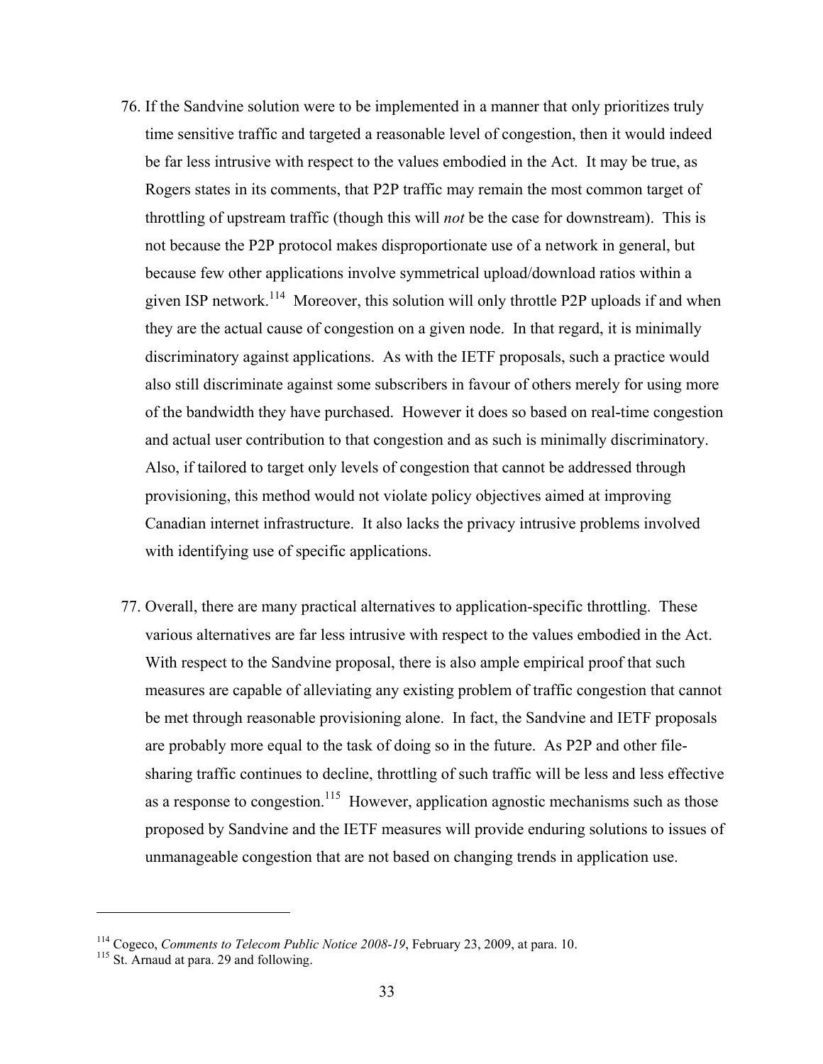76. If the Sandvine solution were to be implemented in a manner that only prioritizes truly time sensitive traffic and targeted a reasonable level of congestion, then it would indeed be far less intrusive with respect to the values embodied in the Act. It may be true, as Rogers states in its comments, that P2P traffic may remain the most common target of throttling of upstream traffic (though this will *not* be the case for downstream). This is not because the P2P protocol makes disproportionate use of a network in general, but because few other applications involve symmetrical upload/download ratios within a given ISP network.[114] Moreover, this solution will only throttle P2P uploads if and when they are the actual cause of congestion on a given node. In that regard, it is minimally discriminatory against applications. As with the IETF proposals, such a practice would also still discriminate against some subscribers in favour of others merely for using more of the bandwidth they have purchased. However it does so based on real-time congestion and actual user contribution to that congestion and as such is minimally discriminatory. Also, if tailored to target only levels of congestion that cannot be addressed through provisioning, this method would not violate policy objectives aimed at improving Canadian internet infrastructure. It also lacks the privacy intrusive problems involved with identifying use of specific applications.

77. Overall, there are many practical alternatives to application-specific throttling. These various alternatives are far less intrusive with respect to the values embodied in the Act. With respect to the Sandvine proposal, there is also ample empirical proof that such measures are capable of alleviating any existing problem of traffic congestion that cannot be met through reasonable provisioning alone. In fact, the Sandvine and IETF proposals are probably more equal to the task of doing so in the future. As P2P and other file-sharing traffic continues to decline, throttling of such traffic will be less and less effective as a response to congestion.[115] However, application agnostic mechanisms such as those proposed by Sandvine and the IETF measures will provide enduring solutions to issues of unmanageable congestion that are not based on changing trends in application use.

---

[114] Cogeco, *Comments to Telecom Public Notice 2008-19*, February 23, 2009, at para. 10.

[115] St. Arnaud at para. 29 and following.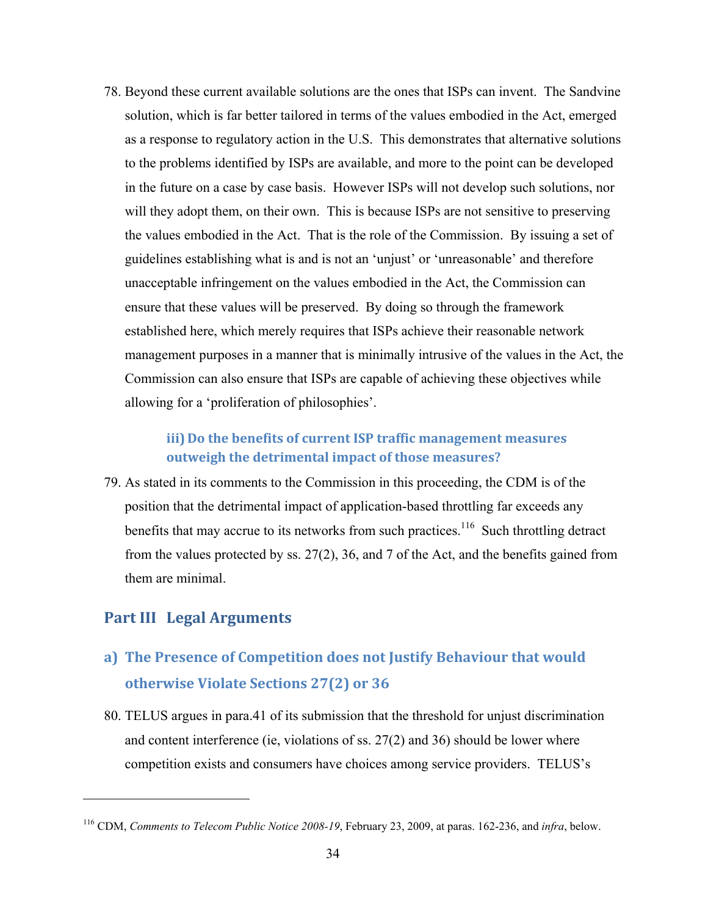78. Beyond these current available solutions are the ones that ISPs can invent. The Sandvine solution, which is far better tailored in terms of the values embodied in the Act, emerged as a response to regulatory action in the U.S. This demonstrates that alternative solutions to the problems identified by ISPs are available, and more to the point can be developed in the future on a case by case basis. However ISPs will not develop such solutions, nor will they adopt them, on their own. This is because ISPs are not sensitive to preserving the values embodied in the Act. That is the role of the Commission. By issuing a set of guidelines establishing what is and is not an 'unjust' or 'unreasonable' and therefore unacceptable infringement on the values embodied in the Act, the Commission can ensure that these values will be preserved. By doing so through the framework established here, which merely requires that ISPs achieve their reasonable network management purposes in a manner that is minimally intrusive of the values in the Act, the Commission can also ensure that ISPs are capable of achieving these objectives while allowing for a 'proliferation of philosophies'.

#### iii) Do the benefits of current ISP traffic management measures outweigh the detrimental impact of those measures?

79. As stated in its comments to the Commission in this proceeding, the CDM is of the position that the detrimental impact of application-based throttling far exceeds any benefits that may accrue to its networks from such practices.[116] Such throttling detract from the values protected by ss. 27(2), 36, and 7 of the Act, and the benefits gained from them are minimal.

## Part III Legal Arguments

### a) The Presence of Competition does not Justify Behaviour that would otherwise Violate Sections 27(2) or 36

80. TELUS argues in para.41 of its submission that the threshold for unjust discrimination and content interference (ie, violations of ss. 27(2) and 36) should be lower where competition exists and consumers have choices among service providers. TELUS's

---

[116] CDM, *Comments to Telecom Public Notice 2008-19*, February 23, 2009, at paras. 162-236, and *infra*, below.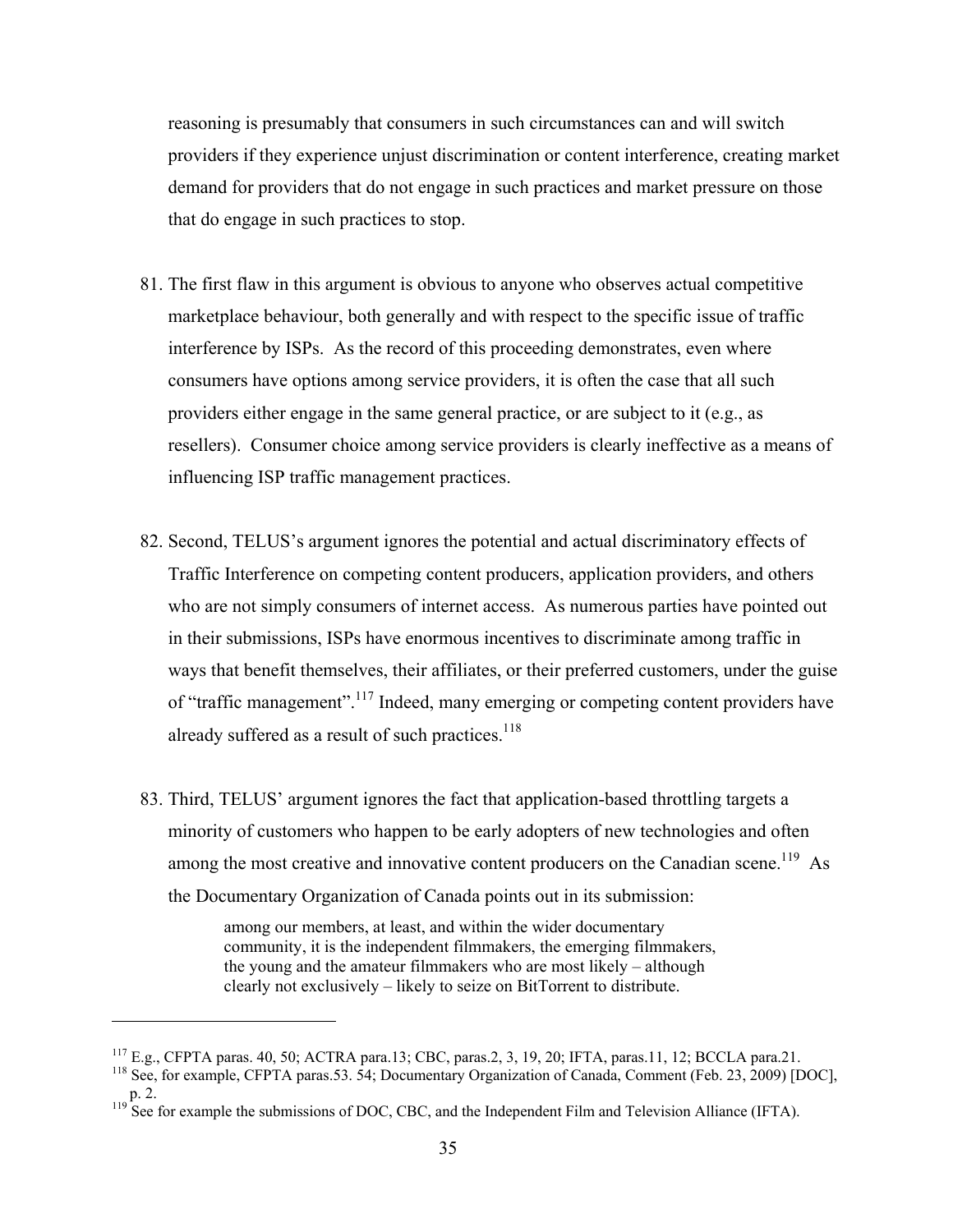reasoning is presumably that consumers in such circumstances can and will switch providers if they experience unjust discrimination or content interference, creating market demand for providers that do not engage in such practices and market pressure on those that do engage in such practices to stop.

81. The first flaw in this argument is obvious to anyone who observes actual competitive marketplace behaviour, both generally and with respect to the specific issue of traffic interference by ISPs. As the record of this proceeding demonstrates, even where consumers have options among service providers, it is often the case that all such providers either engage in the same general practice, or are subject to it (e.g., as resellers). Consumer choice among service providers is clearly ineffective as a means of influencing ISP traffic management practices.

82. Second, TELUS's argument ignores the potential and actual discriminatory effects of Traffic Interference on competing content producers, application providers, and others who are not simply consumers of internet access. As numerous parties have pointed out in their submissions, ISPs have enormous incentives to discriminate among traffic in ways that benefit themselves, their affiliates, or their preferred customers, under the guise of "traffic management".[117] Indeed, many emerging or competing content providers have already suffered as a result of such practices.[118]

83. Third, TELUS' argument ignores the fact that application-based throttling targets a minority of customers who happen to be early adopters of new technologies and often among the most creative and innovative content producers on the Canadian scene.[119] As the Documentary Organization of Canada points out in its submission:

> among our members, at least, and within the wider documentary community, it is the independent filmmakers, the emerging filmmakers, the young and the amateur filmmakers who are most likely – although clearly not exclusively – likely to seize on BitTorrent to distribute.

---

[117] E.g., CFPTA paras. 40, 50; ACTRA para.13; CBC, paras.2, 3, 19, 20; IFTA, paras.11, 12; BCCLA para.21.

[118] See, for example, CFPTA paras.53. 54; Documentary Organization of Canada, Comment (Feb. 23, 2009) [DOC], p. 2.

[119] See for example the submissions of DOC, CBC, and the Independent Film and Television Alliance (IFTA).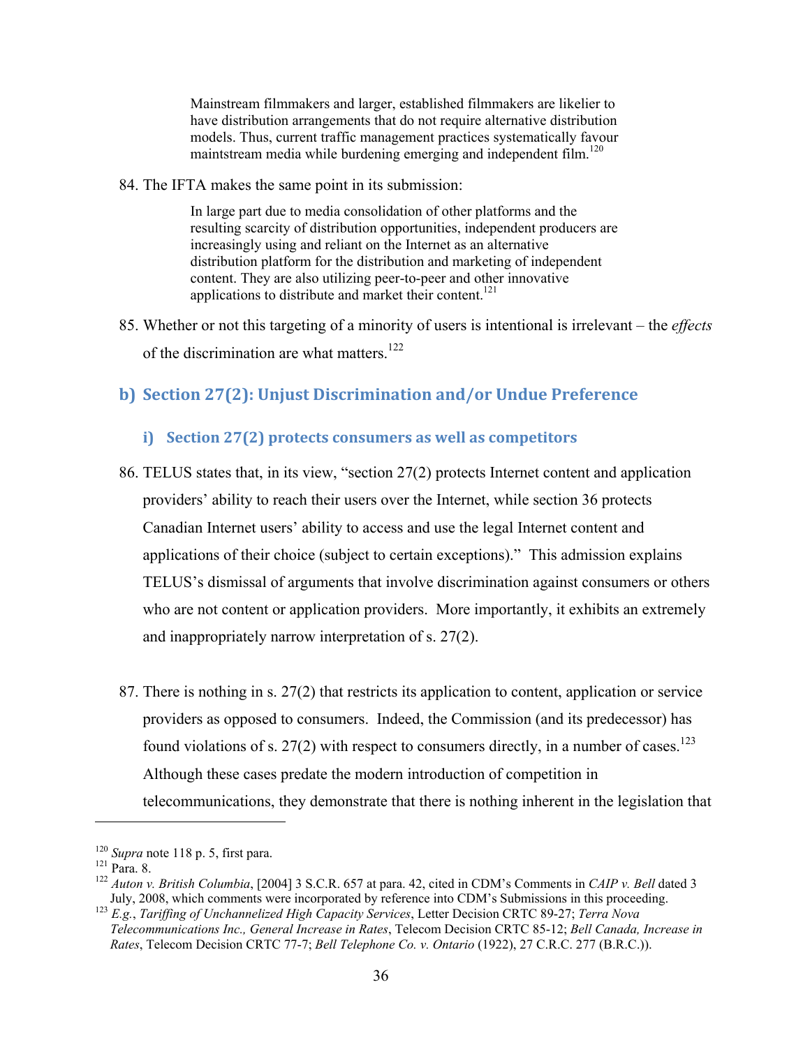> Mainstream filmmakers and larger, established filmmakers are likelier to have distribution arrangements that do not require alternative distribution models. Thus, current traffic management practices systematically favour mainstream media while burdening emerging and independent film.[120]

84. The IFTA makes the same point in its submission:

> In large part due to media consolidation of other platforms and the resulting scarcity of distribution opportunities, independent producers are increasingly using and reliant on the Internet as an alternative distribution platform for the distribution and marketing of independent content. They are also utilizing peer-to-peer and other innovative applications to distribute and market their content.[121]

85. Whether or not this targeting of a minority of users is intentional is irrelevant – the *effects* of the discrimination are what matters.[122]

## b) Section 27(2): Unjust Discrimination and/or Undue Preference

### i) Section 27(2) protects consumers as well as competitors

86. TELUS states that, in its view, "section 27(2) protects Internet content and application providers' ability to reach their users over the Internet, while section 36 protects Canadian Internet users' ability to access and use the legal Internet content and applications of their choice (subject to certain exceptions)." This admission explains TELUS's dismissal of arguments that involve discrimination against consumers or others who are not content or application providers. More importantly, it exhibits an extremely and inappropriately narrow interpretation of s. 27(2).

87. There is nothing in s. 27(2) that restricts its application to content, application or service providers as opposed to consumers. Indeed, the Commission (and its predecessor) has found violations of s. 27(2) with respect to consumers directly, in a number of cases.[123] Although these cases predate the modern introduction of competition in telecommunications, they demonstrate that there is nothing inherent in the legislation that

---

[120] *Supra* note 118 p. 5, first para.

[121] Para. 8.

[122] *Auton v. British Columbia*, [2004] 3 S.C.R. 657 at para. 42, cited in CDM's Comments in *CAIP v. Bell* dated 3 July, 2008, which comments were incorporated by reference into CDM's Submissions in this proceeding.

[123] *E.g.*, *Tariffing of Unchannelized High Capacity Services*, Letter Decision CRTC 89-27; *Terra Nova Telecommunications Inc., General Increase in Rates*, Telecom Decision CRTC 85-12; *Bell Canada, Increase in Rates*, Telecom Decision CRTC 77-7; *Bell Telephone Co. v. Ontario* (1922), 27 C.R.C. 277 (B.R.C.)).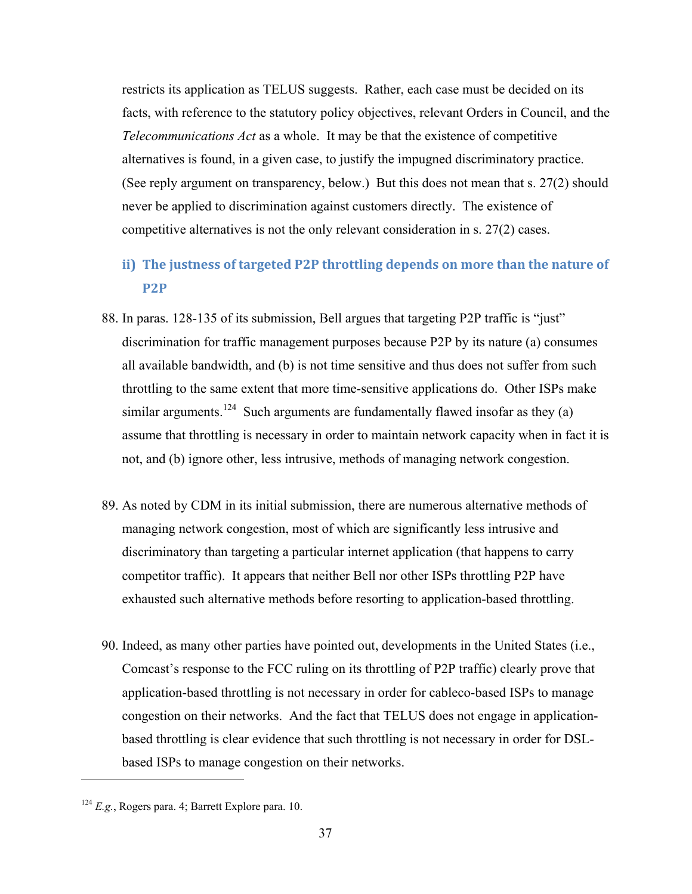restricts its application as TELUS suggests. Rather, each case must be decided on its facts, with reference to the statutory policy objectives, relevant Orders in Council, and the *Telecommunications Act* as a whole. It may be that the existence of competitive alternatives is found, in a given case, to justify the impugned discriminatory practice. (See reply argument on transparency, below.) But this does not mean that s. 27(2) should never be applied to discrimination against customers directly. The existence of competitive alternatives is not the only relevant consideration in s. 27(2) cases.

### ii) The justness of targeted P2P throttling depends on more than the nature of P2P

88. In paras. 128-135 of its submission, Bell argues that targeting P2P traffic is "just" discrimination for traffic management purposes because P2P by its nature (a) consumes all available bandwidth, and (b) is not time sensitive and thus does not suffer from such throttling to the same extent that more time-sensitive applications do. Other ISPs make similar arguments.[124] Such arguments are fundamentally flawed insofar as they (a) assume that throttling is necessary in order to maintain network capacity when in fact it is not, and (b) ignore other, less intrusive, methods of managing network congestion.

89. As noted by CDM in its initial submission, there are numerous alternative methods of managing network congestion, most of which are significantly less intrusive and discriminatory than targeting a particular internet application (that happens to carry competitor traffic). It appears that neither Bell nor other ISPs throttling P2P have exhausted such alternative methods before resorting to application-based throttling.

90. Indeed, as many other parties have pointed out, developments in the United States (i.e., Comcast's response to the FCC ruling on its throttling of P2P traffic) clearly prove that application-based throttling is not necessary in order for cableco-based ISPs to manage congestion on their networks. And the fact that TELUS does not engage in application-based throttling is clear evidence that such throttling is not necessary in order for DSL-based ISPs to manage congestion on their networks.

---

[124] *E.g.*, Rogers para. 4; Barrett Explore para. 10.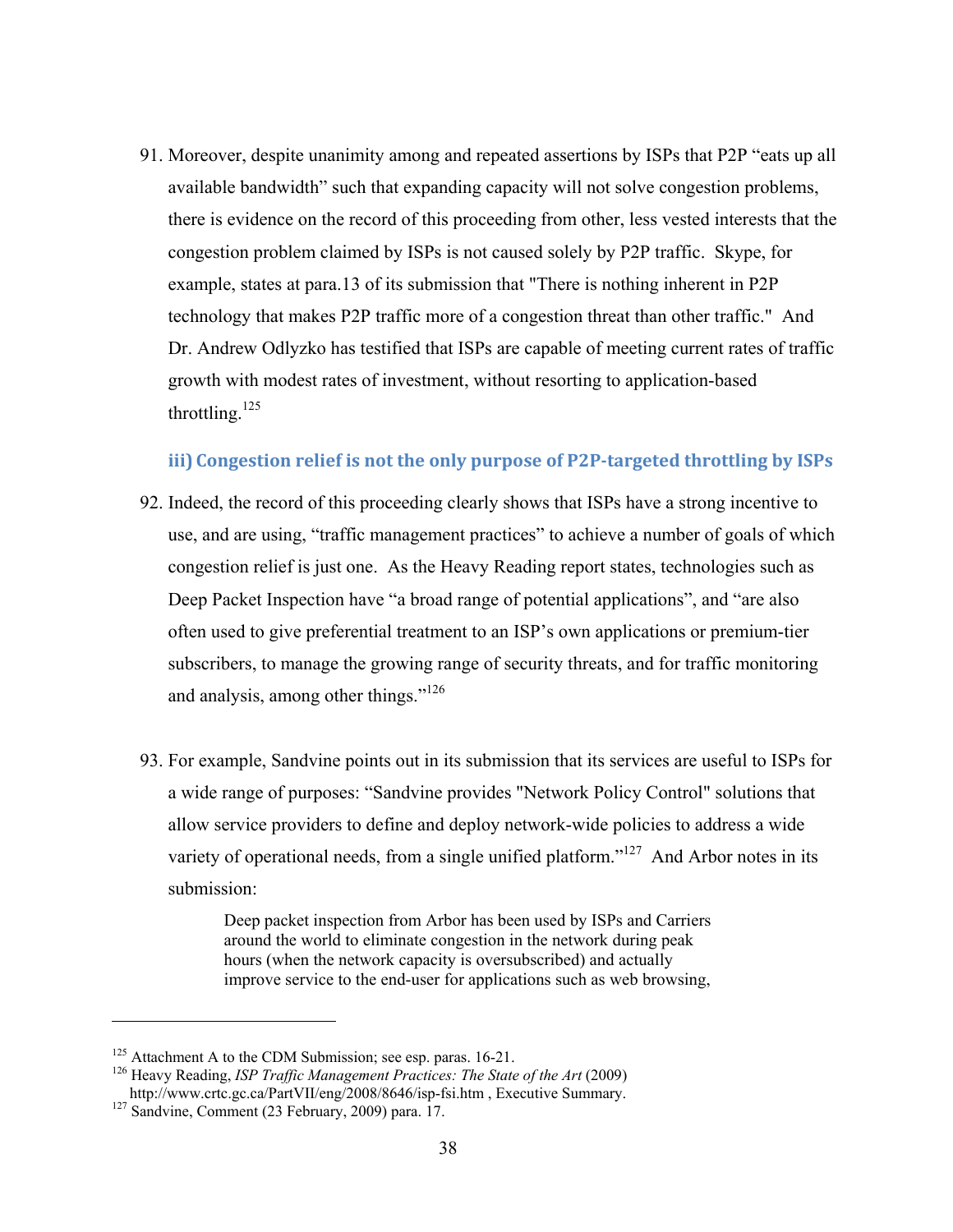91. Moreover, despite unanimity among and repeated assertions by ISPs that P2P "eats up all available bandwidth" such that expanding capacity will not solve congestion problems, there is evidence on the record of this proceeding from other, less vested interests that the congestion problem claimed by ISPs is not caused solely by P2P traffic. Skype, for example, states at para.13 of its submission that "There is nothing inherent in P2P technology that makes P2P traffic more of a congestion threat than other traffic." And Dr. Andrew Odlyzko has testified that ISPs are capable of meeting current rates of traffic growth with modest rates of investment, without resorting to application-based throttling.[125]

### iii) Congestion relief is not the only purpose of P2P-targeted throttling by ISPs

92. Indeed, the record of this proceeding clearly shows that ISPs have a strong incentive to use, and are using, "traffic management practices" to achieve a number of goals of which congestion relief is just one. As the Heavy Reading report states, technologies such as Deep Packet Inspection have "a broad range of potential applications", and "are also often used to give preferential treatment to an ISP's own applications or premium-tier subscribers, to manage the growing range of security threats, and for traffic monitoring and analysis, among other things."[126]

93. For example, Sandvine points out in its submission that its services are useful to ISPs for a wide range of purposes: "Sandvine provides "Network Policy Control" solutions that allow service providers to define and deploy network-wide policies to address a wide variety of operational needs, from a single unified platform."[127] And Arbor notes in its submission:

> Deep packet inspection from Arbor has been used by ISPs and Carriers around the world to eliminate congestion in the network during peak hours (when the network capacity is oversubscribed) and actually improve service to the end-user for applications such as web browsing,

---

[125] Attachment A to the CDM Submission; see esp. paras. 16-21.

[126] Heavy Reading, *ISP Traffic Management Practices: The State of the Art* (2009) http://www.crtc.gc.ca/PartVII/eng/2008/8646/isp-fsi.htm , Executive Summary.

[127] Sandvine, Comment (23 February, 2009) para. 17.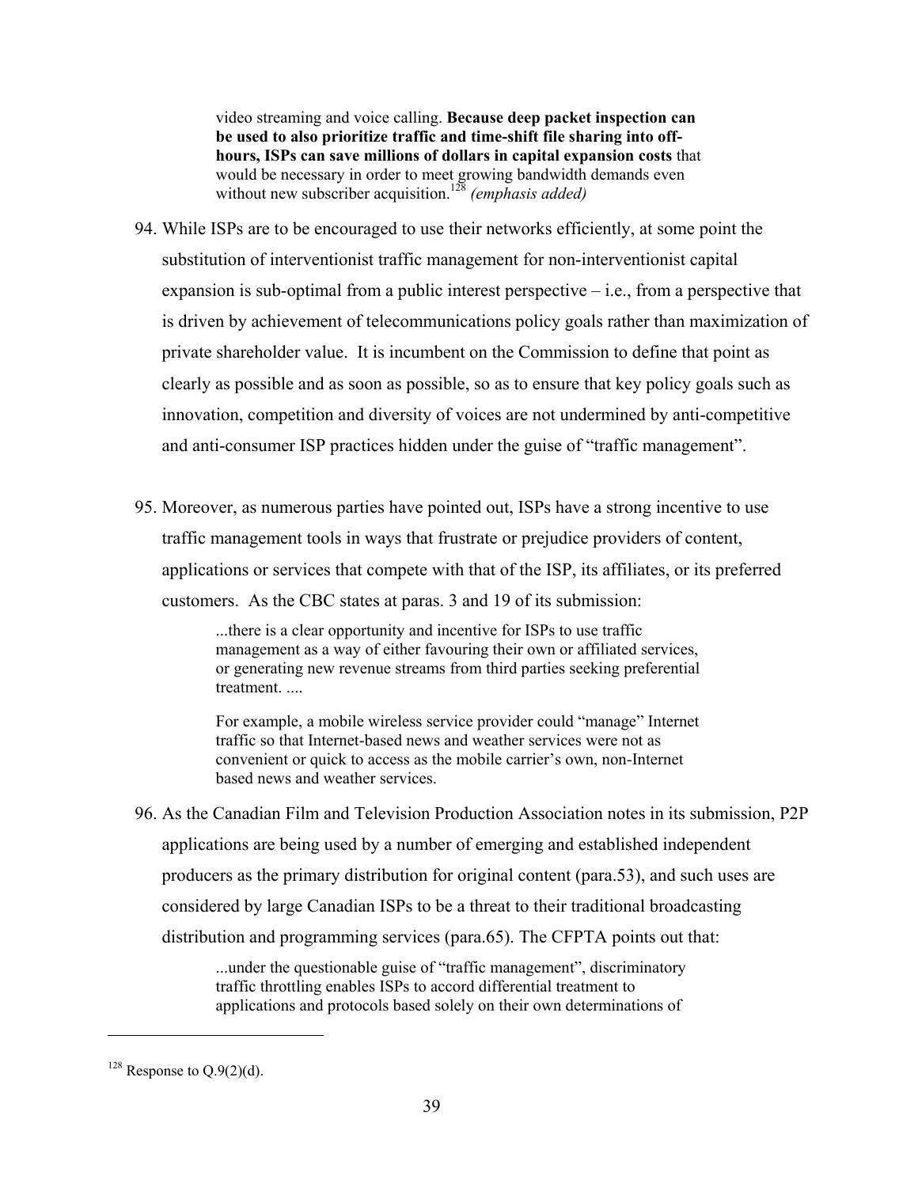> video streaming and voice calling. **Because deep packet inspection can be used to also prioritize traffic and time-shift file sharing into off-hours, ISPs can save millions of dollars in capital expansion costs** that would be necessary in order to meet growing bandwidth demands even without new subscriber acquisition.[128] *(emphasis added)*

94. While ISPs are to be encouraged to use their networks efficiently, at some point the substitution of interventionist traffic management for non-interventionist capital expansion is sub-optimal from a public interest perspective – i.e., from a perspective that is driven by achievement of telecommunications policy goals rather than maximization of private shareholder value. It is incumbent on the Commission to define that point as clearly as possible and as soon as possible, so as to ensure that key policy goals such as innovation, competition and diversity of voices are not undermined by anti-competitive and anti-consumer ISP practices hidden under the guise of "traffic management".

95. Moreover, as numerous parties have pointed out, ISPs have a strong incentive to use traffic management tools in ways that frustrate or prejudice providers of content, applications or services that compete with that of the ISP, its affiliates, or its preferred customers. As the CBC states at paras. 3 and 19 of its submission:

> ...there is a clear opportunity and incentive for ISPs to use traffic management as a way of either favouring their own or affiliated services, or generating new revenue streams from third parties seeking preferential treatment. ....
>
> For example, a mobile wireless service provider could "manage" Internet traffic so that Internet-based news and weather services were not as convenient or quick to access as the mobile carrier's own, non-Internet based news and weather services.

96. As the Canadian Film and Television Production Association notes in its submission, P2P applications are being used by a number of emerging and established independent producers as the primary distribution for original content (para.53), and such uses are considered by large Canadian ISPs to be a threat to their traditional broadcasting distribution and programming services (para.65). The CFPTA points out that:

> ...under the questionable guise of "traffic management", discriminatory traffic throttling enables ISPs to accord differential treatment to applications and protocols based solely on their own determinations of

---

[128] Response to Q.9(2)(d).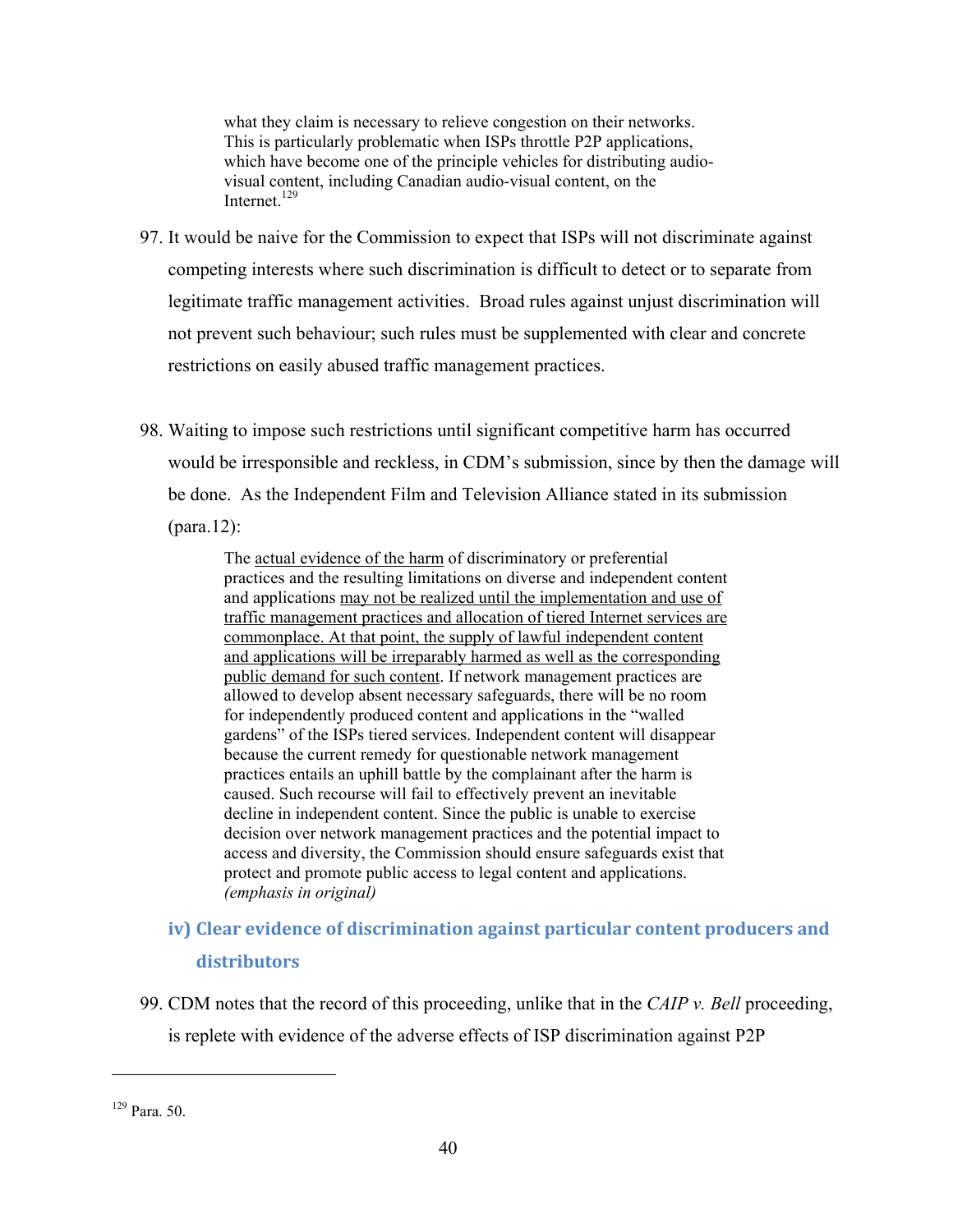> what they claim is necessary to relieve congestion on their networks. This is particularly problematic when ISPs throttle P2P applications, which have become one of the principle vehicles for distributing audio-visual content, including Canadian audio-visual content, on the Internet.[129]

97. It would be naive for the Commission to expect that ISPs will not discriminate against competing interests where such discrimination is difficult to detect or to separate from legitimate traffic management activities. Broad rules against unjust discrimination will not prevent such behaviour; such rules must be supplemented with clear and concrete restrictions on easily abused traffic management practices.

98. Waiting to impose such restrictions until significant competitive harm has occurred would be irresponsible and reckless, in CDM's submission, since by then the damage will be done. As the Independent Film and Television Alliance stated in its submission (para.12):

> The <u>actual evidence of the harm</u> of discriminatory or preferential practices and the resulting limitations on diverse and independent content and applications <u>may not be realized until the implementation and use of traffic management practices and allocation of tiered Internet services are commonplace. At that point, the supply of lawful independent content and applications will be irreparably harmed as well as the corresponding public demand for such content</u>. If network management practices are allowed to develop absent necessary safeguards, there will be no room for independently produced content and applications in the "walled gardens" of the ISPs tiered services. Independent content will disappear because the current remedy for questionable network management practices entails an uphill battle by the complainant after the harm is caused. Such recourse will fail to effectively prevent an inevitable decline in independent content. Since the public is unable to exercise decision over network management practices and the potential impact to access and diversity, the Commission should ensure safeguards exist that protect and promote public access to legal content and applications. *(emphasis in original)*

### iv) Clear evidence of discrimination against particular content producers and distributors

99. CDM notes that the record of this proceeding, unlike that in the *CAIP v. Bell* proceeding, is replete with evidence of the adverse effects of ISP discrimination against P2P

---

[129] Para. 50.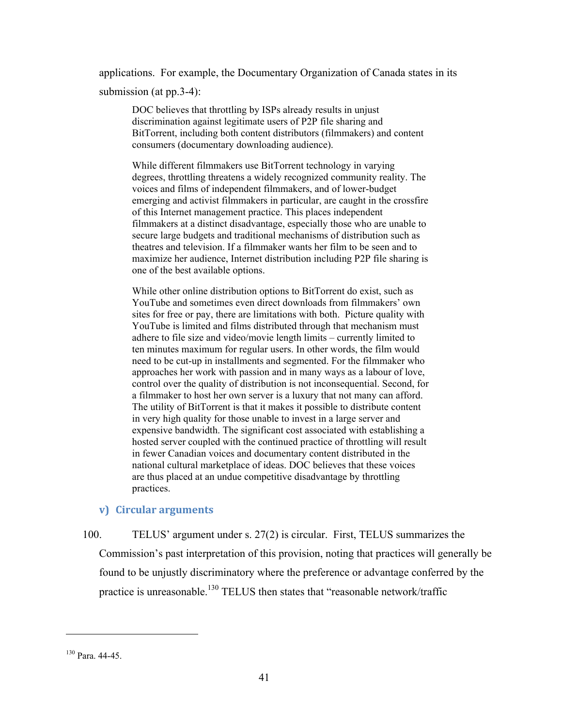applications. For example, the Documentary Organization of Canada states in its submission (at pp.3-4):

> DOC believes that throttling by ISPs already results in unjust discrimination against legitimate users of P2P file sharing and BitTorrent, including both content distributors (filmmakers) and content consumers (documentary downloading audience).
>
> While different filmmakers use BitTorrent technology in varying degrees, throttling threatens a widely recognized community reality. The voices and films of independent filmmakers, and of lower-budget emerging and activist filmmakers in particular, are caught in the crossfire of this Internet management practice. This places independent filmmakers at a distinct disadvantage, especially those who are unable to secure large budgets and traditional mechanisms of distribution such as theatres and television. If a filmmaker wants her film to be seen and to maximize her audience, Internet distribution including P2P file sharing is one of the best available options.
>
> While other online distribution options to BitTorrent do exist, such as YouTube and sometimes even direct downloads from filmmakers' own sites for free or pay, there are limitations with both. Picture quality with YouTube is limited and films distributed through that mechanism must adhere to file size and video/movie length limits – currently limited to ten minutes maximum for regular users. In other words, the film would need to be cut-up in installments and segmented. For the filmmaker who approaches her work with passion and in many ways as a labour of love, control over the quality of distribution is not inconsequential. Second, for a filmmaker to host her own server is a luxury that not many can afford. The utility of BitTorrent is that it makes it possible to distribute content in very high quality for those unable to invest in a large server and expensive bandwidth. The significant cost associated with establishing a hosted server coupled with the continued practice of throttling will result in fewer Canadian voices and documentary content distributed in the national cultural marketplace of ideas. DOC believes that these voices are thus placed at an undue competitive disadvantage by throttling practices.

### v) Circular arguments

100. TELUS' argument under s. 27(2) is circular. First, TELUS summarizes the Commission's past interpretation of this provision, noting that practices will generally be found to be unjustly discriminatory where the preference or advantage conferred by the practice is unreasonable.[130] TELUS then states that "reasonable network/traffic

---

[130] Para. 44-45.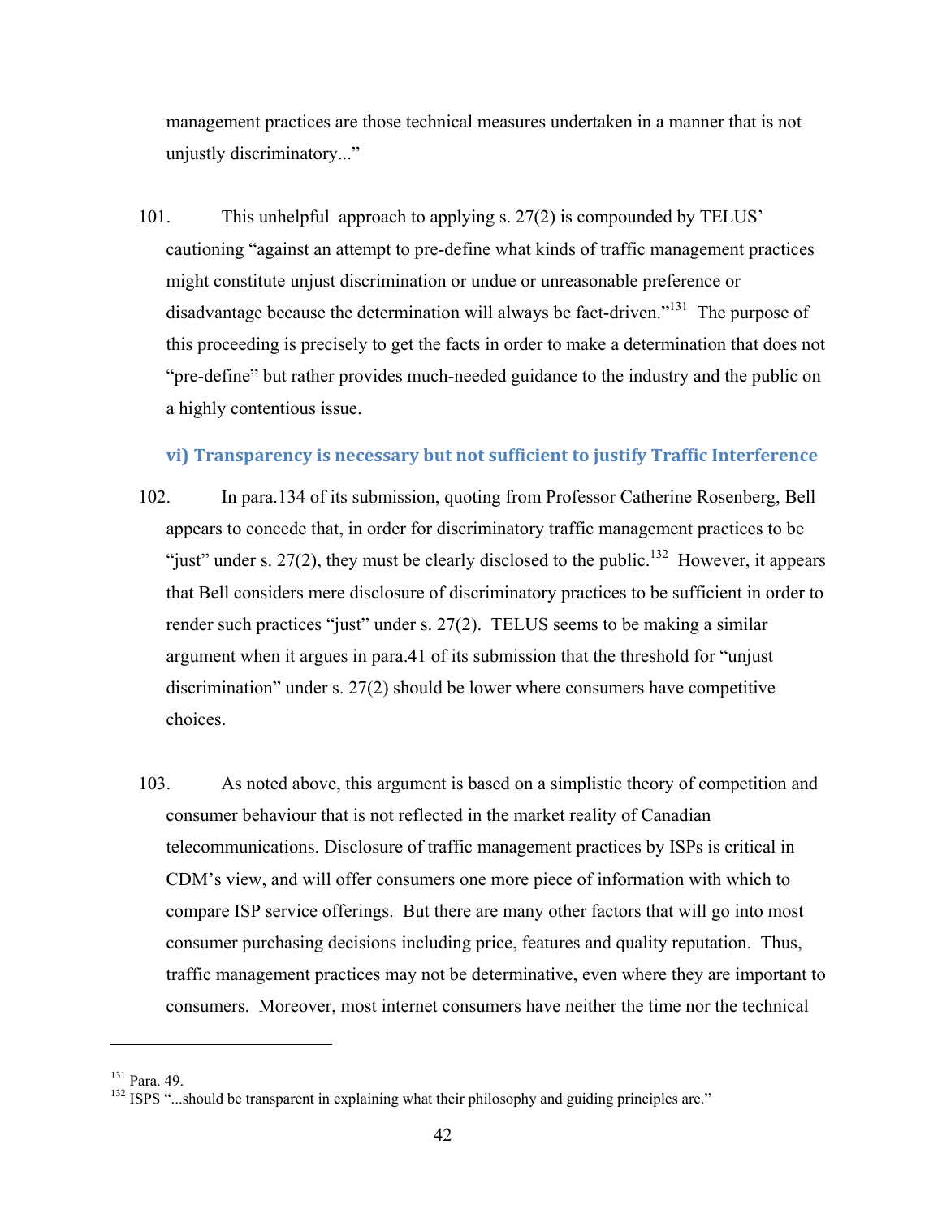management practices are those technical measures undertaken in a manner that is not unjustly discriminatory..."

101. This unhelpful approach to applying s. 27(2) is compounded by TELUS' cautioning "against an attempt to pre-define what kinds of traffic management practices might constitute unjust discrimination or undue or unreasonable preference or disadvantage because the determination will always be fact-driven."[131] The purpose of this proceeding is precisely to get the facts in order to make a determination that does not "pre-define" but rather provides much-needed guidance to the industry and the public on a highly contentious issue.

### vi) Transparency is necessary but not sufficient to justify Traffic Interference

102. In para.134 of its submission, quoting from Professor Catherine Rosenberg, Bell appears to concede that, in order for discriminatory traffic management practices to be "just" under s. 27(2), they must be clearly disclosed to the public.[132] However, it appears that Bell considers mere disclosure of discriminatory practices to be sufficient in order to render such practices "just" under s. 27(2). TELUS seems to be making a similar argument when it argues in para.41 of its submission that the threshold for "unjust discrimination" under s. 27(2) should be lower where consumers have competitive choices.

103. As noted above, this argument is based on a simplistic theory of competition and consumer behaviour that is not reflected in the market reality of Canadian telecommunications. Disclosure of traffic management practices by ISPs is critical in CDM's view, and will offer consumers one more piece of information with which to compare ISP service offerings. But there are many other factors that will go into most consumer purchasing decisions including price, features and quality reputation. Thus, traffic management practices may not be determinative, even where they are important to consumers. Moreover, most internet consumers have neither the time nor the technical

---

[131] Para. 49.

[132] ISPS "...should be transparent in explaining what their philosophy and guiding principles are."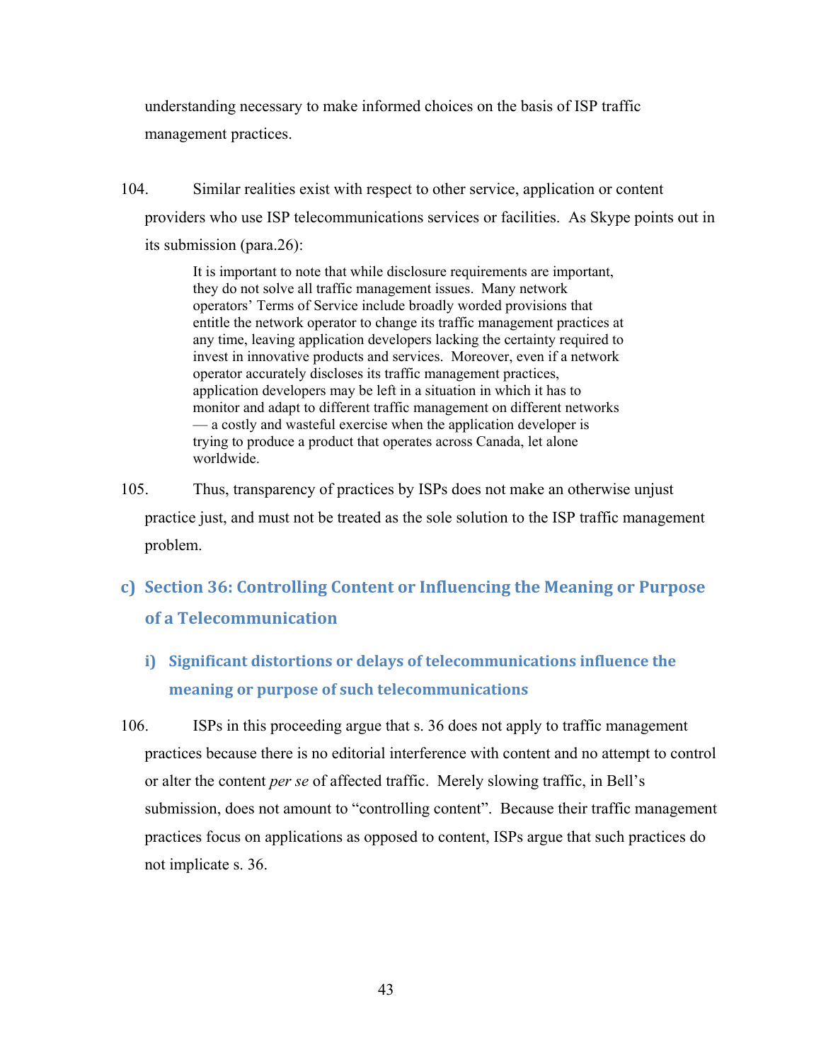understanding necessary to make informed choices on the basis of ISP traffic management practices.

104. Similar realities exist with respect to other service, application or content providers who use ISP telecommunications services or facilities. As Skype points out in its submission (para.26):

> It is important to note that while disclosure requirements are important, they do not solve all traffic management issues. Many network operators' Terms of Service include broadly worded provisions that entitle the network operator to change its traffic management practices at any time, leaving application developers lacking the certainty required to invest in innovative products and services. Moreover, even if a network operator accurately discloses its traffic management practices, application developers may be left in a situation in which it has to monitor and adapt to different traffic management on different networks — a costly and wasteful exercise when the application developer is trying to produce a product that operates across Canada, let alone worldwide.

105. Thus, transparency of practices by ISPs does not make an otherwise unjust practice just, and must not be treated as the sole solution to the ISP traffic management problem.

## c) Section 36: Controlling Content or Influencing the Meaning or Purpose of a Telecommunication

### i) Significant distortions or delays of telecommunications influence the meaning or purpose of such telecommunications

106. ISPs in this proceeding argue that s. 36 does not apply to traffic management practices because there is no editorial interference with content and no attempt to control or alter the content *per se* of affected traffic. Merely slowing traffic, in Bell's submission, does not amount to "controlling content". Because their traffic management practices focus on applications as opposed to content, ISPs argue that such practices do not implicate s. 36.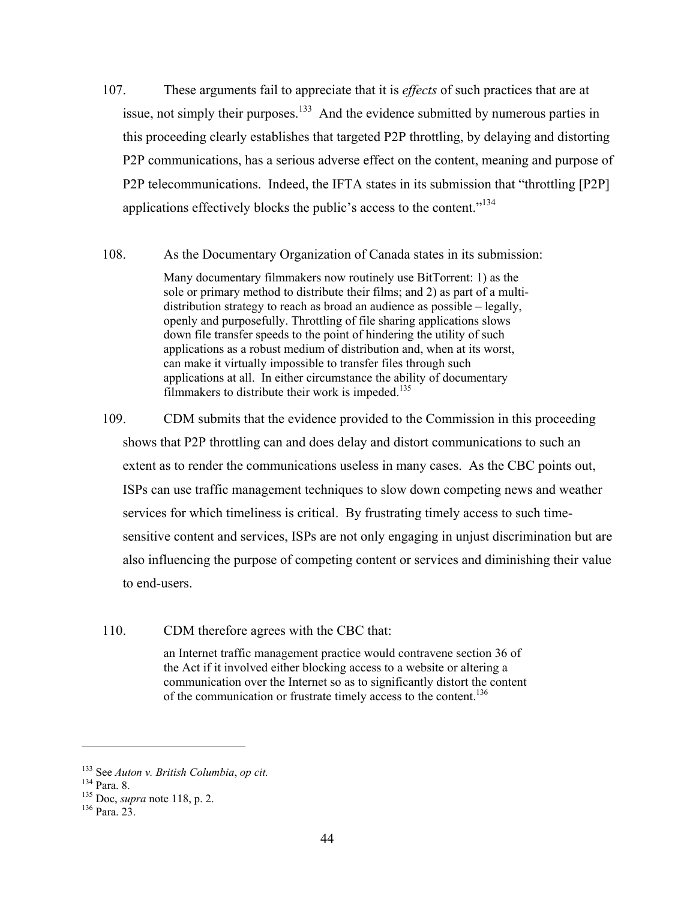107. These arguments fail to appreciate that it is *effects* of such practices that are at issue, not simply their purposes.[133] And the evidence submitted by numerous parties in this proceeding clearly establishes that targeted P2P throttling, by delaying and distorting P2P communications, has a serious adverse effect on the content, meaning and purpose of P2P telecommunications. Indeed, the IFTA states in its submission that "throttling [P2P] applications effectively blocks the public's access to the content."[134]

108. As the Documentary Organization of Canada states in its submission:

> Many documentary filmmakers now routinely use BitTorrent: 1) as the sole or primary method to distribute their films; and 2) as part of a multi-distribution strategy to reach as broad an audience as possible – legally, openly and purposefully. Throttling of file sharing applications slows down file transfer speeds to the point of hindering the utility of such applications as a robust medium of distribution and, when at its worst, can make it virtually impossible to transfer files through such applications at all. In either circumstance the ability of documentary filmmakers to distribute their work is impeded.[135]

109. CDM submits that the evidence provided to the Commission in this proceeding shows that P2P throttling can and does delay and distort communications to such an extent as to render the communications useless in many cases. As the CBC points out, ISPs can use traffic management techniques to slow down competing news and weather services for which timeliness is critical. By frustrating timely access to such time-sensitive content and services, ISPs are not only engaging in unjust discrimination but are also influencing the purpose of competing content or services and diminishing their value to end-users.

110. CDM therefore agrees with the CBC that:

> an Internet traffic management practice would contravene section 36 of the Act if it involved either blocking access to a website or altering a communication over the Internet so as to significantly distort the content of the communication or frustrate timely access to the content.[136]

---

[133] See *Auton v. British Columbia*, *op cit.*

[134] Para. 8.

[135] Doc, *supra* note 118, p. 2.

[136] Para. 23.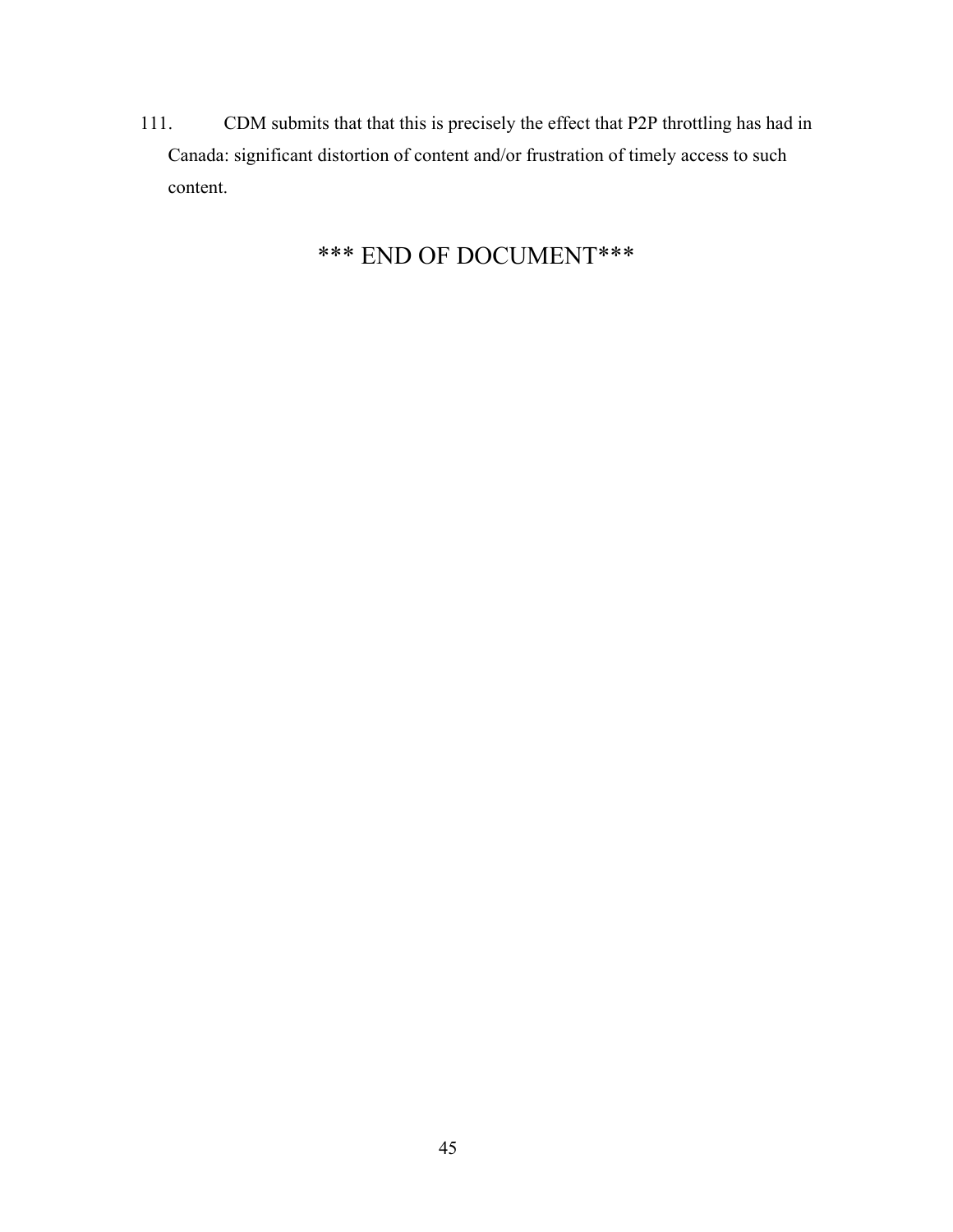111. CDM submits that that this is precisely the effect that P2P throttling has had in Canada: significant distortion of content and/or frustration of timely access to such content.

*** END OF DOCUMENT***